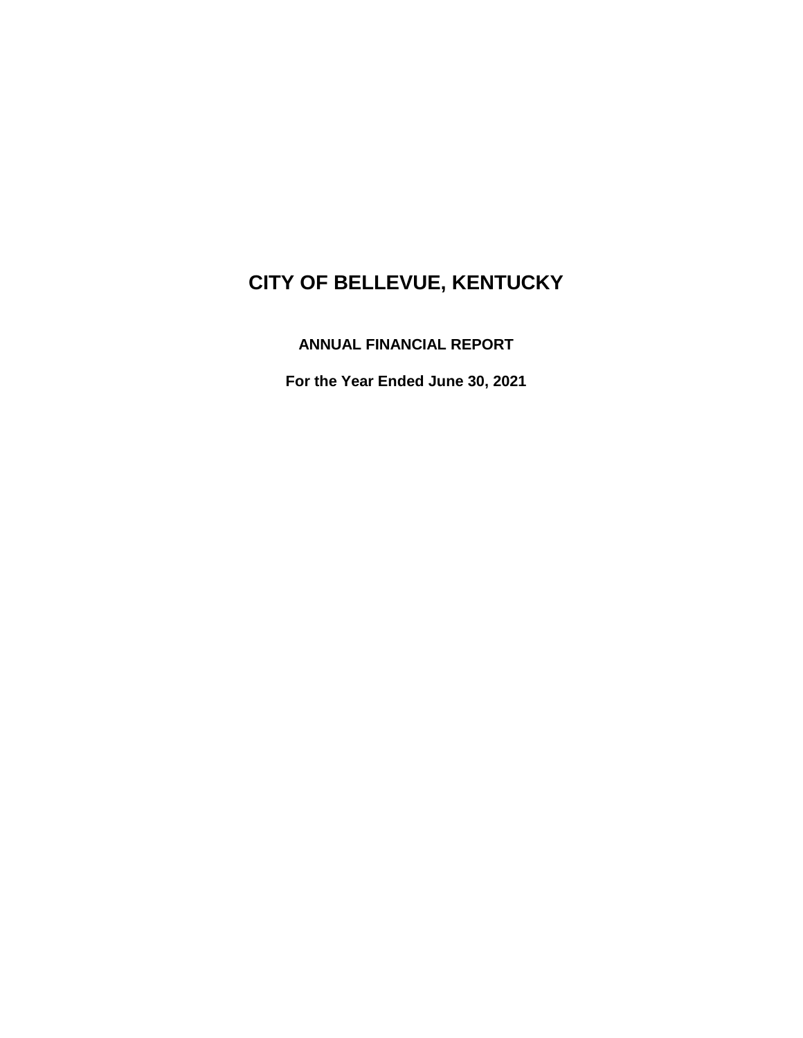# CITY OF BELLEVUE, KENTUCKY

**ANNUAL FINANCIAL REPORT**

**For the Year Ended June 30, 2021**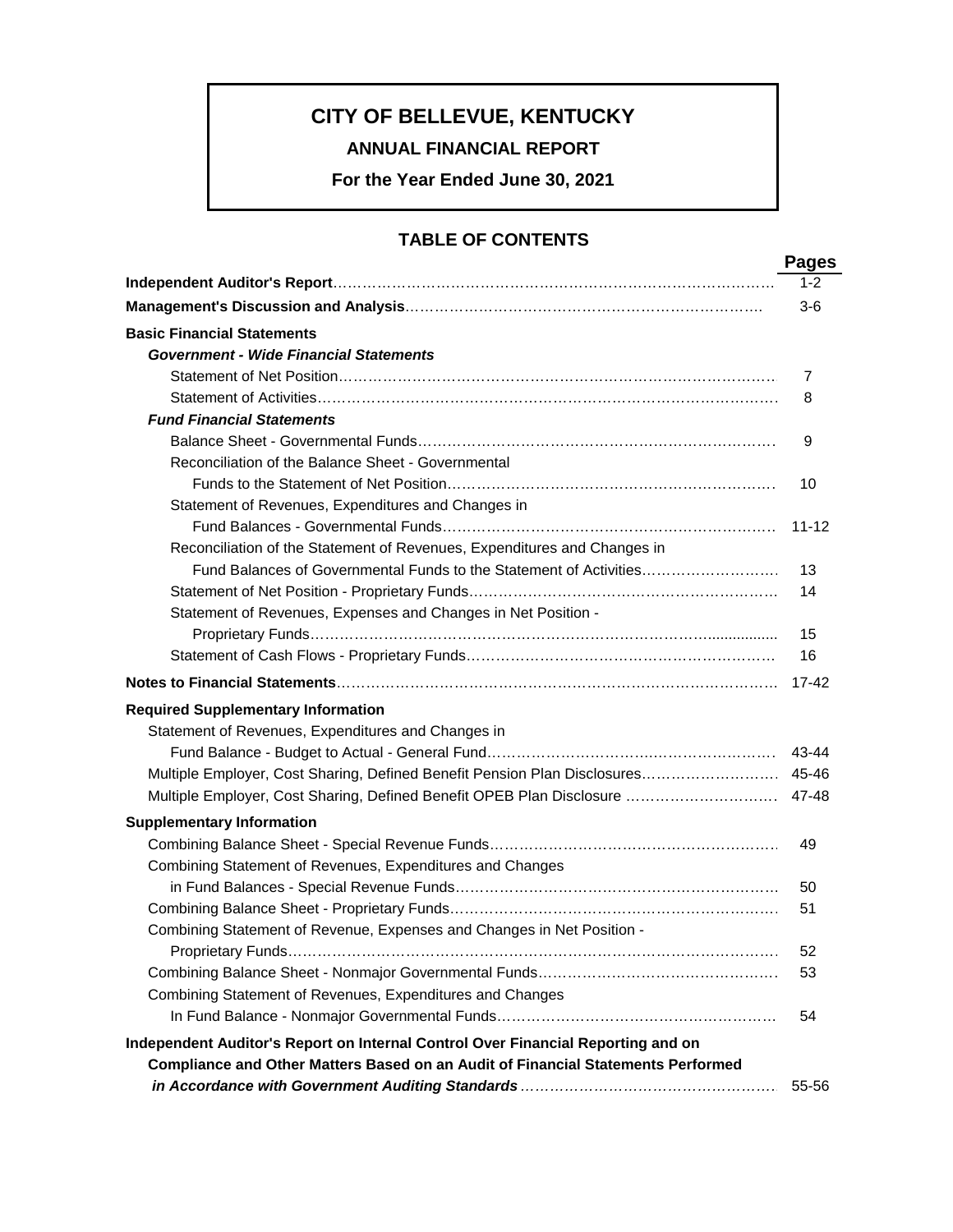# CITY OF BELLEVUE, KENTUCKY

## ANNUAL FINANCIAL REPORT

**For the Year Ended June 30, 2021**

## TABLE OF CONTENTS

| | Pages |
|---|---|
| **Independent Auditor's Report** | 1-2 |
| **Management's Discussion and Analysis** | 3-6 |
| **Basic Financial Statements** | |
| ***Government - Wide Financial Statements*** | |
| Statement of Net Position | 7 |
| Statement of Activities | 8 |
| ***Fund Financial Statements*** | |
| Balance Sheet - Governmental Funds | 9 |
| Reconciliation of the Balance Sheet - Governmental Funds to the Statement of Net Position | 10 |
| Statement of Revenues, Expenditures and Changes in Fund Balances - Governmental Funds | 11-12 |
| Reconciliation of the Statement of Revenues, Expenditures and Changes in Fund Balances of Governmental Funds to the Statement of Activities | 13 |
| Statement of Net Position - Proprietary Funds | 14 |
| Statement of Revenues, Expenses and Changes in Net Position - Proprietary Funds | 15 |
| Statement of Cash Flows - Proprietary Funds | 16 |
| **Notes to Financial Statements** | 17-42 |
| **Required Supplementary Information** | |
| Statement of Revenues, Expenditures and Changes in Fund Balance - Budget to Actual - General Fund | 43-44 |
| Multiple Employer, Cost Sharing, Defined Benefit Pension Plan Disclosures | 45-46 |
| Multiple Employer, Cost Sharing, Defined Benefit OPEB Plan Disclosure | 47-48 |
| **Supplementary Information** | |
| Combining Balance Sheet - Special Revenue Funds | 49 |
| Combining Statement of Revenues, Expenditures and Changes in Fund Balances - Special Revenue Funds | 50 |
| Combining Balance Sheet - Proprietary Funds | 51 |
| Combining Statement of Revenue, Expenses and Changes in Net Position - Proprietary Funds | 52 |
| Combining Balance Sheet - Nonmajor Governmental Funds | 53 |
| Combining Statement of Revenues, Expenditures and Changes In Fund Balance - Nonmajor Governmental Funds | 54 |
| **Independent Auditor's Report on Internal Control Over Financial Reporting and on Compliance and Other Matters Based on an Audit of Financial Statements Performed *in Accordance with Government Auditing Standards*** | 55-56 |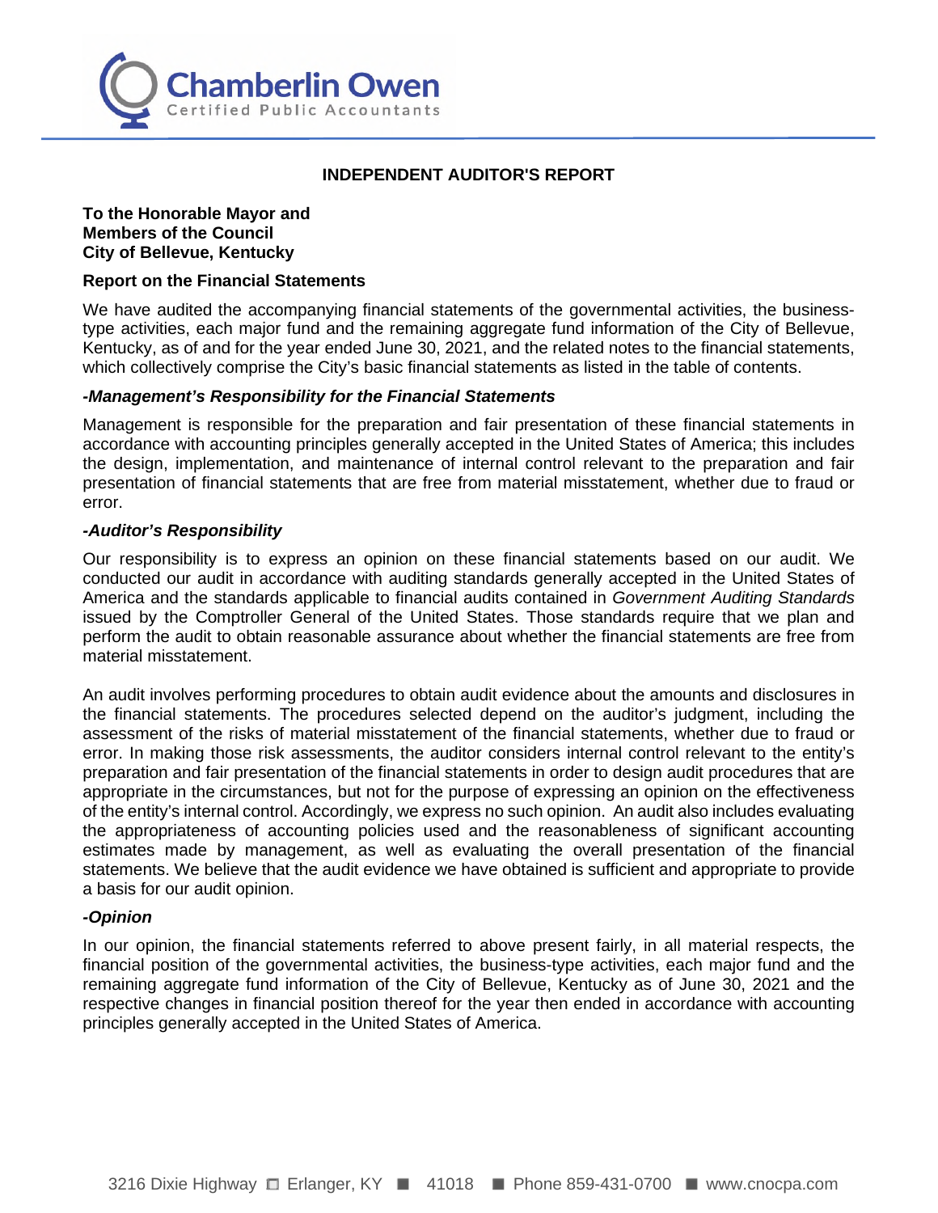Chamberlin Owen
Certified Public Accountants

# INDEPENDENT AUDITOR'S REPORT

**To the Honorable Mayor and**
**Members of the Council**
**City of Bellevue, Kentucky**

**Report on the Financial Statements**

We have audited the accompanying financial statements of the governmental activities, the business-type activities, each major fund and the remaining aggregate fund information of the City of Bellevue, Kentucky, as of and for the year ended June 30, 2021, and the related notes to the financial statements, which collectively comprise the City's basic financial statements as listed in the table of contents.

***-Management's Responsibility for the Financial Statements***

Management is responsible for the preparation and fair presentation of these financial statements in accordance with accounting principles generally accepted in the United States of America; this includes the design, implementation, and maintenance of internal control relevant to the preparation and fair presentation of financial statements that are free from material misstatement, whether due to fraud or error.

***-Auditor's Responsibility***

Our responsibility is to express an opinion on these financial statements based on our audit. We conducted our audit in accordance with auditing standards generally accepted in the United States of America and the standards applicable to financial audits contained in *Government Auditing Standards* issued by the Comptroller General of the United States. Those standards require that we plan and perform the audit to obtain reasonable assurance about whether the financial statements are free from material misstatement.

An audit involves performing procedures to obtain audit evidence about the amounts and disclosures in the financial statements. The procedures selected depend on the auditor's judgment, including the assessment of the risks of material misstatement of the financial statements, whether due to fraud or error. In making those risk assessments, the auditor considers internal control relevant to the entity's preparation and fair presentation of the financial statements in order to design audit procedures that are appropriate in the circumstances, but not for the purpose of expressing an opinion on the effectiveness of the entity's internal control. Accordingly, we express no such opinion. An audit also includes evaluating the appropriateness of accounting policies used and the reasonableness of significant accounting estimates made by management, as well as evaluating the overall presentation of the financial statements. We believe that the audit evidence we have obtained is sufficient and appropriate to provide a basis for our audit opinion.

***-Opinion***

In our opinion, the financial statements referred to above present fairly, in all material respects, the financial position of the governmental activities, the business-type activities, each major fund and the remaining aggregate fund information of the City of Bellevue, Kentucky as of June 30, 2021 and the respective changes in financial position thereof for the year then ended in accordance with accounting principles generally accepted in the United States of America.

3216 Dixie Highway ■ Erlanger, KY ■ 41018 ■ Phone 859-431-0700 ■ www.cnocpa.com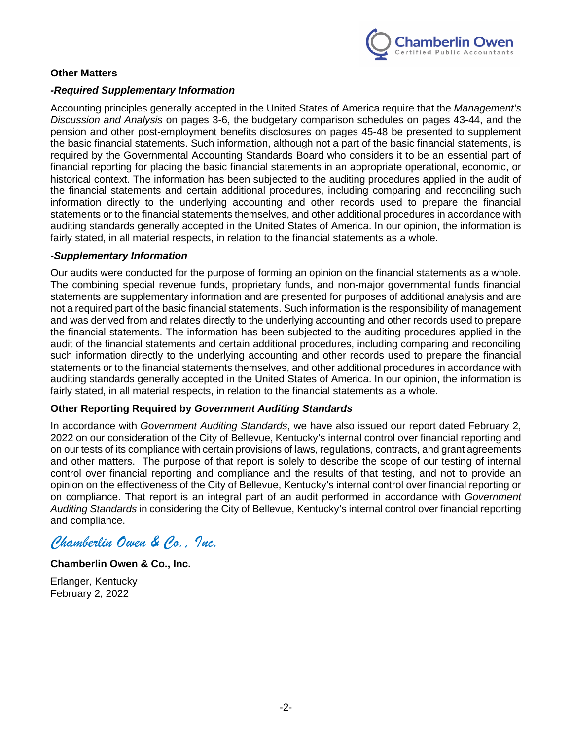### Other Matters

#### *-Required Supplementary Information*

Accounting principles generally accepted in the United States of America require that the *Management's Discussion and Analysis* on pages 3-6, the budgetary comparison schedules on pages 43-44, and the pension and other post-employment benefits disclosures on pages 45-48 be presented to supplement the basic financial statements. Such information, although not a part of the basic financial statements, is required by the Governmental Accounting Standards Board who considers it to be an essential part of financial reporting for placing the basic financial statements in an appropriate operational, economic, or historical context. The information has been subjected to the auditing procedures applied in the audit of the financial statements and certain additional procedures, including comparing and reconciling such information directly to the underlying accounting and other records used to prepare the financial statements or to the financial statements themselves, and other additional procedures in accordance with auditing standards generally accepted in the United States of America. In our opinion, the information is fairly stated, in all material respects, in relation to the financial statements as a whole.

#### *-Supplementary Information*

Our audits were conducted for the purpose of forming an opinion on the financial statements as a whole. The combining special revenue funds, proprietary funds, and non-major governmental funds financial statements are supplementary information and are presented for purposes of additional analysis and are not a required part of the basic financial statements. Such information is the responsibility of management and was derived from and relates directly to the underlying accounting and other records used to prepare the financial statements. The information has been subjected to the auditing procedures applied in the audit of the financial statements and certain additional procedures, including comparing and reconciling such information directly to the underlying accounting and other records used to prepare the financial statements or to the financial statements themselves, and other additional procedures in accordance with auditing standards generally accepted in the United States of America. In our opinion, the information is fairly stated, in all material respects, in relation to the financial statements as a whole.

### Other Reporting Required by *Government Auditing Standards*

In accordance with *Government Auditing Standards*, we have also issued our report dated February 2, 2022 on our consideration of the City of Bellevue, Kentucky's internal control over financial reporting and on our tests of its compliance with certain provisions of laws, regulations, contracts, and grant agreements and other matters. The purpose of that report is solely to describe the scope of our testing of internal control over financial reporting and compliance and the results of that testing, and not to provide an opinion on the effectiveness of the City of Bellevue, Kentucky's internal control over financial reporting or on compliance. That report is an integral part of an audit performed in accordance with *Government Auditing Standards* in considering the City of Bellevue, Kentucky's internal control over financial reporting and compliance.

*Chamberlin Owen & Co., Inc.*

**Chamberlin Owen & Co., Inc.**

Erlanger, Kentucky
February 2, 2022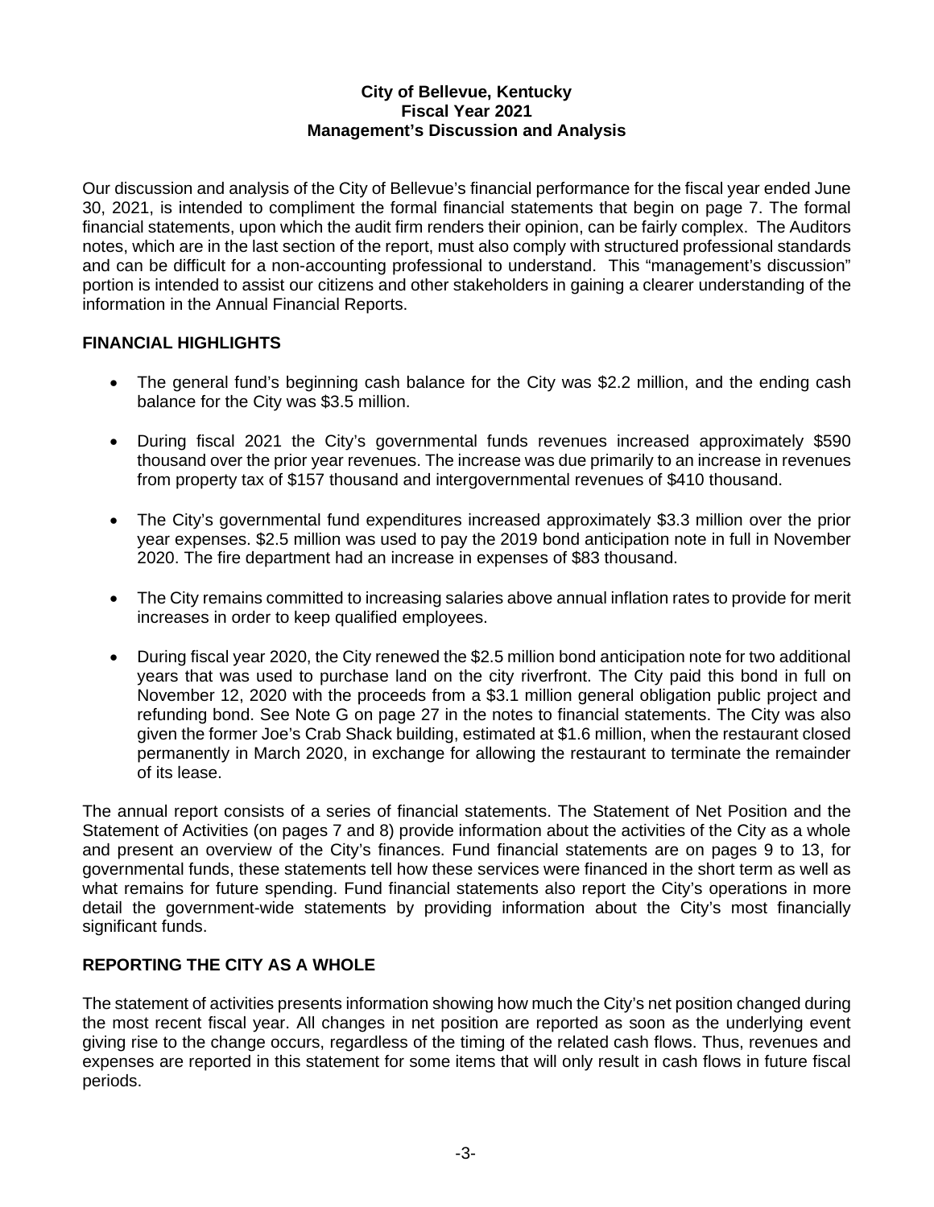**City of Bellevue, Kentucky**
**Fiscal Year 2021**
**Management's Discussion and Analysis**

Our discussion and analysis of the City of Bellevue's financial performance for the fiscal year ended June 30, 2021, is intended to compliment the formal financial statements that begin on page 7. The formal financial statements, upon which the audit firm renders their opinion, can be fairly complex. The Auditors notes, which are in the last section of the report, must also comply with structured professional standards and can be difficult for a non-accounting professional to understand. This "management's discussion" portion is intended to assist our citizens and other stakeholders in gaining a clearer understanding of the information in the Annual Financial Reports.

## FINANCIAL HIGHLIGHTS

- The general fund's beginning cash balance for the City was $2.2 million, and the ending cash balance for the City was $3.5 million.
- During fiscal 2021 the City's governmental funds revenues increased approximately $590 thousand over the prior year revenues. The increase was due primarily to an increase in revenues from property tax of $157 thousand and intergovernmental revenues of $410 thousand.
- The City's governmental fund expenditures increased approximately $3.3 million over the prior year expenses. $2.5 million was used to pay the 2019 bond anticipation note in full in November 2020. The fire department had an increase in expenses of $83 thousand.
- The City remains committed to increasing salaries above annual inflation rates to provide for merit increases in order to keep qualified employees.
- During fiscal year 2020, the City renewed the $2.5 million bond anticipation note for two additional years that was used to purchase land on the city riverfront. The City paid this bond in full on November 12, 2020 with the proceeds from a $3.1 million general obligation public project and refunding bond. See Note G on page 27 in the notes to financial statements. The City was also given the former Joe's Crab Shack building, estimated at $1.6 million, when the restaurant closed permanently in March 2020, in exchange for allowing the restaurant to terminate the remainder of its lease.

The annual report consists of a series of financial statements. The Statement of Net Position and the Statement of Activities (on pages 7 and 8) provide information about the activities of the City as a whole and present an overview of the City's finances. Fund financial statements are on pages 9 to 13, for governmental funds, these statements tell how these services were financed in the short term as well as what remains for future spending. Fund financial statements also report the City's operations in more detail the government-wide statements by providing information about the City's most financially significant funds.

## REPORTING THE CITY AS A WHOLE

The statement of activities presents information showing how much the City's net position changed during the most recent fiscal year. All changes in net position are reported as soon as the underlying event giving rise to the change occurs, regardless of the timing of the related cash flows. Thus, revenues and expenses are reported in this statement for some items that will only result in cash flows in future fiscal periods.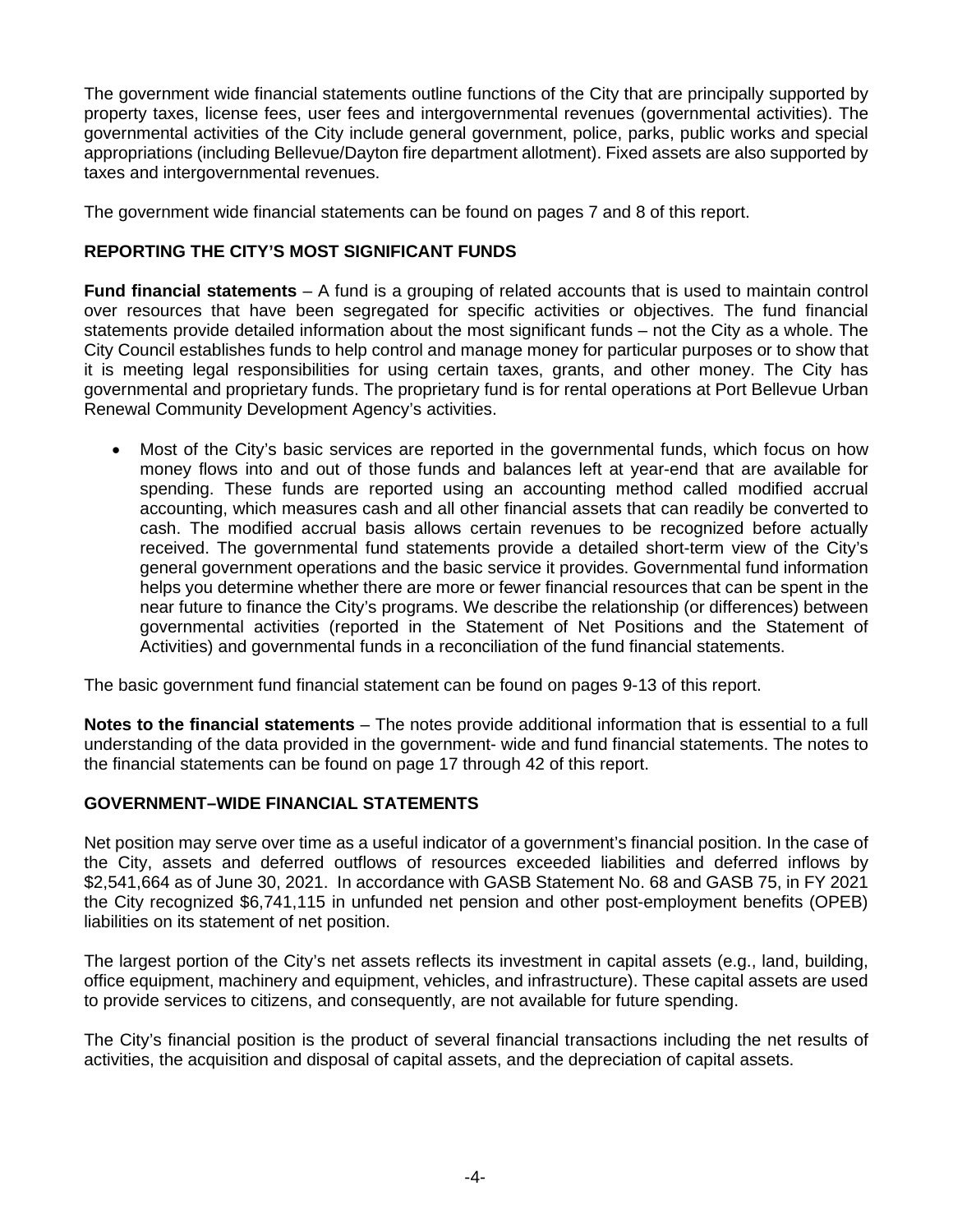The government wide financial statements outline functions of the City that are principally supported by property taxes, license fees, user fees and intergovernmental revenues (governmental activities). The governmental activities of the City include general government, police, parks, public works and special appropriations (including Bellevue/Dayton fire department allotment). Fixed assets are also supported by taxes and intergovernmental revenues.

The government wide financial statements can be found on pages 7 and 8 of this report.

## REPORTING THE CITY'S MOST SIGNIFICANT FUNDS

**Fund financial statements** – A fund is a grouping of related accounts that is used to maintain control over resources that have been segregated for specific activities or objectives. The fund financial statements provide detailed information about the most significant funds – not the City as a whole. The City Council establishes funds to help control and manage money for particular purposes or to show that it is meeting legal responsibilities for using certain taxes, grants, and other money. The City has governmental and proprietary funds. The proprietary fund is for rental operations at Port Bellevue Urban Renewal Community Development Agency's activities.

- Most of the City's basic services are reported in the governmental funds, which focus on how money flows into and out of those funds and balances left at year-end that are available for spending. These funds are reported using an accounting method called modified accrual accounting, which measures cash and all other financial assets that can readily be converted to cash. The modified accrual basis allows certain revenues to be recognized before actually received. The governmental fund statements provide a detailed short-term view of the City's general government operations and the basic service it provides. Governmental fund information helps you determine whether there are more or fewer financial resources that can be spent in the near future to finance the City's programs. We describe the relationship (or differences) between governmental activities (reported in the Statement of Net Positions and the Statement of Activities) and governmental funds in a reconciliation of the fund financial statements.

The basic government fund financial statement can be found on pages 9-13 of this report.

**Notes to the financial statements** – The notes provide additional information that is essential to a full understanding of the data provided in the government- wide and fund financial statements. The notes to the financial statements can be found on page 17 through 42 of this report.

## GOVERNMENT–WIDE FINANCIAL STATEMENTS

Net position may serve over time as a useful indicator of a government's financial position. In the case of the City, assets and deferred outflows of resources exceeded liabilities and deferred inflows by $2,541,664 as of June 30, 2021. In accordance with GASB Statement No. 68 and GASB 75, in FY 2021 the City recognized $6,741,115 in unfunded net pension and other post-employment benefits (OPEB) liabilities on its statement of net position.

The largest portion of the City's net assets reflects its investment in capital assets (e.g., land, building, office equipment, machinery and equipment, vehicles, and infrastructure). These capital assets are used to provide services to citizens, and consequently, are not available for future spending.

The City's financial position is the product of several financial transactions including the net results of activities, the acquisition and disposal of capital assets, and the depreciation of capital assets.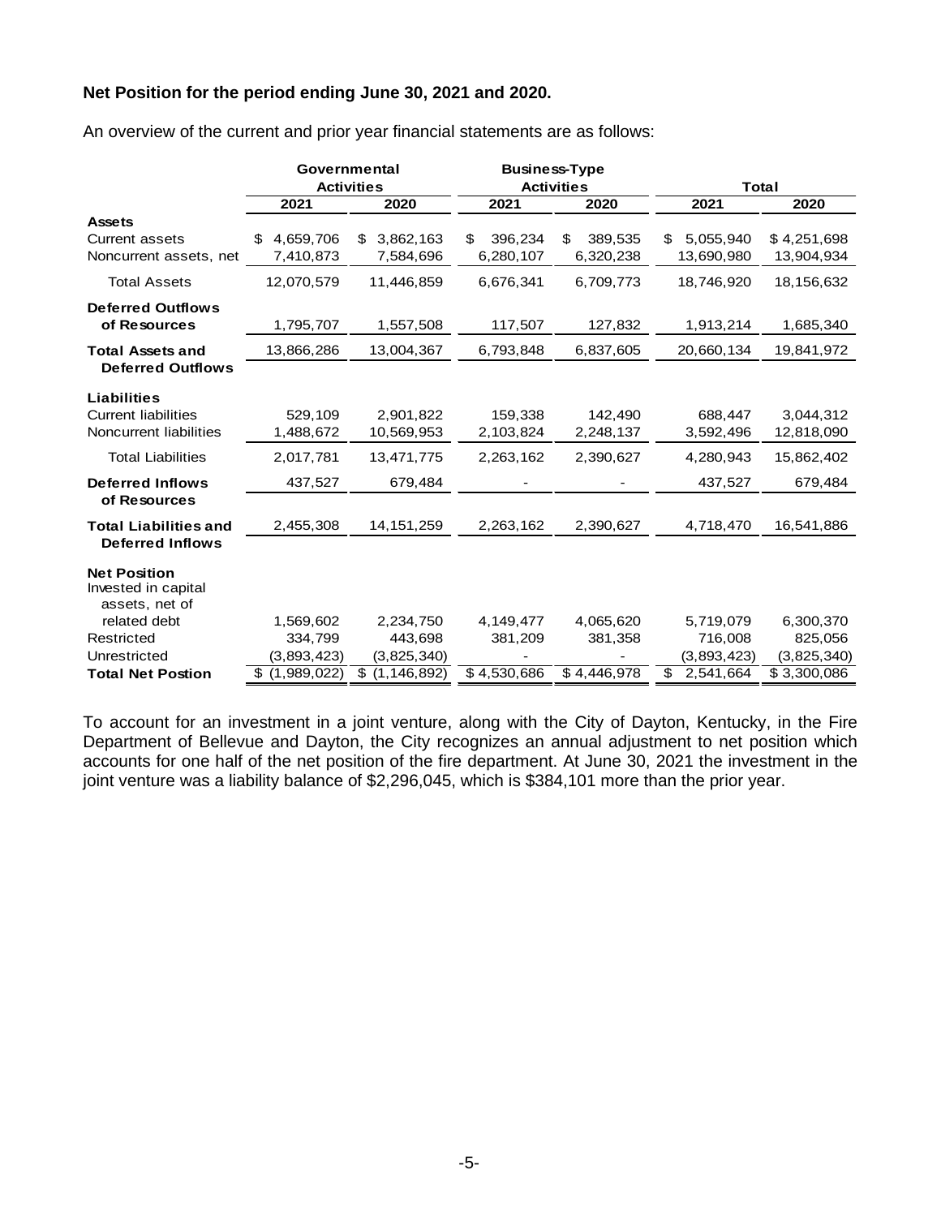**Net Position for the period ending June 30, 2021 and 2020.**

An overview of the current and prior year financial statements are as follows:

| | Governmental Activities | | Business-Type Activities | | Total | |
|---|---|---|---|---|---|---|
| | 2021 | 2020 | 2021 | 2020 | 2021 | 2020 |
| **Assets** | | | | | | |
| Current assets | $ 4,659,706 | $ 3,862,163 | $ 396,234 | $ 389,535 | $ 5,055,940 | $ 4,251,698 |
| Noncurrent assets, net | 7,410,873 | 7,584,696 | 6,280,107 | 6,320,238 | 13,690,980 | 13,904,934 |
| Total Assets | 12,070,579 | 11,446,859 | 6,676,341 | 6,709,773 | 18,746,920 | 18,156,632 |
| **Deferred Outflows of Resources** | 1,795,707 | 1,557,508 | 117,507 | 127,832 | 1,913,214 | 1,685,340 |
| **Total Assets and Deferred Outflows** | 13,866,286 | 13,004,367 | 6,793,848 | 6,837,605 | 20,660,134 | 19,841,972 |
| **Liabilities** | | | | | | |
| Current liabilities | 529,109 | 2,901,822 | 159,338 | 142,490 | 688,447 | 3,044,312 |
| Noncurrent liabilities | 1,488,672 | 10,569,953 | 2,103,824 | 2,248,137 | 3,592,496 | 12,818,090 |
| Total Liabilities | 2,017,781 | 13,471,775 | 2,263,162 | 2,390,627 | 4,280,943 | 15,862,402 |
| **Deferred Inflows of Resources** | 437,527 | 679,484 | - | - | 437,527 | 679,484 |
| **Total Liabilities and Deferred Inflows** | 2,455,308 | 14,151,259 | 2,263,162 | 2,390,627 | 4,718,470 | 16,541,886 |
| **Net Position** | | | | | | |
| Invested in capital assets, net of related debt | 1,569,602 | 2,234,750 | 4,149,477 | 4,065,620 | 5,719,079 | 6,300,370 |
| Restricted | 334,799 | 443,698 | 381,209 | 381,358 | 716,008 | 825,056 |
| Unrestricted | (3,893,423) | (3,825,340) | - | - | (3,893,423) | (3,825,340) |
| **Total Net Postion** | $ (1,989,022) | $ (1,146,892) | $ 4,530,686 | $ 4,446,978 | $ 2,541,664 | $ 3,300,086 |

To account for an investment in a joint venture, along with the City of Dayton, Kentucky, in the Fire Department of Bellevue and Dayton, the City recognizes an annual adjustment to net position which accounts for one half of the net position of the fire department. At June 30, 2021 the investment in the joint venture was a liability balance of $2,296,045, which is $384,101 more than the prior year.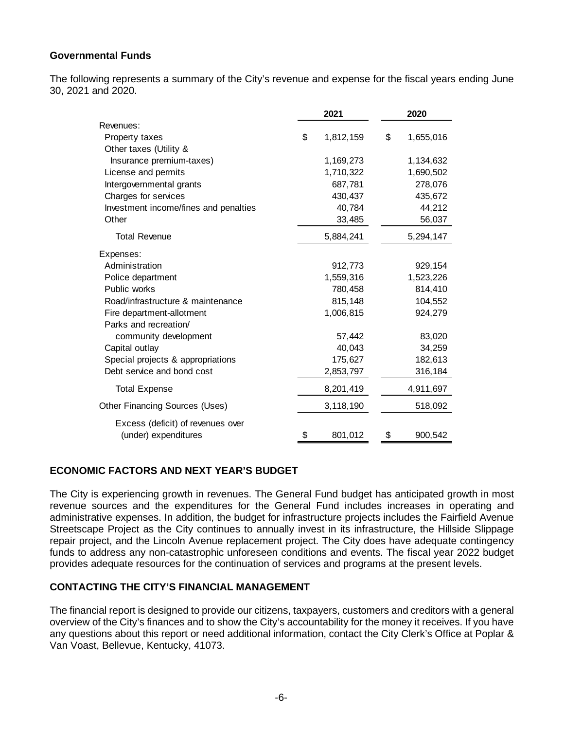### Governmental Funds

The following represents a summary of the City's revenue and expense for the fiscal years ending June 30, 2021 and 2020.

| | 2021 | 2020 |
|---|---|---|
| Revenues: | | |
| Property taxes | $ 1,812,159 | $ 1,655,016 |
| Other taxes (Utility & Insurance premium-taxes) | 1,169,273 | 1,134,632 |
| License and permits | 1,710,322 | 1,690,502 |
| Intergovernmental grants | 687,781 | 278,076 |
| Charges for services | 430,437 | 435,672 |
| Investment income/fines and penalties | 40,784 | 44,212 |
| Other | 33,485 | 56,037 |
| Total Revenue | 5,884,241 | 5,294,147 |
| Expenses: | | |
| Administration | 912,773 | 929,154 |
| Police department | 1,559,316 | 1,523,226 |
| Public works | 780,458 | 814,410 |
| Road/infrastructure & maintenance | 815,148 | 104,552 |
| Fire department-allotment | 1,006,815 | 924,279 |
| Parks and recreation/ community development | 57,442 | 83,020 |
| Capital outlay | 40,043 | 34,259 |
| Special projects & appropriations | 175,627 | 182,613 |
| Debt service and bond cost | 2,853,797 | 316,184 |
| Total Expense | 8,201,419 | 4,911,697 |
| Other Financing Sources (Uses) | 3,118,190 | 518,092 |
| Excess (deficit) of revenues over (under) expenditures | $ 801,012 | $ 900,542 |

## ECONOMIC FACTORS AND NEXT YEAR'S BUDGET

The City is experiencing growth in revenues. The General Fund budget has anticipated growth in most revenue sources and the expenditures for the General Fund includes increases in operating and administrative expenses. In addition, the budget for infrastructure projects includes the Fairfield Avenue Streetscape Project as the City continues to annually invest in its infrastructure, the Hillside Slippage repair project, and the Lincoln Avenue replacement project. The City does have adequate contingency funds to address any non-catastrophic unforeseen conditions and events. The fiscal year 2022 budget provides adequate resources for the continuation of services and programs at the present levels.

## CONTACTING THE CITY'S FINANCIAL MANAGEMENT

The financial report is designed to provide our citizens, taxpayers, customers and creditors with a general overview of the City's finances and to show the City's accountability for the money it receives. If you have any questions about this report or need additional information, contact the City Clerk's Office at Poplar & Van Voast, Bellevue, Kentucky, 41073.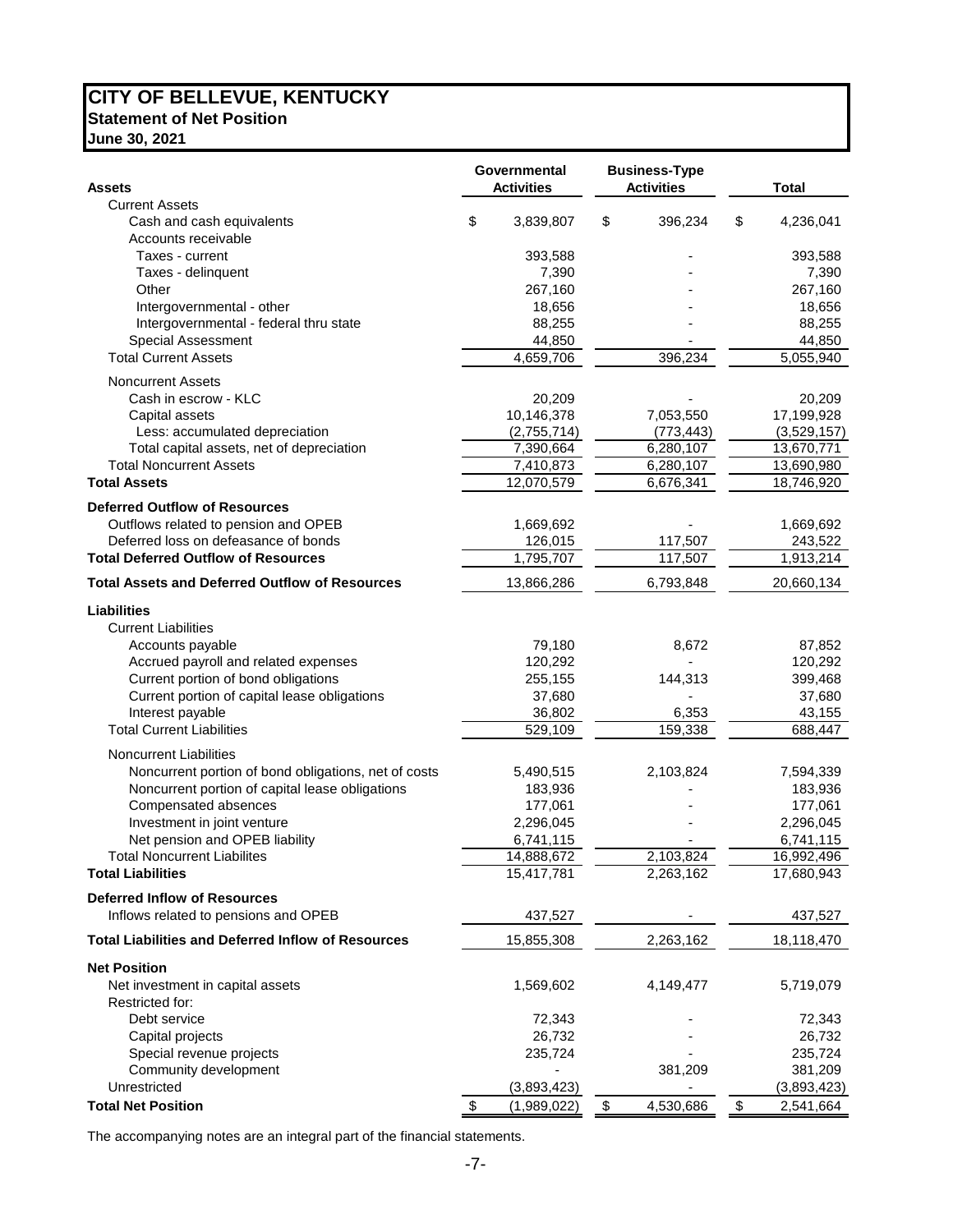# CITY OF BELLEVUE, KENTUCKY

**Statement of Net Position**

**June 30, 2021**

| Assets | Governmental Activities | Business-Type Activities | Total |
|---|---|---|---|
| Current Assets | | | |
| Cash and cash equivalents | $ 3,839,807 | $ 396,234 | $ 4,236,041 |
| Accounts receivable | | | |
| Taxes - current | 393,588 | - | 393,588 |
| Taxes - delinquent | 7,390 | - | 7,390 |
| Other | 267,160 | - | 267,160 |
| Intergovernmental - other | 18,656 | - | 18,656 |
| Intergovernmental - federal thru state | 88,255 | - | 88,255 |
| Special Assessment | 44,850 | - | 44,850 |
| Total Current Assets | 4,659,706 | 396,234 | 5,055,940 |
| Noncurrent Assets | | | |
| Cash in escrow - KLC | 20,209 | - | 20,209 |
| Capital assets | 10,146,378 | 7,053,550 | 17,199,928 |
| Less: accumulated depreciation | (2,755,714) | (773,443) | (3,529,157) |
| Total capital assets, net of depreciation | 7,390,664 | 6,280,107 | 13,670,771 |
| Total Noncurrent Assets | 7,410,873 | 6,280,107 | 13,690,980 |
| **Total Assets** | 12,070,579 | 6,676,341 | 18,746,920 |
| **Deferred Outflow of Resources** | | | |
| Outflows related to pension and OPEB | 1,669,692 | - | 1,669,692 |
| Deferred loss on defeasance of bonds | 126,015 | 117,507 | 243,522 |
| **Total Deferred Outflow of Resources** | 1,795,707 | 117,507 | 1,913,214 |
| **Total Assets and Deferred Outflow of Resources** | 13,866,286 | 6,793,848 | 20,660,134 |
| **Liabilities** | | | |
| Current Liabilities | | | |
| Accounts payable | 79,180 | 8,672 | 87,852 |
| Accrued payroll and related expenses | 120,292 | - | 120,292 |
| Current portion of bond obligations | 255,155 | 144,313 | 399,468 |
| Current portion of capital lease obligations | 37,680 | - | 37,680 |
| Interest payable | 36,802 | 6,353 | 43,155 |
| Total Current Liabilities | 529,109 | 159,338 | 688,447 |
| Noncurrent Liabilities | | | |
| Noncurrent portion of bond obligations, net of costs | 5,490,515 | 2,103,824 | 7,594,339 |
| Noncurrent portion of capital lease obligations | 183,936 | - | 183,936 |
| Compensated absences | 177,061 | - | 177,061 |
| Investment in joint venture | 2,296,045 | - | 2,296,045 |
| Net pension and OPEB liability | 6,741,115 | - | 6,741,115 |
| Total Noncurrent Liabilites | 14,888,672 | 2,103,824 | 16,992,496 |
| **Total Liabilities** | 15,417,781 | 2,263,162 | 17,680,943 |
| **Deferred Inflow of Resources** | | | |
| Inflows related to pensions and OPEB | 437,527 | - | 437,527 |
| **Total Liabilities and Deferred Inflow of Resources** | 15,855,308 | 2,263,162 | 18,118,470 |
| **Net Position** | | | |
| Net investment in capital assets | 1,569,602 | 4,149,477 | 5,719,079 |
| Restricted for: | | | |
| Debt service | 72,343 | - | 72,343 |
| Capital projects | 26,732 | - | 26,732 |
| Special revenue projects | 235,724 | - | 235,724 |
| Community development | - | 381,209 | 381,209 |
| Unrestricted | (3,893,423) | - | (3,893,423) |
| **Total Net Position** | $ (1,989,022) | $ 4,530,686 | $ 2,541,664 |

The accompanying notes are an integral part of the financial statements.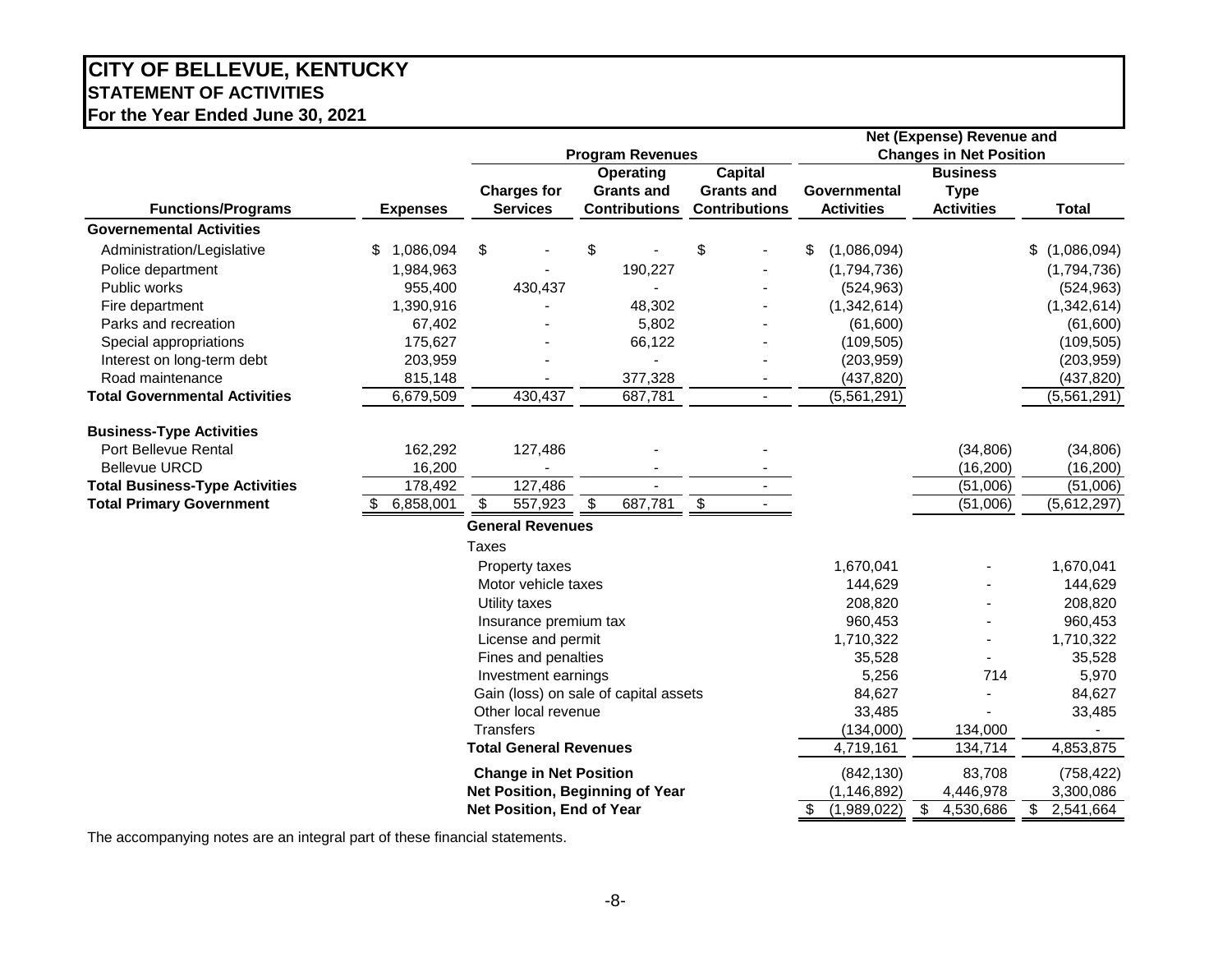# CITY OF BELLEVUE, KENTUCKY
## STATEMENT OF ACTIVITIES
### For the Year Ended June 30, 2021

| Functions/Programs | Expenses | Program Revenues: Charges for Services | Program Revenues: Operating Grants and Contributions | Program Revenues: Capital Grants and Contributions | Net (Expense) Revenue and Changes in Net Position: Governmental Activities | Net (Expense) Revenue and Changes in Net Position: Business Type Activities | Total |
|---|---|---|---|---|---|---|---|
| **Governemental Activities** | | | | | | | |
| Administration/Legislative | $ 1,086,094 | $ - | $ - | $ - | $ (1,086,094) | | $ (1,086,094) |
| Police department | 1,984,963 | - | 190,227 | - | (1,794,736) | | (1,794,736) |
| Public works | 955,400 | 430,437 | - | - | (524,963) | | (524,963) |
| Fire department | 1,390,916 | - | 48,302 | - | (1,342,614) | | (1,342,614) |
| Parks and recreation | 67,402 | - | 5,802 | - | (61,600) | | (61,600) |
| Special appropriations | 175,627 | - | 66,122 | - | (109,505) | | (109,505) |
| Interest on long-term debt | 203,959 | - | - | - | (203,959) | | (203,959) |
| Road maintenance | 815,148 | - | 377,328 | - | (437,820) | | (437,820) |
| **Total Governmental Activities** | 6,679,509 | 430,437 | 687,781 | - | (5,561,291) | | (5,561,291) |
| **Business-Type Activities** | | | | | | | |
| Port Bellevue Rental | 162,292 | 127,486 | - | - | | (34,806) | (34,806) |
| Bellevue URCD | 16,200 | - | - | - | | (16,200) | (16,200) |
| **Total Business-Type Activities** | 178,492 | 127,486 | - | - | | (51,006) | (51,006) |
| **Total Primary Government** | $ 6,858,001 | $ 557,923 | $ 687,781 | $ - | | (51,006) | (5,612,297) |
| | | **General Revenues** | | | | | |
| | | Taxes | | | | | |
| | | Property taxes | | | 1,670,041 | - | 1,670,041 |
| | | Motor vehicle taxes | | | 144,629 | - | 144,629 |
| | | Utility taxes | | | 208,820 | - | 208,820 |
| | | Insurance premium tax | | | 960,453 | - | 960,453 |
| | | License and permit | | | 1,710,322 | - | 1,710,322 |
| | | Fines and penalties | | | 35,528 | - | 35,528 |
| | | Investment earnings | | | 5,256 | 714 | 5,970 |
| | | Gain (loss) on sale of capital assets | | | 84,627 | - | 84,627 |
| | | Other local revenue | | | 33,485 | - | 33,485 |
| | | Transfers | | | (134,000) | 134,000 | - |
| | | **Total General Revenues** | | | 4,719,161 | 134,714 | 4,853,875 |
| | | **Change in Net Position** | | | (842,130) | 83,708 | (758,422) |
| | | **Net Position, Beginning of Year** | | | (1,146,892) | 4,446,978 | 3,300,086 |
| | | **Net Position, End of Year** | | | $ (1,989,022) | $ 4,530,686 | $ 2,541,664 |

The accompanying notes are an integral part of these financial statements.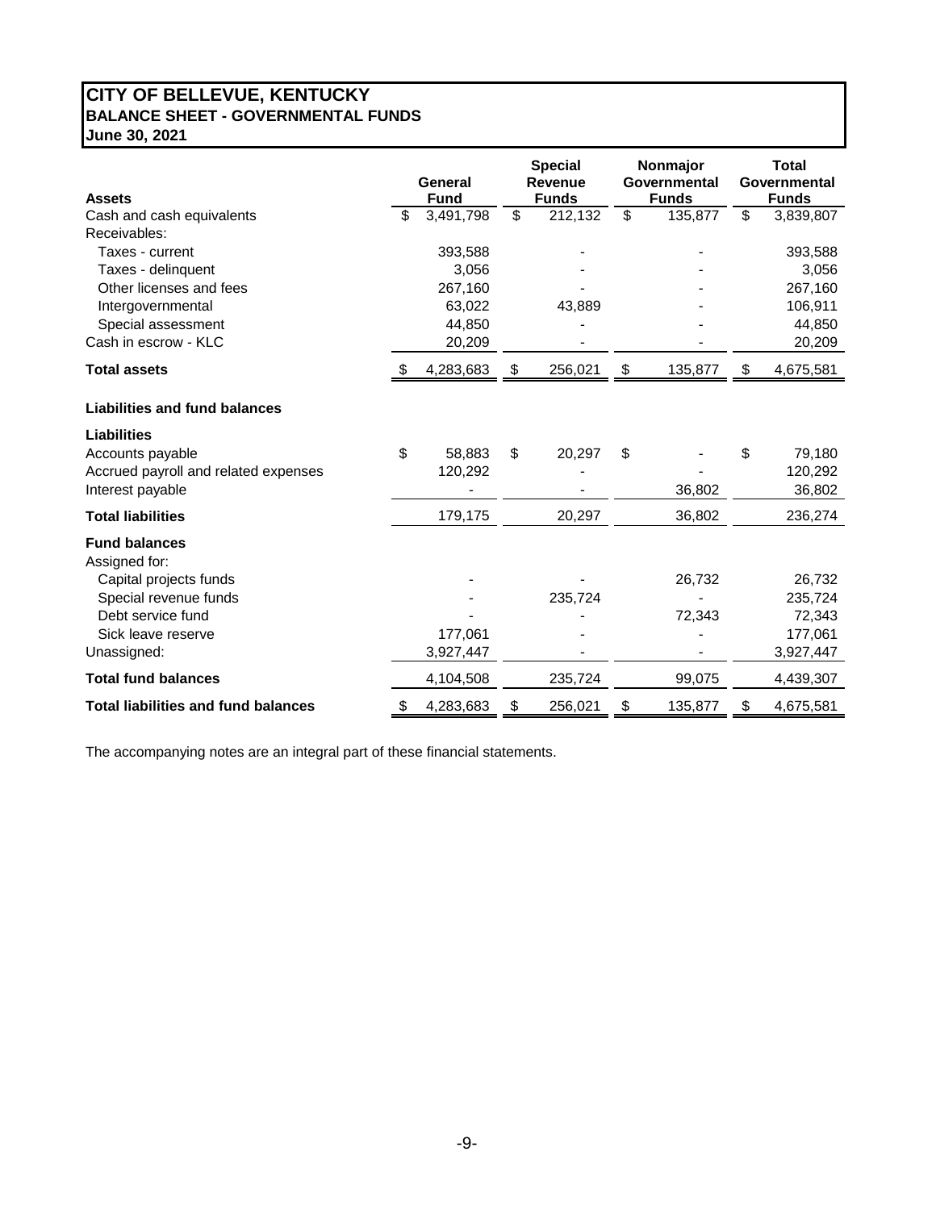# CITY OF BELLEVUE, KENTUCKY
## BALANCE SHEET - GOVERNMENTAL FUNDS
### June 30, 2021

| Assets | General Fund | Special Revenue Funds | Nonmajor Governmental Funds | Total Governmental Funds |
|---|---|---|---|---|
| Cash and cash equivalents | $ 3,491,798 | $ 212,132 | $ 135,877 | $ 3,839,807 |
| Receivables: | | | | |
| Taxes - current | 393,588 | - | - | 393,588 |
| Taxes - delinquent | 3,056 | - | - | 3,056 |
| Other licenses and fees | 267,160 | - | - | 267,160 |
| Intergovernmental | 63,022 | 43,889 | - | 106,911 |
| Special assessment | 44,850 | - | - | 44,850 |
| Cash in escrow - KLC | 20,209 | - | - | 20,209 |
| **Total assets** | $ 4,283,683 | $ 256,021 | $ 135,877 | $ 4,675,581 |
| **Liabilities and fund balances** | | | | |
| **Liabilities** | | | | |
| Accounts payable | $ 58,883 | $ 20,297 | $ - | $ 79,180 |
| Accrued payroll and related expenses | 120,292 | - | - | 120,292 |
| Interest payable | - | - | 36,802 | 36,802 |
| **Total liabilities** | 179,175 | 20,297 | 36,802 | 236,274 |
| **Fund balances** | | | | |
| Assigned for: | | | | |
| Capital projects funds | - | - | 26,732 | 26,732 |
| Special revenue funds | - | 235,724 | - | 235,724 |
| Debt service fund | - | - | 72,343 | 72,343 |
| Sick leave reserve | 177,061 | - | - | 177,061 |
| Unassigned: | 3,927,447 | - | - | 3,927,447 |
| **Total fund balances** | 4,104,508 | 235,724 | 99,075 | 4,439,307 |
| **Total liabilities and fund balances** | $ 4,283,683 | $ 256,021 | $ 135,877 | $ 4,675,581 |

The accompanying notes are an integral part of these financial statements.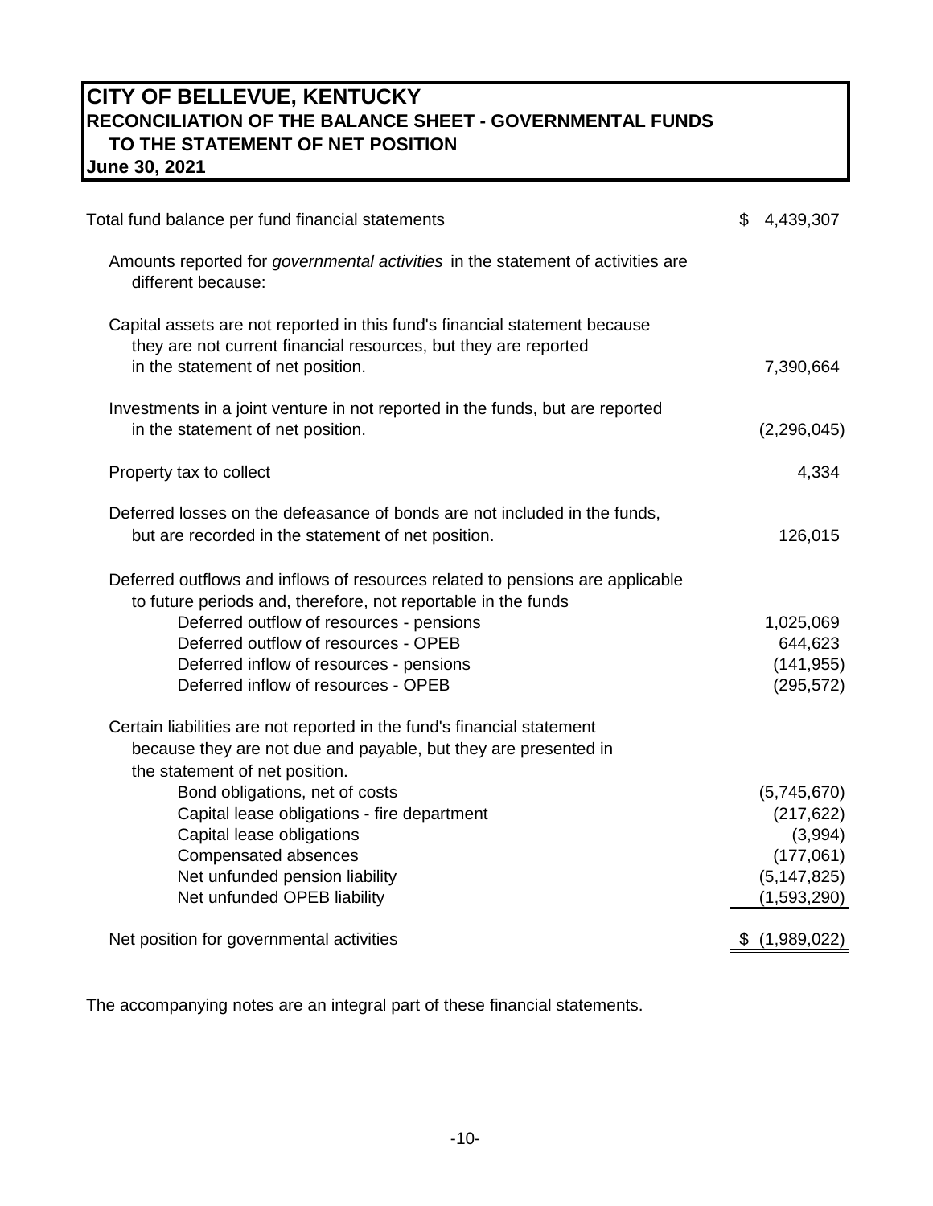# CITY OF BELLEVUE, KENTUCKY
## RECONCILIATION OF THE BALANCE SHEET - GOVERNMENTAL FUNDS TO THE STATEMENT OF NET POSITION
## June 30, 2021

| | |
|---|---|
| Total fund balance per fund financial statements | $ 4,439,307 |
| Amounts reported for *governmental activities* in the statement of activities are different because: | |
| Capital assets are not reported in this fund's financial statement because they are not current financial resources, but they are reported in the statement of net position. | 7,390,664 |
| Investments in a joint venture in not reported in the funds, but are reported in the statement of net position. | (2,296,045) |
| Property tax to collect | 4,334 |
| Deferred losses on the defeasance of bonds are not included in the funds, but are recorded in the statement of net position. | 126,015 |
| Deferred outflows and inflows of resources related to pensions are applicable to future periods and, therefore, not reportable in the funds | |
| Deferred outflow of resources - pensions | 1,025,069 |
| Deferred outflow of resources - OPEB | 644,623 |
| Deferred inflow of resources - pensions | (141,955) |
| Deferred inflow of resources - OPEB | (295,572) |
| Certain liabilities are not reported in the fund's financial statement because they are not due and payable, but they are presented in the statement of net position. | |
| Bond obligations, net of costs | (5,745,670) |
| Capital lease obligations - fire department | (217,622) |
| Capital lease obligations | (3,994) |
| Compensated absences | (177,061) |
| Net unfunded pension liability | (5,147,825) |
| Net unfunded OPEB liability | (1,593,290) |
| Net position for governmental activities | $ (1,989,022) |

The accompanying notes are an integral part of these financial statements.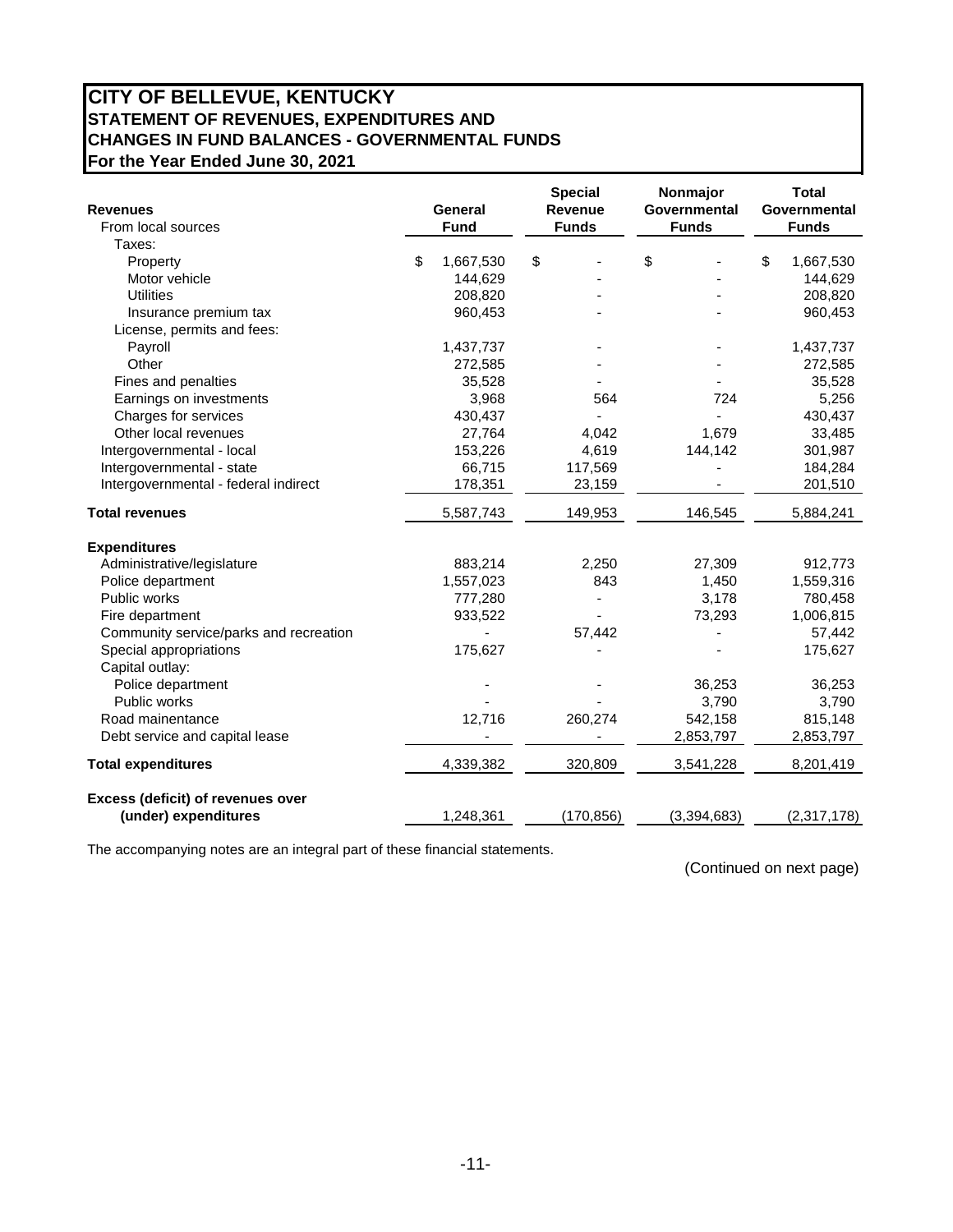# CITY OF BELLEVUE, KENTUCKY
## STATEMENT OF REVENUES, EXPENDITURES AND CHANGES IN FUND BALANCES - GOVERNMENTAL FUNDS
### For the Year Ended June 30, 2021

| Revenues | General Fund | Special Revenue Funds | Nonmajor Governmental Funds | Total Governmental Funds |
|---|---|---|---|---|
| From local sources | | | | |
| Taxes: | | | | |
| Property | $ 1,667,530 | $ - | $ - | $ 1,667,530 |
| Motor vehicle | 144,629 | - | - | 144,629 |
| Utilities | 208,820 | - | - | 208,820 |
| Insurance premium tax | 960,453 | - | - | 960,453 |
| License, permits and fees: | | | | |
| Payroll | 1,437,737 | - | - | 1,437,737 |
| Other | 272,585 | - | - | 272,585 |
| Fines and penalties | 35,528 | - | - | 35,528 |
| Earnings on investments | 3,968 | 564 | 724 | 5,256 |
| Charges for services | 430,437 | - | - | 430,437 |
| Other local revenues | 27,764 | 4,042 | 1,679 | 33,485 |
| Intergovernmental - local | 153,226 | 4,619 | 144,142 | 301,987 |
| Intergovernmental - state | 66,715 | 117,569 | - | 184,284 |
| Intergovernmental - federal indirect | 178,351 | 23,159 | - | 201,510 |
| **Total revenues** | 5,587,743 | 149,953 | 146,545 | 5,884,241 |
| **Expenditures** | | | | |
| Administrative/legislature | 883,214 | 2,250 | 27,309 | 912,773 |
| Police department | 1,557,023 | 843 | 1,450 | 1,559,316 |
| Public works | 777,280 | - | 3,178 | 780,458 |
| Fire department | 933,522 | - | 73,293 | 1,006,815 |
| Community service/parks and recreation | - | 57,442 | - | 57,442 |
| Special appropriations | 175,627 | - | - | 175,627 |
| Capital outlay: | | | | |
| Police department | - | - | 36,253 | 36,253 |
| Public works | - | - | 3,790 | 3,790 |
| Road mainentance | 12,716 | 260,274 | 542,158 | 815,148 |
| Debt service and capital lease | - | - | 2,853,797 | 2,853,797 |
| **Total expenditures** | 4,339,382 | 320,809 | 3,541,228 | 8,201,419 |
| **Excess (deficit) of revenues over (under) expenditures** | 1,248,361 | (170,856) | (3,394,683) | (2,317,178) |

The accompanying notes are an integral part of these financial statements.

(Continued on next page)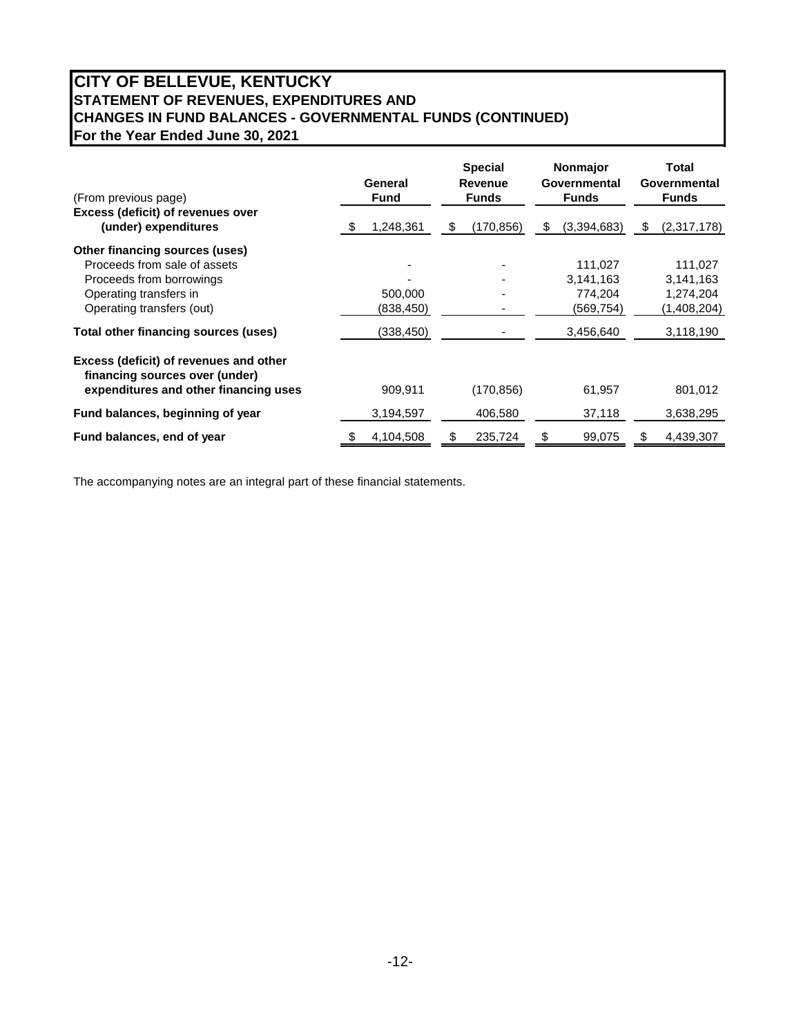# CITY OF BELLEVUE, KENTUCKY
## STATEMENT OF REVENUES, EXPENDITURES AND CHANGES IN FUND BALANCES - GOVERNMENTAL FUNDS (CONTINUED)
### For the Year Ended June 30, 2021

| (From previous page) | General Fund | Special Revenue Funds | Nonmajor Governmental Funds | Total Governmental Funds |
|---|---|---|---|---|
| **Excess (deficit) of revenues over (under) expenditures** | $ 1,248,361 | $ (170,856) | $ (3,394,683) | $ (2,317,178) |
| **Other financing sources (uses)** | | | | |
| Proceeds from sale of assets | - | - | 111,027 | 111,027 |
| Proceeds from borrowings | - | - | 3,141,163 | 3,141,163 |
| Operating transfers in | 500,000 | - | 774,204 | 1,274,204 |
| Operating transfers (out) | (838,450) | - | (569,754) | (1,408,204) |
| **Total other financing sources (uses)** | (338,450) | - | 3,456,640 | 3,118,190 |
| **Excess (deficit) of revenues and other financing sources over (under) expenditures and other financing uses** | 909,911 | (170,856) | 61,957 | 801,012 |
| **Fund balances, beginning of year** | 3,194,597 | 406,580 | 37,118 | 3,638,295 |
| **Fund balances, end of year** | $ 4,104,508 | $ 235,724 | $ 99,075 | $ 4,439,307 |

The accompanying notes are an integral part of these financial statements.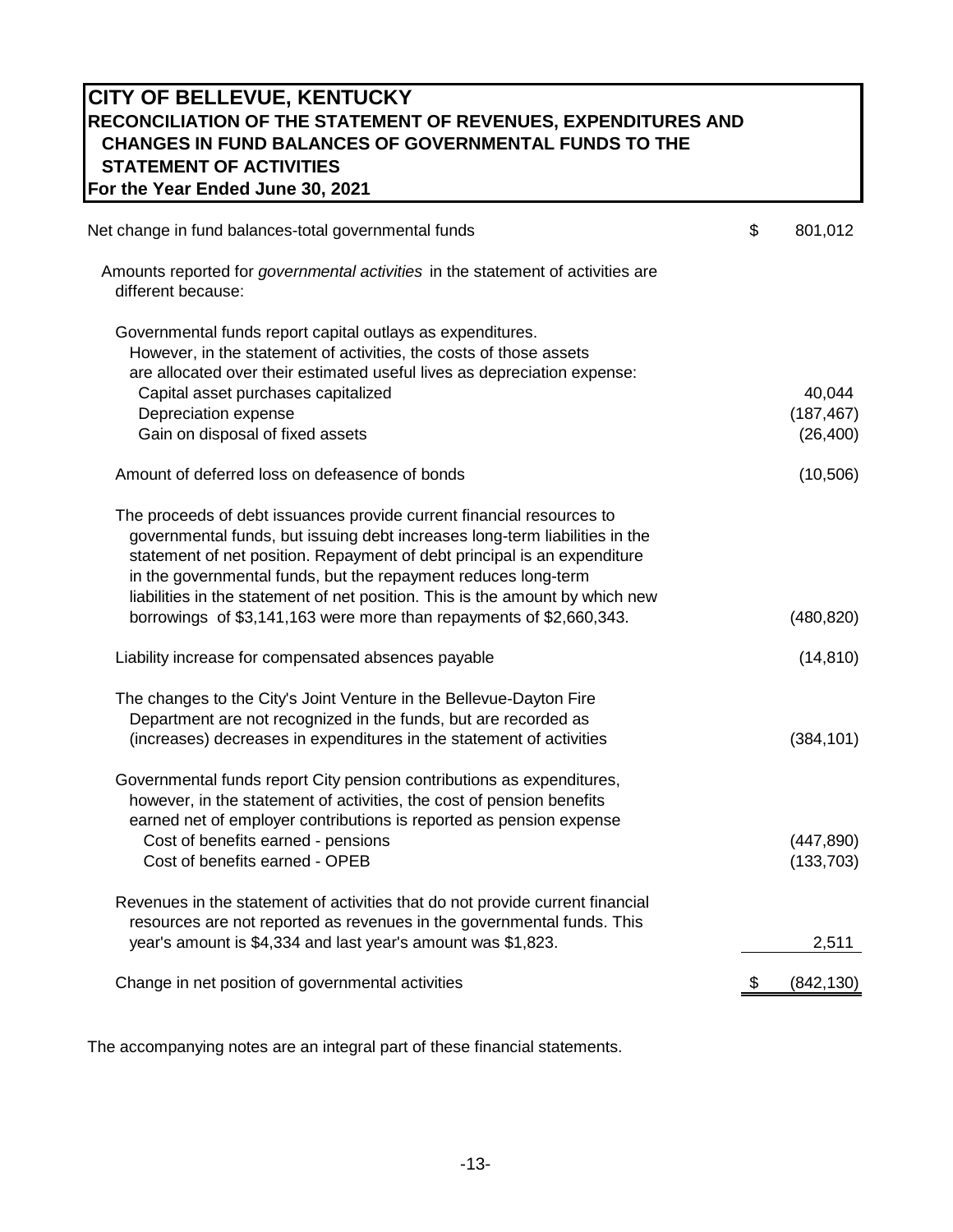# CITY OF BELLEVUE, KENTUCKY
## RECONCILIATION OF THE STATEMENT OF REVENUES, EXPENDITURES AND CHANGES IN FUND BALANCES OF GOVERNMENTAL FUNDS TO THE STATEMENT OF ACTIVITIES
### For the Year Ended June 30, 2021

| | |
|---|---|
| Net change in fund balances-total governmental funds | $ 801,012 |
| Amounts reported for *governmental activities* in the statement of activities are different because: | |
| Governmental funds report capital outlays as expenditures. However, in the statement of activities, the costs of those assets are allocated over their estimated useful lives as depreciation expense: | |
| Capital asset purchases capitalized | 40,044 |
| Depreciation expense | (187,467) |
| Gain on disposal of fixed assets | (26,400) |
| Amount of deferred loss on defeasence of bonds | (10,506) |
| The proceeds of debt issuances provide current financial resources to governmental funds, but issuing debt increases long-term liabilities in the statement of net position. Repayment of debt principal is an expenditure in the governmental funds, but the repayment reduces long-term liabilities in the statement of net position. This is the amount by which new borrowings of $3,141,163 were more than repayments of $2,660,343. | (480,820) |
| Liability increase for compensated absences payable | (14,810) |
| The changes to the City's Joint Venture in the Bellevue-Dayton Fire Department are not recognized in the funds, but are recorded as (increases) decreases in expenditures in the statement of activities | (384,101) |
| Governmental funds report City pension contributions as expenditures, however, in the statement of activities, the cost of pension benefits earned net of employer contributions is reported as pension expense | |
| Cost of benefits earned - pensions | (447,890) |
| Cost of benefits earned - OPEB | (133,703) |
| Revenues in the statement of activities that do not provide current financial resources are not reported as revenues in the governmental funds. This year's amount is $4,334 and last year's amount was $1,823. | 2,511 |
| Change in net position of governmental activities | $ (842,130) |

The accompanying notes are an integral part of these financial statements.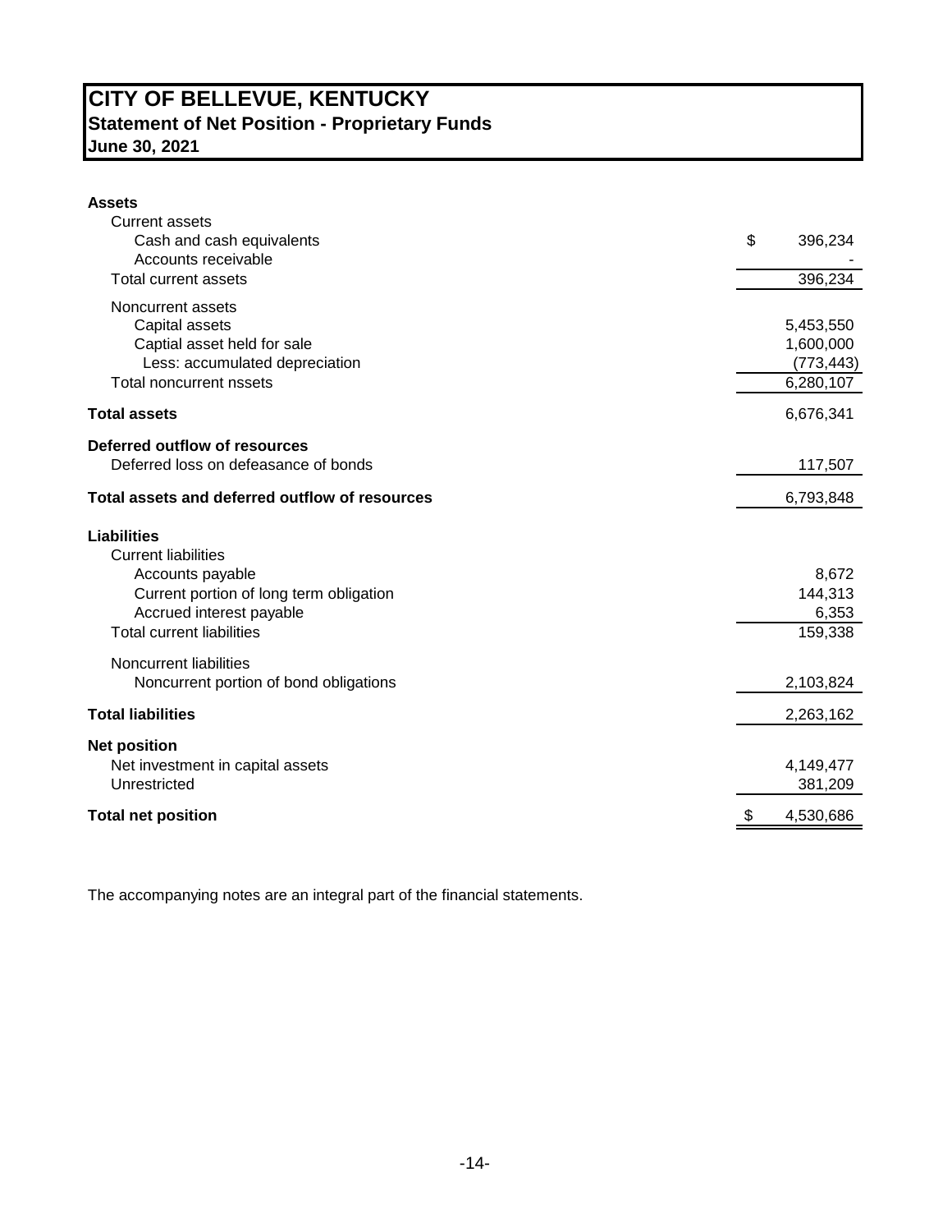# CITY OF BELLEVUE, KENTUCKY
## Statement of Net Position - Proprietary Funds
### June 30, 2021

| | |
|---|---:|
| **Assets** | |
| Current assets | |
| Cash and cash equivalents | $ 396,234 |
| Accounts receivable | - |
| Total current assets | 396,234 |
| Noncurrent assets | |
| Capital assets | 5,453,550 |
| Captial asset held for sale | 1,600,000 |
| Less: accumulated depreciation | (773,443) |
| Total noncurrent nssets | 6,280,107 |
| **Total assets** | 6,676,341 |
| **Deferred outflow of resources** | |
| Deferred loss on defeasance of bonds | 117,507 |
| **Total assets and deferred outflow of resources** | 6,793,848 |
| **Liabilities** | |
| Current liabilities | |
| Accounts payable | 8,672 |
| Current portion of long term obligation | 144,313 |
| Accrued interest payable | 6,353 |
| Total current liabilities | 159,338 |
| Noncurrent liabilities | |
| Noncurrent portion of bond obligations | 2,103,824 |
| **Total liabilities** | 2,263,162 |
| **Net position** | |
| Net investment in capital assets | 4,149,477 |
| Unrestricted | 381,209 |
| **Total net position** | $ 4,530,686 |

The accompanying notes are an integral part of the financial statements.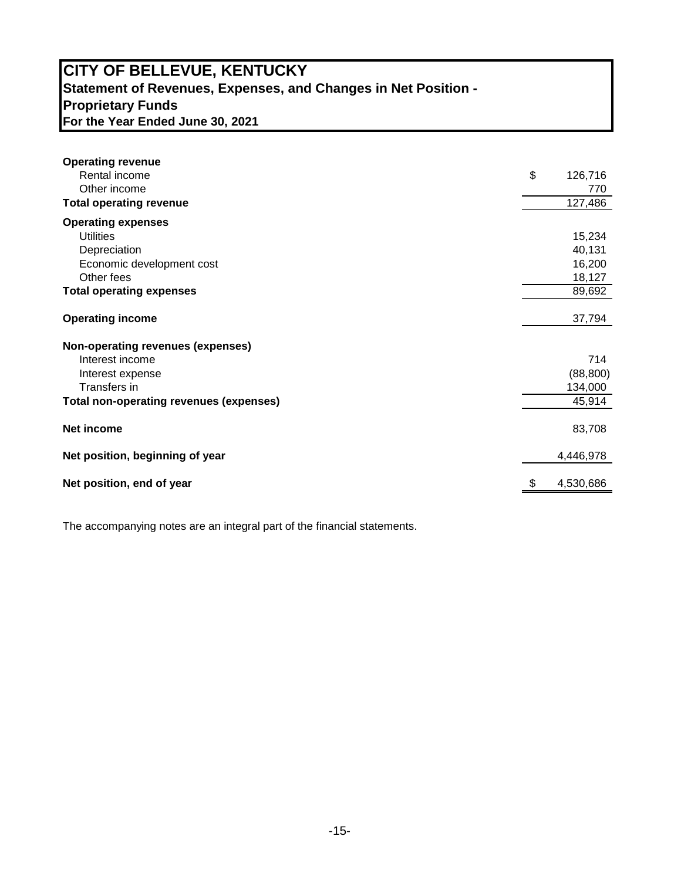# CITY OF BELLEVUE, KENTUCKY
## Statement of Revenues, Expenses, and Changes in Net Position - Proprietary Funds
### For the Year Ended June 30, 2021

| | |
|---|---|
| **Operating revenue** | |
| Rental income | $ 126,716 |
| Other income | 770 |
| **Total operating revenue** | 127,486 |
| **Operating expenses** | |
| Utilities | 15,234 |
| Depreciation | 40,131 |
| Economic development cost | 16,200 |
| Other fees | 18,127 |
| **Total operating expenses** | 89,692 |
| **Operating income** | 37,794 |
| **Non-operating revenues (expenses)** | |
| Interest income | 714 |
| Interest expense | (88,800) |
| Transfers in | 134,000 |
| **Total non-operating revenues (expenses)** | 45,914 |
| **Net income** | 83,708 |
| **Net position, beginning of year** | 4,446,978 |
| **Net position, end of year** | $ 4,530,686 |

The accompanying notes are an integral part of the financial statements.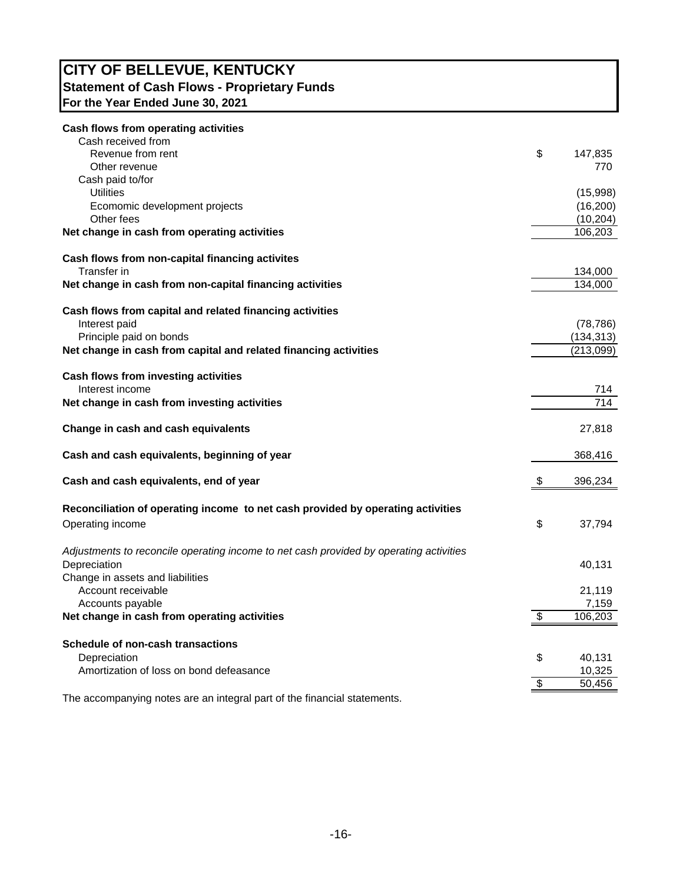# CITY OF BELLEVUE, KENTUCKY
## Statement of Cash Flows - Proprietary Funds
### For the Year Ended June 30, 2021

| | |
|---|---|
| **Cash flows from operating activities** | |
| Cash received from | |
| Revenue from rent | $ 147,835 |
| Other revenue | 770 |
| Cash paid to/for | |
| Utilities | (15,998) |
| Ecomomic development projects | (16,200) |
| Other fees | (10,204) |
| **Net change in cash from operating activities** | 106,203 |
| | |
| **Cash flows from non-capital financing activites** | |
| Transfer in | 134,000 |
| **Net change in cash from non-capital financing activities** | 134,000 |
| | |
| **Cash flows from capital and related financing activities** | |
| Interest paid | (78,786) |
| Principle paid on bonds | (134,313) |
| **Net change in cash from capital and related financing activities** | (213,099) |
| | |
| **Cash flows from investing activities** | |
| Interest income | 714 |
| **Net change in cash from investing activities** | 714 |
| | |
| **Change in cash and cash equivalents** | 27,818 |
| | |
| **Cash and cash equivalents, beginning of year** | 368,416 |
| | |
| **Cash and cash equivalents, end of year** | $ 396,234 |
| | |
| **Reconciliation of operating income to net cash provided by operating activities** | |
| Operating income | $ 37,794 |
| | |
| *Adjustments to reconcile operating income to net cash provided by operating activities* | |
| Depreciation | 40,131 |
| Change in assets and liabilities | |
| Account receivable | 21,119 |
| Accounts payable | 7,159 |
| **Net change in cash from operating activities** | $ 106,203 |
| | |
| **Schedule of non-cash transactions** | |
| Depreciation | $ 40,131 |
| Amortization of loss on bond defeasance | 10,325 |
| | $ 50,456 |

The accompanying notes are an integral part of the financial statements.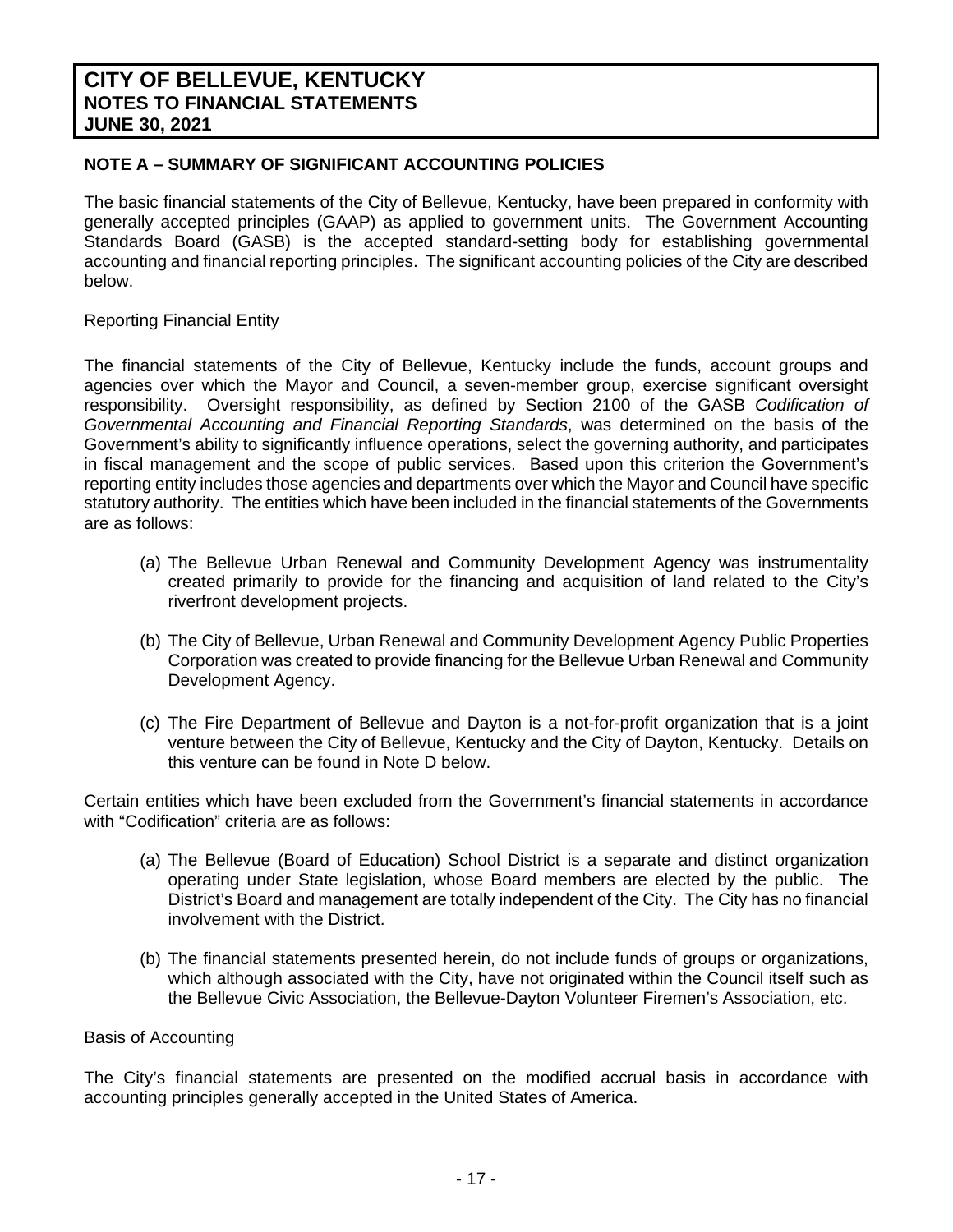# CITY OF BELLEVUE, KENTUCKY
## NOTES TO FINANCIAL STATEMENTS
## JUNE 30, 2021

### NOTE A – SUMMARY OF SIGNIFICANT ACCOUNTING POLICIES

The basic financial statements of the City of Bellevue, Kentucky, have been prepared in conformity with generally accepted principles (GAAP) as applied to government units. The Government Accounting Standards Board (GASB) is the accepted standard-setting body for establishing governmental accounting and financial reporting principles. The significant accounting policies of the City are described below.

Reporting Financial Entity

The financial statements of the City of Bellevue, Kentucky include the funds, account groups and agencies over which the Mayor and Council, a seven-member group, exercise significant oversight responsibility. Oversight responsibility, as defined by Section 2100 of the GASB *Codification of Governmental Accounting and Financial Reporting Standards*, was determined on the basis of the Government's ability to significantly influence operations, select the governing authority, and participates in fiscal management and the scope of public services. Based upon this criterion the Government's reporting entity includes those agencies and departments over which the Mayor and Council have specific statutory authority. The entities which have been included in the financial statements of the Governments are as follows:

(a) The Bellevue Urban Renewal and Community Development Agency was instrumentality created primarily to provide for the financing and acquisition of land related to the City's riverfront development projects.

(b) The City of Bellevue, Urban Renewal and Community Development Agency Public Properties Corporation was created to provide financing for the Bellevue Urban Renewal and Community Development Agency.

(c) The Fire Department of Bellevue and Dayton is a not-for-profit organization that is a joint venture between the City of Bellevue, Kentucky and the City of Dayton, Kentucky. Details on this venture can be found in Note D below.

Certain entities which have been excluded from the Government's financial statements in accordance with "Codification" criteria are as follows:

(a) The Bellevue (Board of Education) School District is a separate and distinct organization operating under State legislation, whose Board members are elected by the public. The District's Board and management are totally independent of the City. The City has no financial involvement with the District.

(b) The financial statements presented herein, do not include funds of groups or organizations, which although associated with the City, have not originated within the Council itself such as the Bellevue Civic Association, the Bellevue-Dayton Volunteer Firemen's Association, etc.

Basis of Accounting

The City's financial statements are presented on the modified accrual basis in accordance with accounting principles generally accepted in the United States of America.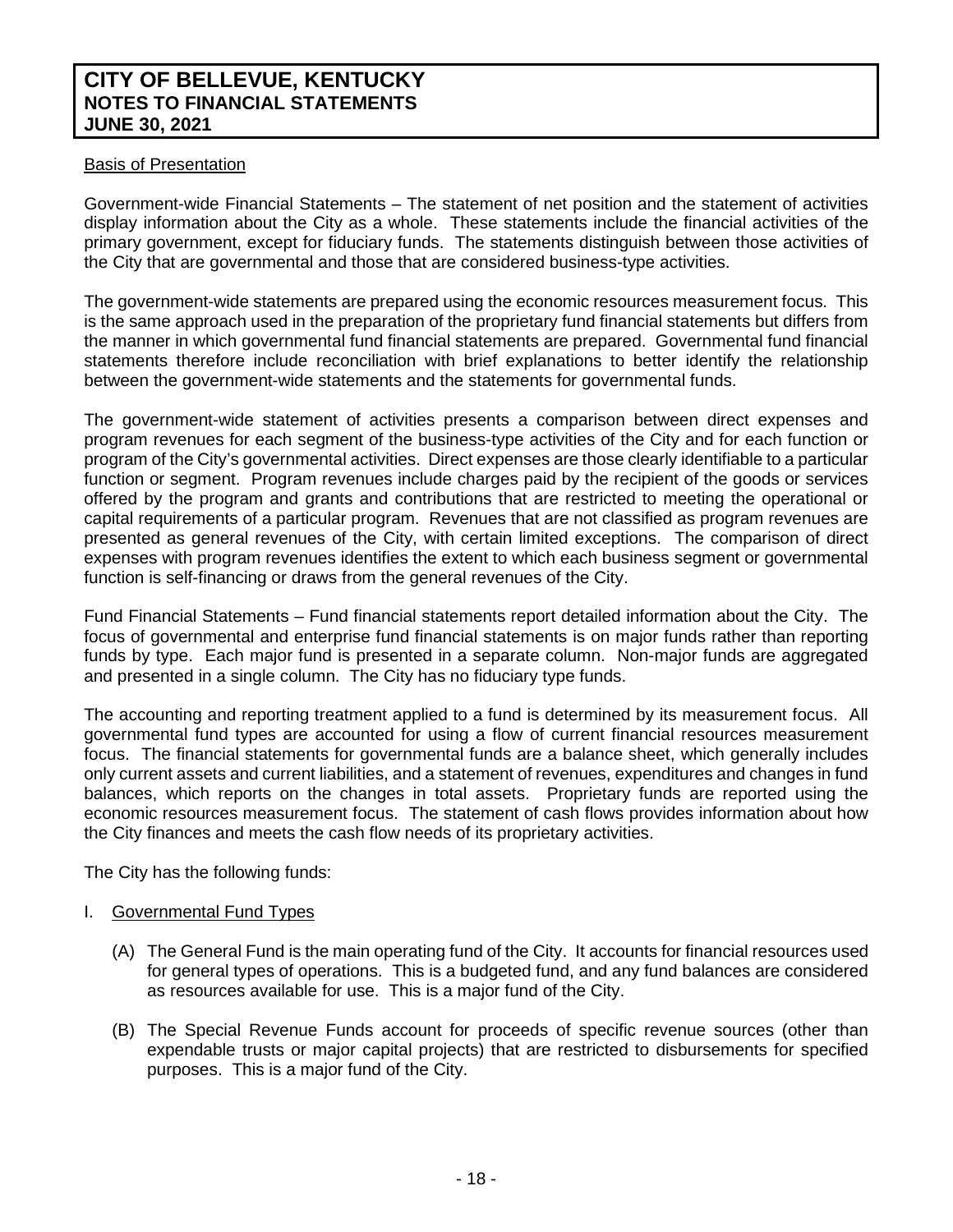Basis of Presentation

Government-wide Financial Statements – The statement of net position and the statement of activities display information about the City as a whole. These statements include the financial activities of the primary government, except for fiduciary funds. The statements distinguish between those activities of the City that are governmental and those that are considered business-type activities.

The government-wide statements are prepared using the economic resources measurement focus. This is the same approach used in the preparation of the proprietary fund financial statements but differs from the manner in which governmental fund financial statements are prepared. Governmental fund financial statements therefore include reconciliation with brief explanations to better identify the relationship between the government-wide statements and the statements for governmental funds.

The government-wide statement of activities presents a comparison between direct expenses and program revenues for each segment of the business-type activities of the City and for each function or program of the City's governmental activities. Direct expenses are those clearly identifiable to a particular function or segment. Program revenues include charges paid by the recipient of the goods or services offered by the program and grants and contributions that are restricted to meeting the operational or capital requirements of a particular program. Revenues that are not classified as program revenues are presented as general revenues of the City, with certain limited exceptions. The comparison of direct expenses with program revenues identifies the extent to which each business segment or governmental function is self-financing or draws from the general revenues of the City.

Fund Financial Statements – Fund financial statements report detailed information about the City. The focus of governmental and enterprise fund financial statements is on major funds rather than reporting funds by type. Each major fund is presented in a separate column. Non-major funds are aggregated and presented in a single column. The City has no fiduciary type funds.

The accounting and reporting treatment applied to a fund is determined by its measurement focus. All governmental fund types are accounted for using a flow of current financial resources measurement focus. The financial statements for governmental funds are a balance sheet, which generally includes only current assets and current liabilities, and a statement of revenues, expenditures and changes in fund balances, which reports on the changes in total assets. Proprietary funds are reported using the economic resources measurement focus. The statement of cash flows provides information about how the City finances and meets the cash flow needs of its proprietary activities.

The City has the following funds:

I. Governmental Fund Types

(A) The General Fund is the main operating fund of the City. It accounts for financial resources used for general types of operations. This is a budgeted fund, and any fund balances are considered as resources available for use. This is a major fund of the City.

(B) The Special Revenue Funds account for proceeds of specific revenue sources (other than expendable trusts or major capital projects) that are restricted to disbursements for specified purposes. This is a major fund of the City.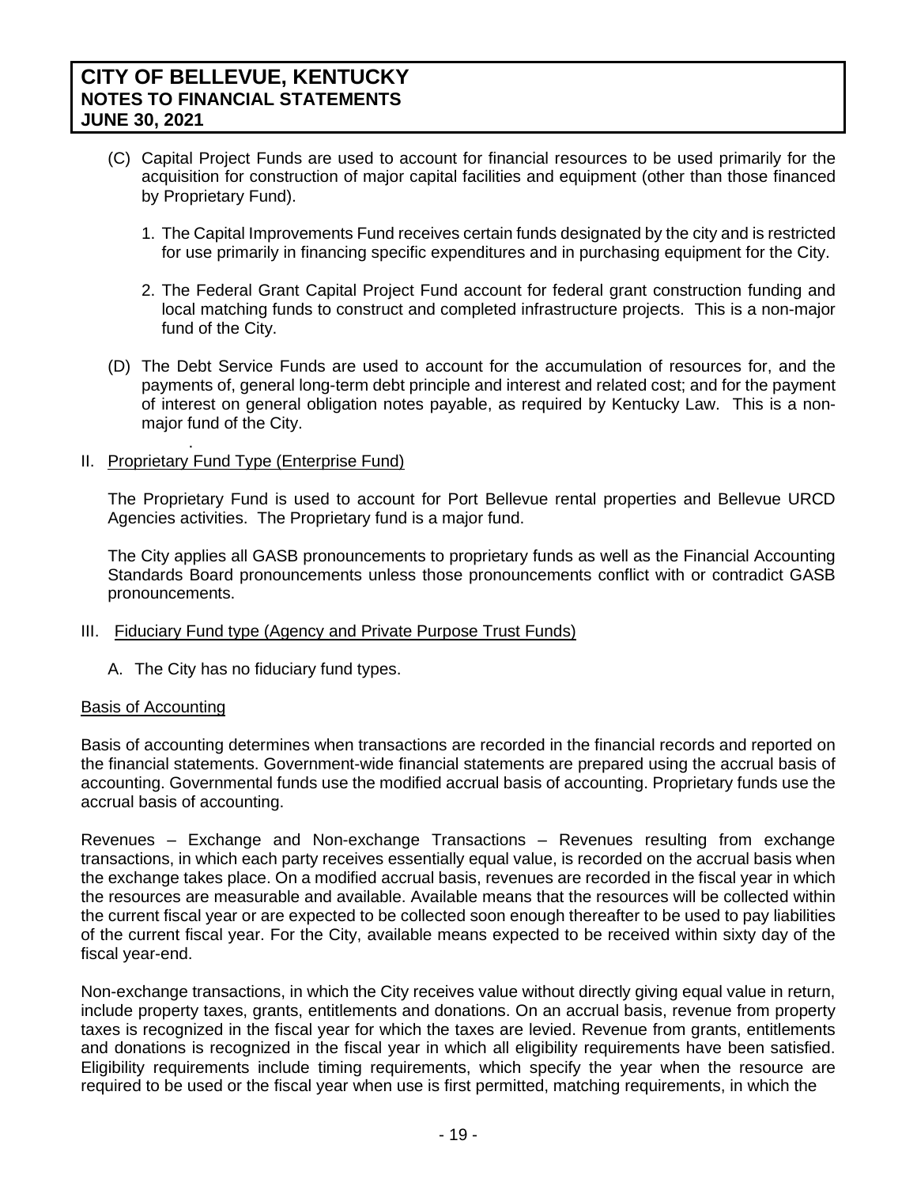(C) Capital Project Funds are used to account for financial resources to be used primarily for the acquisition for construction of major capital facilities and equipment (other than those financed by Proprietary Fund).

1. The Capital Improvements Fund receives certain funds designated by the city and is restricted for use primarily in financing specific expenditures and in purchasing equipment for the City.

2. The Federal Grant Capital Project Fund account for federal grant construction funding and local matching funds to construct and completed infrastructure projects. This is a non-major fund of the City.

(D) The Debt Service Funds are used to account for the accumulation of resources for, and the payments of, general long-term debt principle and interest and related cost; and for the payment of interest on general obligation notes payable, as required by Kentucky Law. This is a non-major fund of the City.

II. Proprietary Fund Type (Enterprise Fund)

The Proprietary Fund is used to account for Port Bellevue rental properties and Bellevue URCD Agencies activities. The Proprietary fund is a major fund.

The City applies all GASB pronouncements to proprietary funds as well as the Financial Accounting Standards Board pronouncements unless those pronouncements conflict with or contradict GASB pronouncements.

III. Fiduciary Fund type (Agency and Private Purpose Trust Funds)

A. The City has no fiduciary fund types.

Basis of Accounting

Basis of accounting determines when transactions are recorded in the financial records and reported on the financial statements. Government-wide financial statements are prepared using the accrual basis of accounting. Governmental funds use the modified accrual basis of accounting. Proprietary funds use the accrual basis of accounting.

Revenues – Exchange and Non-exchange Transactions – Revenues resulting from exchange transactions, in which each party receives essentially equal value, is recorded on the accrual basis when the exchange takes place. On a modified accrual basis, revenues are recorded in the fiscal year in which the resources are measurable and available. Available means that the resources will be collected within the current fiscal year or are expected to be collected soon enough thereafter to be used to pay liabilities of the current fiscal year. For the City, available means expected to be received within sixty day of the fiscal year-end.

Non-exchange transactions, in which the City receives value without directly giving equal value in return, include property taxes, grants, entitlements and donations. On an accrual basis, revenue from property taxes is recognized in the fiscal year for which the taxes are levied. Revenue from grants, entitlements and donations is recognized in the fiscal year in which all eligibility requirements have been satisfied. Eligibility requirements include timing requirements, which specify the year when the resource are required to be used or the fiscal year when use is first permitted, matching requirements, in which the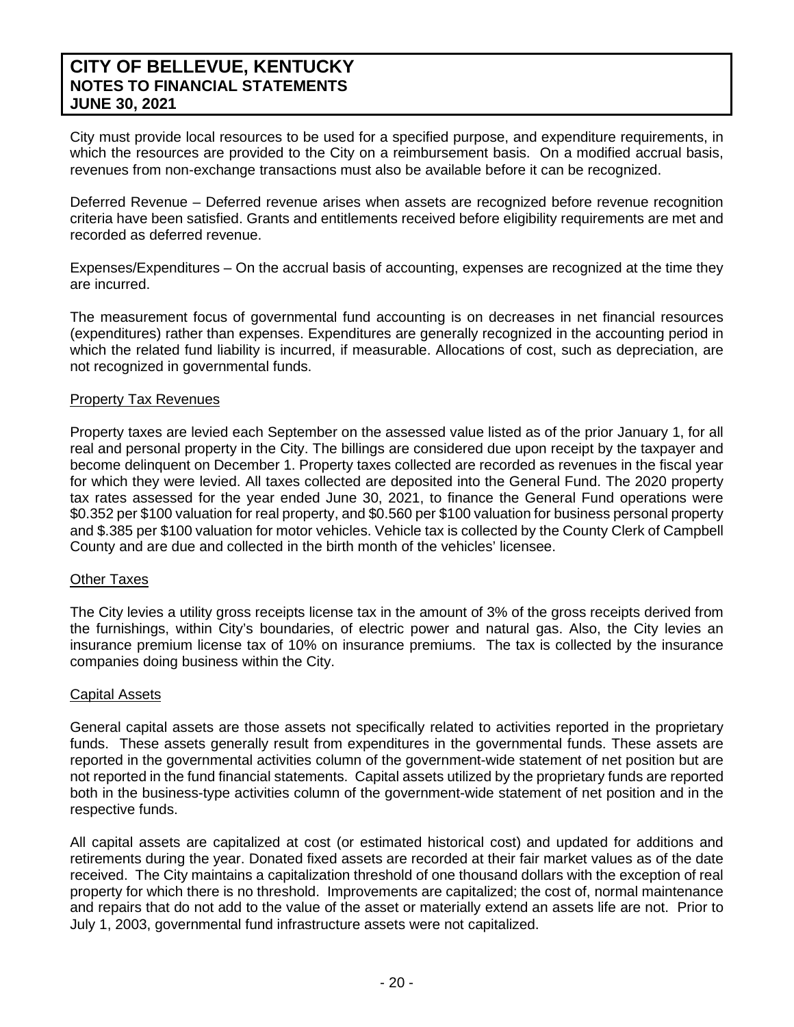City must provide local resources to be used for a specified purpose, and expenditure requirements, in which the resources are provided to the City on a reimbursement basis. On a modified accrual basis, revenues from non-exchange transactions must also be available before it can be recognized.

Deferred Revenue – Deferred revenue arises when assets are recognized before revenue recognition criteria have been satisfied. Grants and entitlements received before eligibility requirements are met and recorded as deferred revenue.

Expenses/Expenditures – On the accrual basis of accounting, expenses are recognized at the time they are incurred.

The measurement focus of governmental fund accounting is on decreases in net financial resources (expenditures) rather than expenses. Expenditures are generally recognized in the accounting period in which the related fund liability is incurred, if measurable. Allocations of cost, such as depreciation, are not recognized in governmental funds.

Property Tax Revenues

Property taxes are levied each September on the assessed value listed as of the prior January 1, for all real and personal property in the City. The billings are considered due upon receipt by the taxpayer and become delinquent on December 1. Property taxes collected are recorded as revenues in the fiscal year for which they were levied. All taxes collected are deposited into the General Fund. The 2020 property tax rates assessed for the year ended June 30, 2021, to finance the General Fund operations were $0.352 per $100 valuation for real property, and $0.560 per $100 valuation for business personal property and $.385 per $100 valuation for motor vehicles. Vehicle tax is collected by the County Clerk of Campbell County and are due and collected in the birth month of the vehicles' licensee.

Other Taxes

The City levies a utility gross receipts license tax in the amount of 3% of the gross receipts derived from the furnishings, within City's boundaries, of electric power and natural gas. Also, the City levies an insurance premium license tax of 10% on insurance premiums. The tax is collected by the insurance companies doing business within the City.

Capital Assets

General capital assets are those assets not specifically related to activities reported in the proprietary funds. These assets generally result from expenditures in the governmental funds. These assets are reported in the governmental activities column of the government-wide statement of net position but are not reported in the fund financial statements. Capital assets utilized by the proprietary funds are reported both in the business-type activities column of the government-wide statement of net position and in the respective funds.

All capital assets are capitalized at cost (or estimated historical cost) and updated for additions and retirements during the year. Donated fixed assets are recorded at their fair market values as of the date received. The City maintains a capitalization threshold of one thousand dollars with the exception of real property for which there is no threshold. Improvements are capitalized; the cost of, normal maintenance and repairs that do not add to the value of the asset or materially extend an assets life are not. Prior to July 1, 2003, governmental fund infrastructure assets were not capitalized.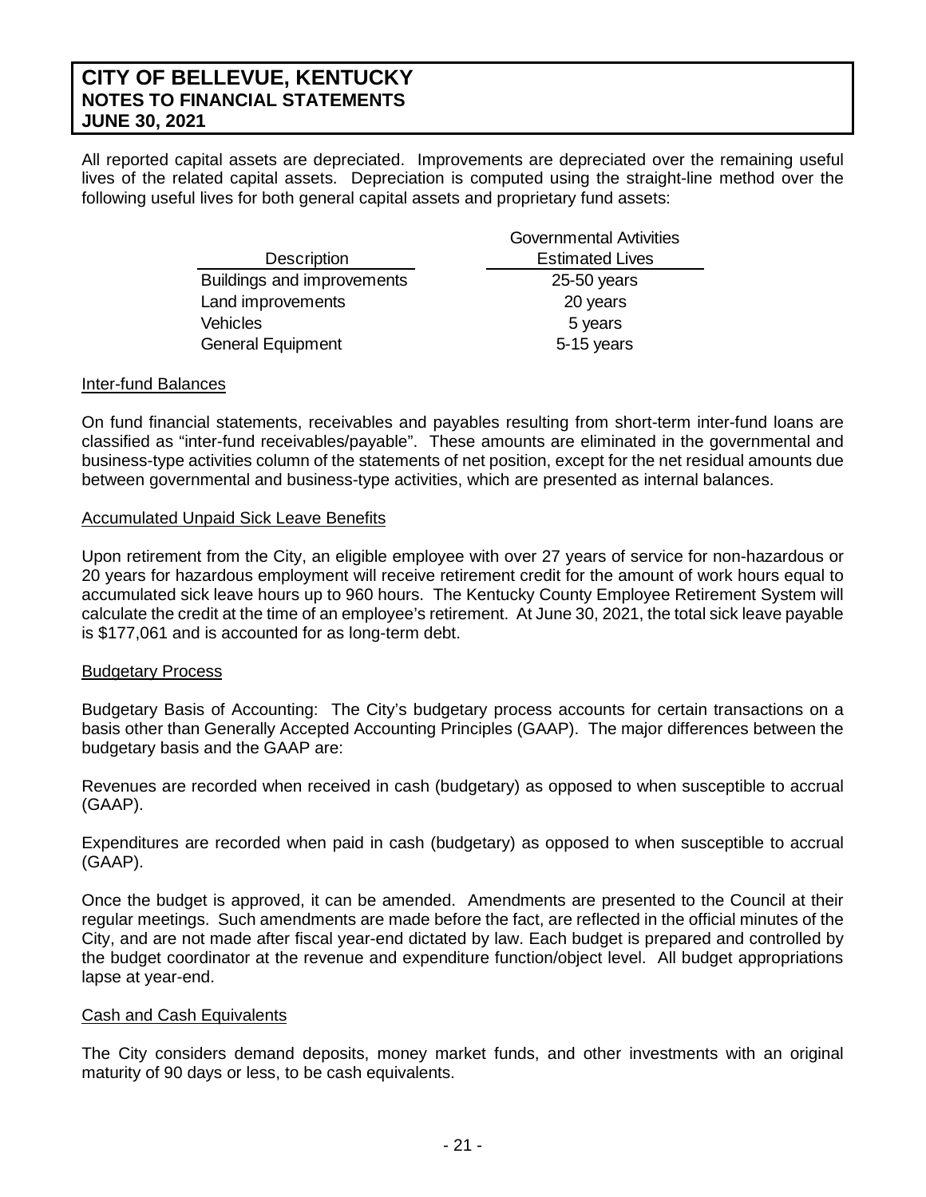All reported capital assets are depreciated. Improvements are depreciated over the remaining useful lives of the related capital assets. Depreciation is computed using the straight-line method over the following useful lives for both general capital assets and proprietary fund assets:

| Description | Governmental Avtivities Estimated Lives |
|---|---|
| Buildings and improvements | 25-50 years |
| Land improvements | 20 years |
| Vehicles | 5 years |
| General Equipment | 5-15 years |

Inter-fund Balances

On fund financial statements, receivables and payables resulting from short-term inter-fund loans are classified as "inter-fund receivables/payable". These amounts are eliminated in the governmental and business-type activities column of the statements of net position, except for the net residual amounts due between governmental and business-type activities, which are presented as internal balances.

Accumulated Unpaid Sick Leave Benefits

Upon retirement from the City, an eligible employee with over 27 years of service for non-hazardous or 20 years for hazardous employment will receive retirement credit for the amount of work hours equal to accumulated sick leave hours up to 960 hours. The Kentucky County Employee Retirement System will calculate the credit at the time of an employee's retirement. At June 30, 2021, the total sick leave payable is $177,061 and is accounted for as long-term debt.

Budgetary Process

Budgetary Basis of Accounting: The City's budgetary process accounts for certain transactions on a basis other than Generally Accepted Accounting Principles (GAAP). The major differences between the budgetary basis and the GAAP are:

Revenues are recorded when received in cash (budgetary) as opposed to when susceptible to accrual (GAAP).

Expenditures are recorded when paid in cash (budgetary) as opposed to when susceptible to accrual (GAAP).

Once the budget is approved, it can be amended. Amendments are presented to the Council at their regular meetings. Such amendments are made before the fact, are reflected in the official minutes of the City, and are not made after fiscal year-end dictated by law. Each budget is prepared and controlled by the budget coordinator at the revenue and expenditure function/object level. All budget appropriations lapse at year-end.

Cash and Cash Equivalents

The City considers demand deposits, money market funds, and other investments with an original maturity of 90 days or less, to be cash equivalents.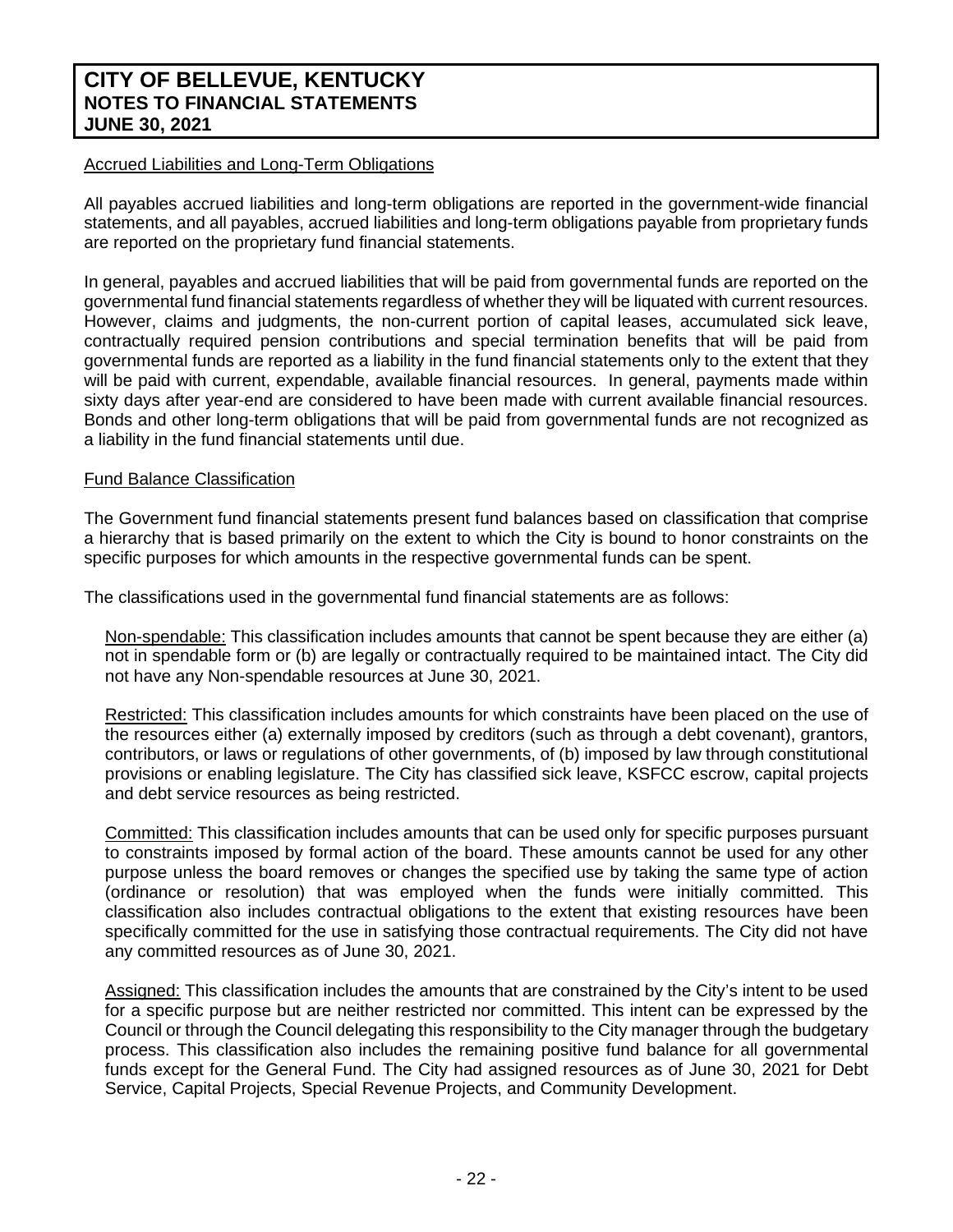Accrued Liabilities and Long-Term Obligations

All payables accrued liabilities and long-term obligations are reported in the government-wide financial statements, and all payables, accrued liabilities and long-term obligations payable from proprietary funds are reported on the proprietary fund financial statements.

In general, payables and accrued liabilities that will be paid from governmental funds are reported on the governmental fund financial statements regardless of whether they will be liquated with current resources. However, claims and judgments, the non-current portion of capital leases, accumulated sick leave, contractually required pension contributions and special termination benefits that will be paid from governmental funds are reported as a liability in the fund financial statements only to the extent that they will be paid with current, expendable, available financial resources. In general, payments made within sixty days after year-end are considered to have been made with current available financial resources. Bonds and other long-term obligations that will be paid from governmental funds are not recognized as a liability in the fund financial statements until due.

Fund Balance Classification

The Government fund financial statements present fund balances based on classification that comprise a hierarchy that is based primarily on the extent to which the City is bound to honor constraints on the specific purposes for which amounts in the respective governmental funds can be spent.

The classifications used in the governmental fund financial statements are as follows:

Non-spendable: This classification includes amounts that cannot be spent because they are either (a) not in spendable form or (b) are legally or contractually required to be maintained intact. The City did not have any Non-spendable resources at June 30, 2021.

Restricted: This classification includes amounts for which constraints have been placed on the use of the resources either (a) externally imposed by creditors (such as through a debt covenant), grantors, contributors, or laws or regulations of other governments, of (b) imposed by law through constitutional provisions or enabling legislature. The City has classified sick leave, KSFCC escrow, capital projects and debt service resources as being restricted.

Committed: This classification includes amounts that can be used only for specific purposes pursuant to constraints imposed by formal action of the board. These amounts cannot be used for any other purpose unless the board removes or changes the specified use by taking the same type of action (ordinance or resolution) that was employed when the funds were initially committed. This classification also includes contractual obligations to the extent that existing resources have been specifically committed for the use in satisfying those contractual requirements. The City did not have any committed resources as of June 30, 2021.

Assigned: This classification includes the amounts that are constrained by the City's intent to be used for a specific purpose but are neither restricted nor committed. This intent can be expressed by the Council or through the Council delegating this responsibility to the City manager through the budgetary process. This classification also includes the remaining positive fund balance for all governmental funds except for the General Fund. The City had assigned resources as of June 30, 2021 for Debt Service, Capital Projects, Special Revenue Projects, and Community Development.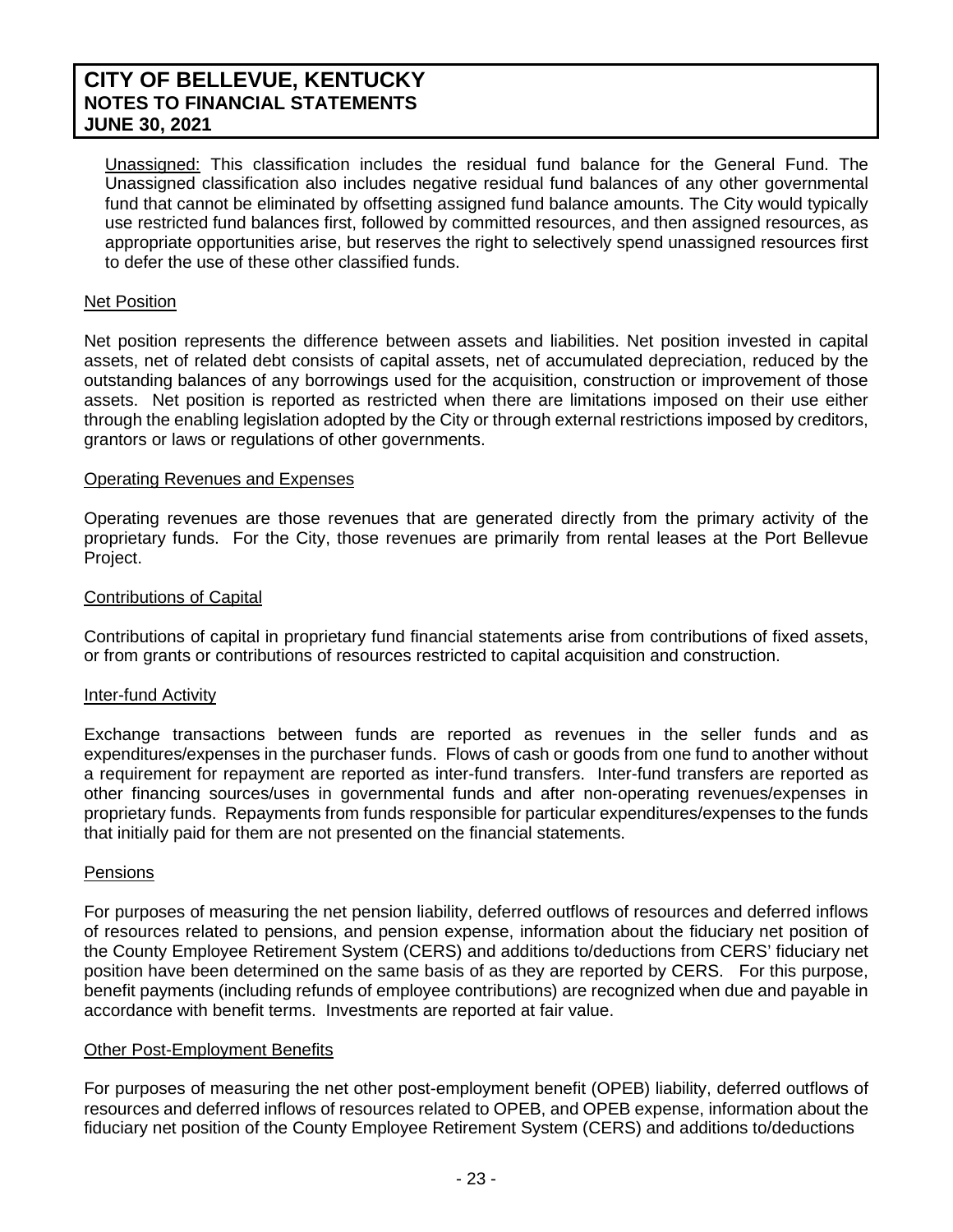Unassigned: This classification includes the residual fund balance for the General Fund. The Unassigned classification also includes negative residual fund balances of any other governmental fund that cannot be eliminated by offsetting assigned fund balance amounts. The City would typically use restricted fund balances first, followed by committed resources, and then assigned resources, as appropriate opportunities arise, but reserves the right to selectively spend unassigned resources first to defer the use of these other classified funds.

Net Position

Net position represents the difference between assets and liabilities. Net position invested in capital assets, net of related debt consists of capital assets, net of accumulated depreciation, reduced by the outstanding balances of any borrowings used for the acquisition, construction or improvement of those assets. Net position is reported as restricted when there are limitations imposed on their use either through the enabling legislation adopted by the City or through external restrictions imposed by creditors, grantors or laws or regulations of other governments.

Operating Revenues and Expenses

Operating revenues are those revenues that are generated directly from the primary activity of the proprietary funds. For the City, those revenues are primarily from rental leases at the Port Bellevue Project.

Contributions of Capital

Contributions of capital in proprietary fund financial statements arise from contributions of fixed assets, or from grants or contributions of resources restricted to capital acquisition and construction.

Inter-fund Activity

Exchange transactions between funds are reported as revenues in the seller funds and as expenditures/expenses in the purchaser funds. Flows of cash or goods from one fund to another without a requirement for repayment are reported as inter-fund transfers. Inter-fund transfers are reported as other financing sources/uses in governmental funds and after non-operating revenues/expenses in proprietary funds. Repayments from funds responsible for particular expenditures/expenses to the funds that initially paid for them are not presented on the financial statements.

Pensions

For purposes of measuring the net pension liability, deferred outflows of resources and deferred inflows of resources related to pensions, and pension expense, information about the fiduciary net position of the County Employee Retirement System (CERS) and additions to/deductions from CERS' fiduciary net position have been determined on the same basis of as they are reported by CERS. For this purpose, benefit payments (including refunds of employee contributions) are recognized when due and payable in accordance with benefit terms. Investments are reported at fair value.

Other Post-Employment Benefits

For purposes of measuring the net other post-employment benefit (OPEB) liability, deferred outflows of resources and deferred inflows of resources related to OPEB, and OPEB expense, information about the fiduciary net position of the County Employee Retirement System (CERS) and additions to/deductions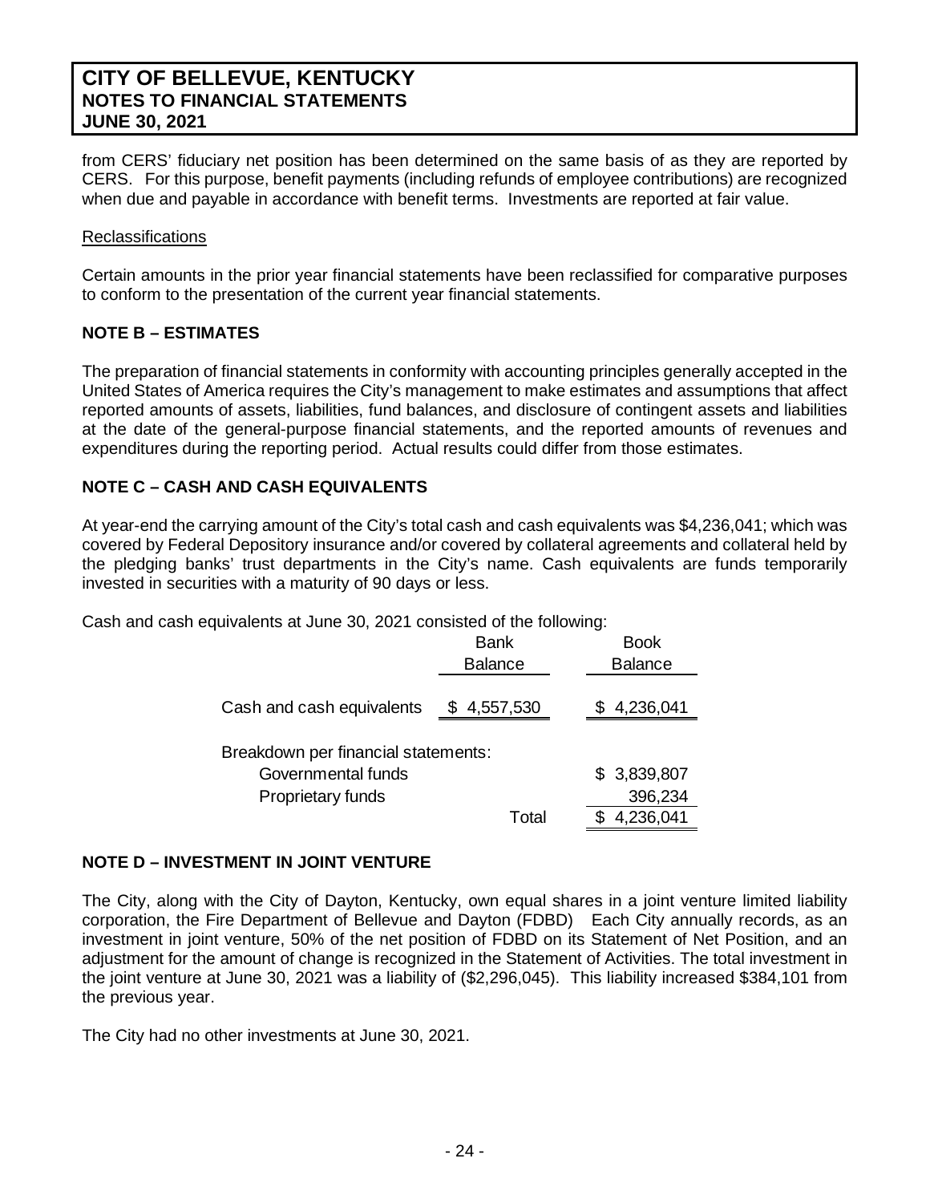from CERS' fiduciary net position has been determined on the same basis of as they are reported by CERS. For this purpose, benefit payments (including refunds of employee contributions) are recognized when due and payable in accordance with benefit terms. Investments are reported at fair value.

Reclassifications

Certain amounts in the prior year financial statements have been reclassified for comparative purposes to conform to the presentation of the current year financial statements.

**NOTE B – ESTIMATES**

The preparation of financial statements in conformity with accounting principles generally accepted in the United States of America requires the City's management to make estimates and assumptions that affect reported amounts of assets, liabilities, fund balances, and disclosure of contingent assets and liabilities at the date of the general-purpose financial statements, and the reported amounts of revenues and expenditures during the reporting period. Actual results could differ from those estimates.

**NOTE C – CASH AND CASH EQUIVALENTS**

At year-end the carrying amount of the City's total cash and cash equivalents was $4,236,041; which was covered by Federal Depository insurance and/or covered by collateral agreements and collateral held by the pledging banks' trust departments in the City's name. Cash equivalents are funds temporarily invested in securities with a maturity of 90 days or less.

Cash and cash equivalents at June 30, 2021 consisted of the following:

| | Bank Balance | Book Balance |
|---|---|---|
| Cash and cash equivalents | $ 4,557,530 | $ 4,236,041 |
| Breakdown per financial statements: | | |
| Governmental funds | | $ 3,839,807 |
| Proprietary funds | | 396,234 |
| | Total | $ 4,236,041 |

**NOTE D – INVESTMENT IN JOINT VENTURE**

The City, along with the City of Dayton, Kentucky, own equal shares in a joint venture limited liability corporation, the Fire Department of Bellevue and Dayton (FDBD) Each City annually records, as an investment in joint venture, 50% of the net position of FDBD on its Statement of Net Position, and an adjustment for the amount of change is recognized in the Statement of Activities. The total investment in the joint venture at June 30, 2021 was a liability of ($2,296,045). This liability increased $384,101 from the previous year.

The City had no other investments at June 30, 2021.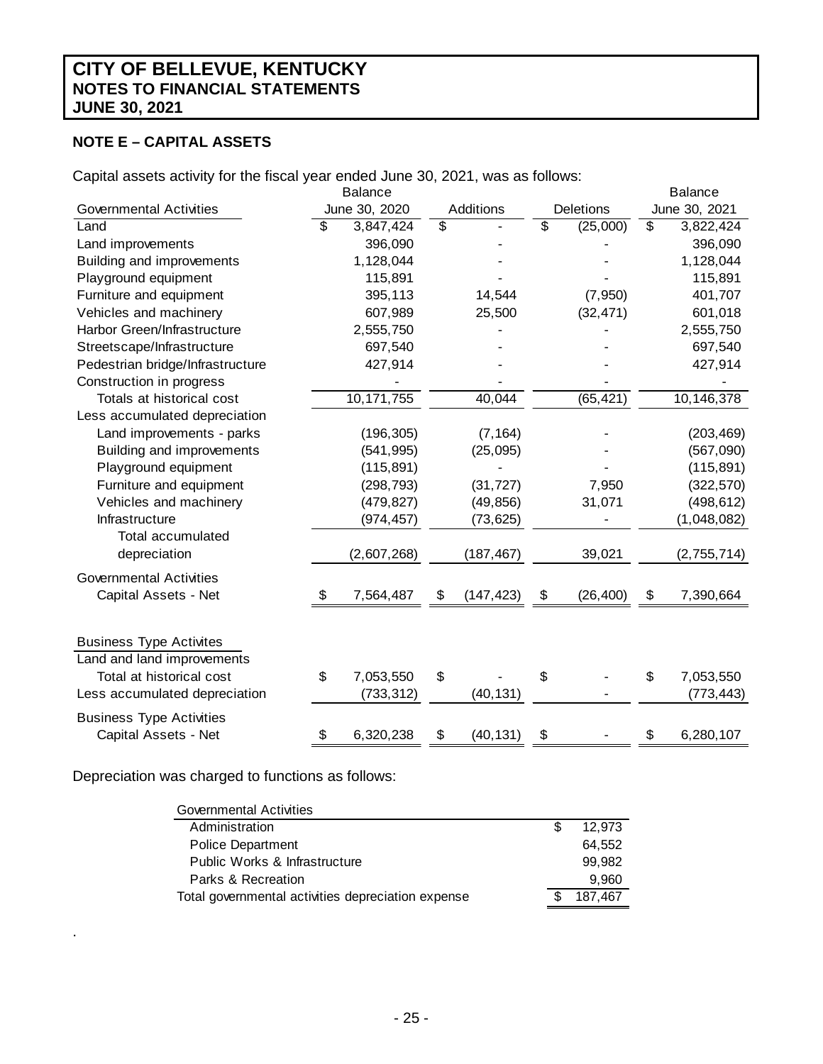# CITY OF BELLEVUE, KENTUCKY
## NOTES TO FINANCIAL STATEMENTS
## JUNE 30, 2021

### NOTE E – CAPITAL ASSETS

Capital assets activity for the fiscal year ended June 30, 2021, was as follows:

| Governmental Activities | Balance June 30, 2020 | Additions | Deletions | Balance June 30, 2021 |
|---|---|---|---|---|
| Land | $ 3,847,424 | $ - | $ (25,000) | $ 3,822,424 |
| Land improvements | 396,090 | - | - | 396,090 |
| Building and improvements | 1,128,044 | - | - | 1,128,044 |
| Playground equipment | 115,891 | - | - | 115,891 |
| Furniture and equipment | 395,113 | 14,544 | (7,950) | 401,707 |
| Vehicles and machinery | 607,989 | 25,500 | (32,471) | 601,018 |
| Harbor Green/Infrastructure | 2,555,750 | - | - | 2,555,750 |
| Streetscape/Infrastructure | 697,540 | - | - | 697,540 |
| Pedestrian bridge/Infrastructure | 427,914 | - | - | 427,914 |
| Construction in progress | - | - | - | - |
| Totals at historical cost | 10,171,755 | 40,044 | (65,421) | 10,146,378 |
| Less accumulated depreciation | | | | |
| Land improvements - parks | (196,305) | (7,164) | - | (203,469) |
| Building and improvements | (541,995) | (25,095) | - | (567,090) |
| Playground equipment | (115,891) | - | - | (115,891) |
| Furniture and equipment | (298,793) | (31,727) | 7,950 | (322,570) |
| Vehicles and machinery | (479,827) | (49,856) | 31,071 | (498,612) |
| Infrastructure | (974,457) | (73,625) | - | (1,048,082) |
| Total accumulated depreciation | (2,607,268) | (187,467) | 39,021 | (2,755,714) |
| Governmental Activities Capital Assets - Net | $ 7,564,487 | $ (147,423) | $ (26,400) | $ 7,390,664 |
| | | | | |
| Business Type Activites | | | | |
| Land and land improvements | | | | |
| Total at historical cost | $ 7,053,550 | $ - | $ - | $ 7,053,550 |
| Less accumulated depreciation | (733,312) | (40,131) | - | (773,443) |
| Business Type Activities Capital Assets - Net | $ 6,320,238 | $ (40,131) | $ - | $ 6,280,107 |

Depreciation was charged to functions as follows:

| Governmental Activities | |
|---|---|
| Administration | $ 12,973 |
| Police Department | 64,552 |
| Public Works & Infrastructure | 99,982 |
| Parks & Recreation | 9,960 |
| Total governmental activities depreciation expense | $ 187,467 |

.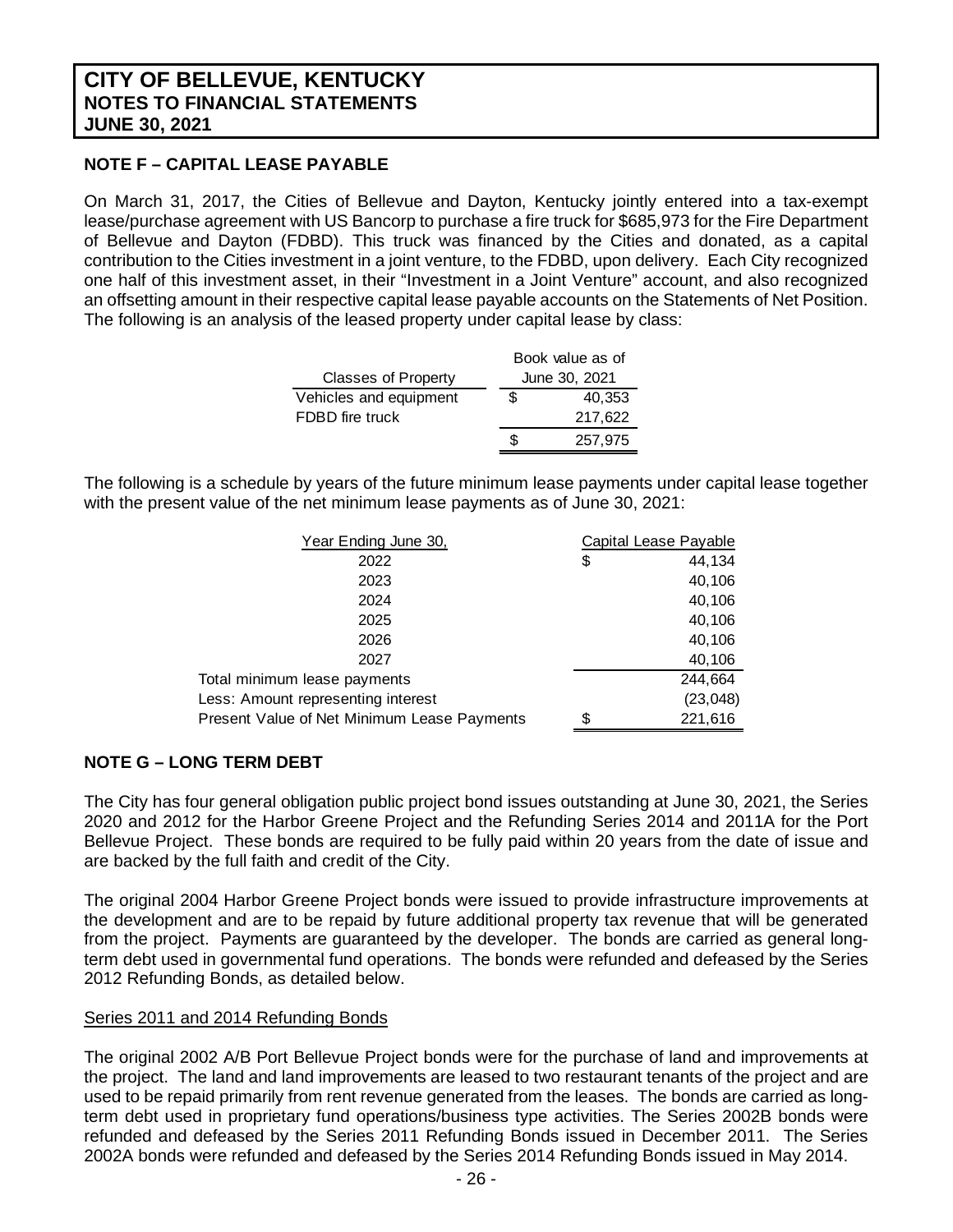# CITY OF BELLEVUE, KENTUCKY
## NOTES TO FINANCIAL STATEMENTS
## JUNE 30, 2021

### NOTE F – CAPITAL LEASE PAYABLE

On March 31, 2017, the Cities of Bellevue and Dayton, Kentucky jointly entered into a tax-exempt lease/purchase agreement with US Bancorp to purchase a fire truck for $685,973 for the Fire Department of Bellevue and Dayton (FDBD). This truck was financed by the Cities and donated, as a capital contribution to the Cities investment in a joint venture, to the FDBD, upon delivery. Each City recognized one half of this investment asset, in their "Investment in a Joint Venture" account, and also recognized an offsetting amount in their respective capital lease payable accounts on the Statements of Net Position. The following is an analysis of the leased property under capital lease by class:

| Classes of Property | Book value as of June 30, 2021 |
|---|---|
| Vehicles and equipment | $ 40,353 |
| FDBD fire truck | 217,622 |
| | $ 257,975 |

The following is a schedule by years of the future minimum lease payments under capital lease together with the present value of the net minimum lease payments as of June 30, 2021:

| Year Ending June 30, | Capital Lease Payable |
|---|---|
| 2022 | $ 44,134 |
| 2023 | 40,106 |
| 2024 | 40,106 |
| 2025 | 40,106 |
| 2026 | 40,106 |
| 2027 | 40,106 |
| Total minimum lease payments | 244,664 |
| Less: Amount representing interest | (23,048) |
| Present Value of Net Minimum Lease Payments | $ 221,616 |

### NOTE G – LONG TERM DEBT

The City has four general obligation public project bond issues outstanding at June 30, 2021, the Series 2020 and 2012 for the Harbor Greene Project and the Refunding Series 2014 and 2011A for the Port Bellevue Project. These bonds are required to be fully paid within 20 years from the date of issue and are backed by the full faith and credit of the City.

The original 2004 Harbor Greene Project bonds were issued to provide infrastructure improvements at the development and are to be repaid by future additional property tax revenue that will be generated from the project. Payments are guaranteed by the developer. The bonds are carried as general long-term debt used in governmental fund operations. The bonds were refunded and defeased by the Series 2012 Refunding Bonds, as detailed below.

Series 2011 and 2014 Refunding Bonds

The original 2002 A/B Port Bellevue Project bonds were for the purchase of land and improvements at the project. The land and land improvements are leased to two restaurant tenants of the project and are used to be repaid primarily from rent revenue generated from the leases. The bonds are carried as long-term debt used in proprietary fund operations/business type activities. The Series 2002B bonds were refunded and defeased by the Series 2011 Refunding Bonds issued in December 2011. The Series 2002A bonds were refunded and defeased by the Series 2014 Refunding Bonds issued in May 2014.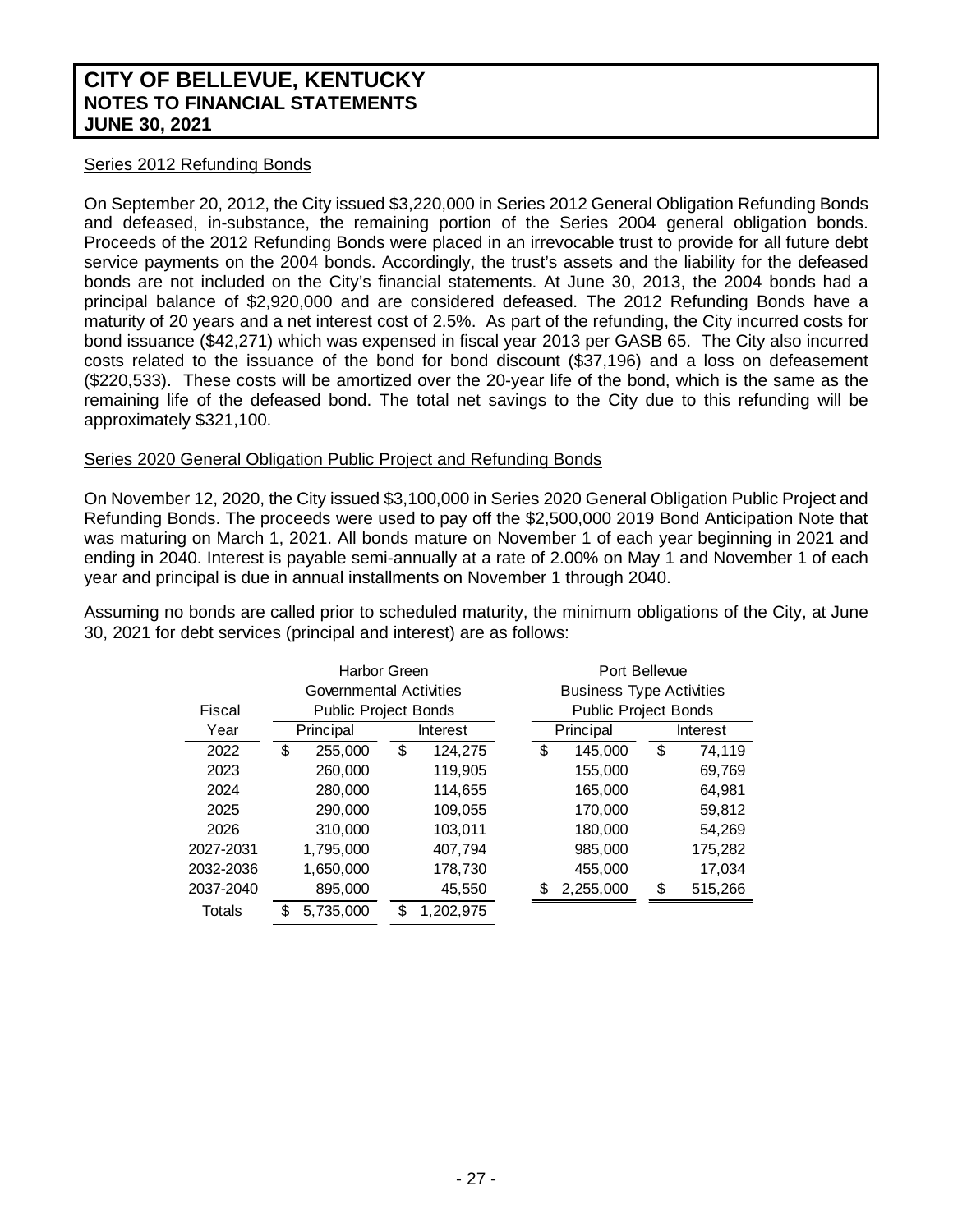## Series 2012 Refunding Bonds

On September 20, 2012, the City issued $3,220,000 in Series 2012 General Obligation Refunding Bonds and defeased, in-substance, the remaining portion of the Series 2004 general obligation bonds. Proceeds of the 2012 Refunding Bonds were placed in an irrevocable trust to provide for all future debt service payments on the 2004 bonds. Accordingly, the trust's assets and the liability for the defeased bonds are not included on the City's financial statements. At June 30, 2013, the 2004 bonds had a principal balance of $2,920,000 and are considered defeased. The 2012 Refunding Bonds have a maturity of 20 years and a net interest cost of 2.5%. As part of the refunding, the City incurred costs for bond issuance ($42,271) which was expensed in fiscal year 2013 per GASB 65. The City also incurred costs related to the issuance of the bond for bond discount ($37,196) and a loss on defeasement ($220,533). These costs will be amortized over the 20-year life of the bond, which is the same as the remaining life of the defeased bond. The total net savings to the City due to this refunding will be approximately $321,100.

## Series 2020 General Obligation Public Project and Refunding Bonds

On November 12, 2020, the City issued $3,100,000 in Series 2020 General Obligation Public Project and Refunding Bonds. The proceeds were used to pay off the $2,500,000 2019 Bond Anticipation Note that was maturing on March 1, 2021. All bonds mature on November 1 of each year beginning in 2021 and ending in 2040. Interest is payable semi-annually at a rate of 2.00% on May 1 and November 1 of each year and principal is due in annual installments on November 1 through 2040.

Assuming no bonds are called prior to scheduled maturity, the minimum obligations of the City, at June 30, 2021 for debt services (principal and interest) are as follows:

| | Harbor Green Governmental Activities Public Project Bonds | | Port Bellevue Business Type Activities Public Project Bonds | |
|---|---|---|---|---|
| Fiscal Year | Principal | Interest | Principal | Interest |
| 2022 | $ 255,000 | $ 124,275 | $ 145,000 | $ 74,119 |
| 2023 | 260,000 | 119,905 | 155,000 | 69,769 |
| 2024 | 280,000 | 114,655 | 165,000 | 64,981 |
| 2025 | 290,000 | 109,055 | 170,000 | 59,812 |
| 2026 | 310,000 | 103,011 | 180,000 | 54,269 |
| 2027-2031 | 1,795,000 | 407,794 | 985,000 | 175,282 |
| 2032-2036 | 1,650,000 | 178,730 | 455,000 | 17,034 |
| 2037-2040 | 895,000 | 45,550 | $ 2,255,000 | $ 515,266 |
| Totals | $ 5,735,000 | $ 1,202,975 | | |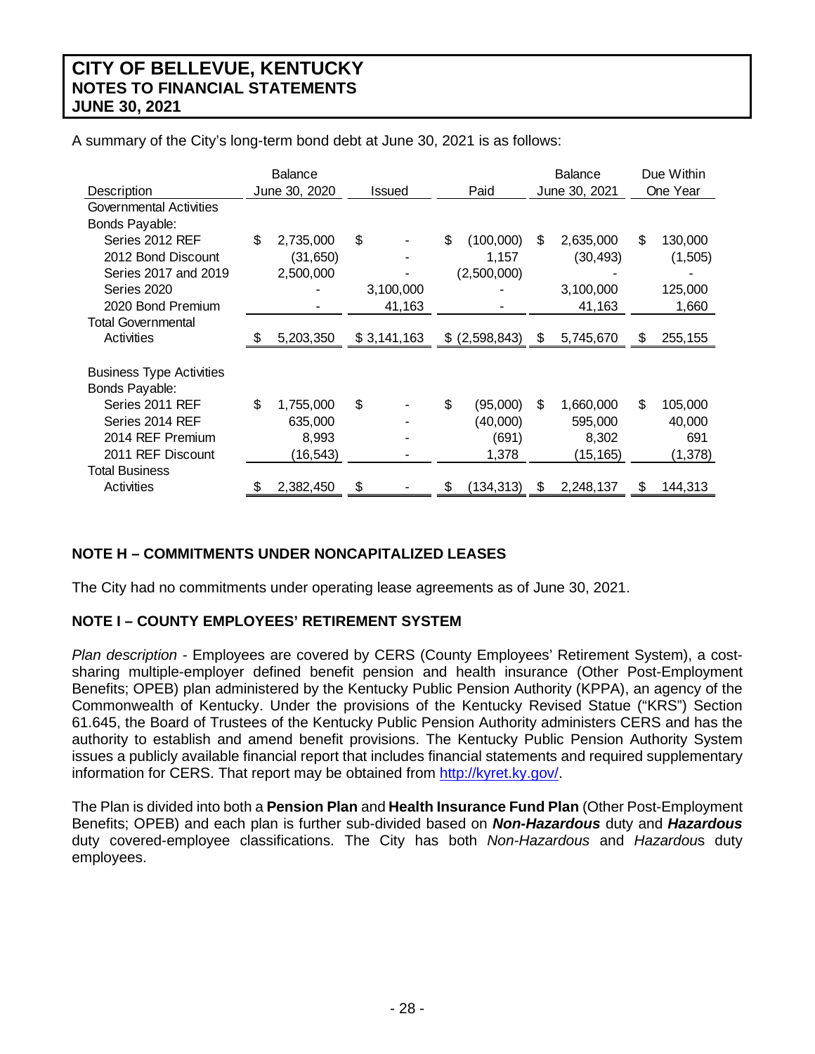A summary of the City's long-term bond debt at June 30, 2021 is as follows:

| Description | Balance June 30, 2020 | Issued | Paid | Balance June 30, 2021 | Due Within One Year |
|---|---|---|---|---|---|
| Governmental Activities | | | | | |
| Bonds Payable: | | | | | |
| Series 2012 REF | $ 2,735,000 | $ - | $ (100,000) | $ 2,635,000 | $ 130,000 |
| 2012 Bond Discount | (31,650) | - | 1,157 | (30,493) | (1,505) |
| Series 2017 and 2019 | 2,500,000 | - | (2,500,000) | - | - |
| Series 2020 | - | 3,100,000 | - | 3,100,000 | 125,000 |
| 2020 Bond Premium | - | 41,163 | - | 41,163 | 1,660 |
| Total Governmental Activities | $ 5,203,350 | $ 3,141,163 | $ (2,598,843) | $ 5,745,670 | $ 255,155 |
| | | | | | |
| Business Type Activities | | | | | |
| Bonds Payable: | | | | | |
| Series 2011 REF | $ 1,755,000 | $ - | $ (95,000) | $ 1,660,000 | $ 105,000 |
| Series 2014 REF | 635,000 | - | (40,000) | 595,000 | 40,000 |
| 2014 REF Premium | 8,993 | - | (691) | 8,302 | 691 |
| 2011 REF Discount | (16,543) | - | 1,378 | (15,165) | (1,378) |
| Total Business Activities | $ 2,382,450 | $ - | $ (134,313) | $ 2,248,137 | $ 144,313 |

## NOTE H – COMMITMENTS UNDER NONCAPITALIZED LEASES

The City had no commitments under operating lease agreements as of June 30, 2021.

## NOTE I – COUNTY EMPLOYEES' RETIREMENT SYSTEM

*Plan description* - Employees are covered by CERS (County Employees' Retirement System), a cost-sharing multiple-employer defined benefit pension and health insurance (Other Post-Employment Benefits; OPEB) plan administered by the Kentucky Public Pension Authority (KPPA), an agency of the Commonwealth of Kentucky. Under the provisions of the Kentucky Revised Statue ("KRS") Section 61.645, the Board of Trustees of the Kentucky Public Pension Authority administers CERS and has the authority to establish and amend benefit provisions. The Kentucky Public Pension Authority System issues a publicly available financial report that includes financial statements and required supplementary information for CERS. That report may be obtained from http://kyret.ky.gov/.

The Plan is divided into both a **Pension Plan** and **Health Insurance Fund Plan** (Other Post-Employment Benefits; OPEB) and each plan is further sub-divided based on ***Non-Hazardous*** duty and ***Hazardous*** duty covered-employee classifications. The City has both *Non-Hazardous* and *Hazardou*s duty employees.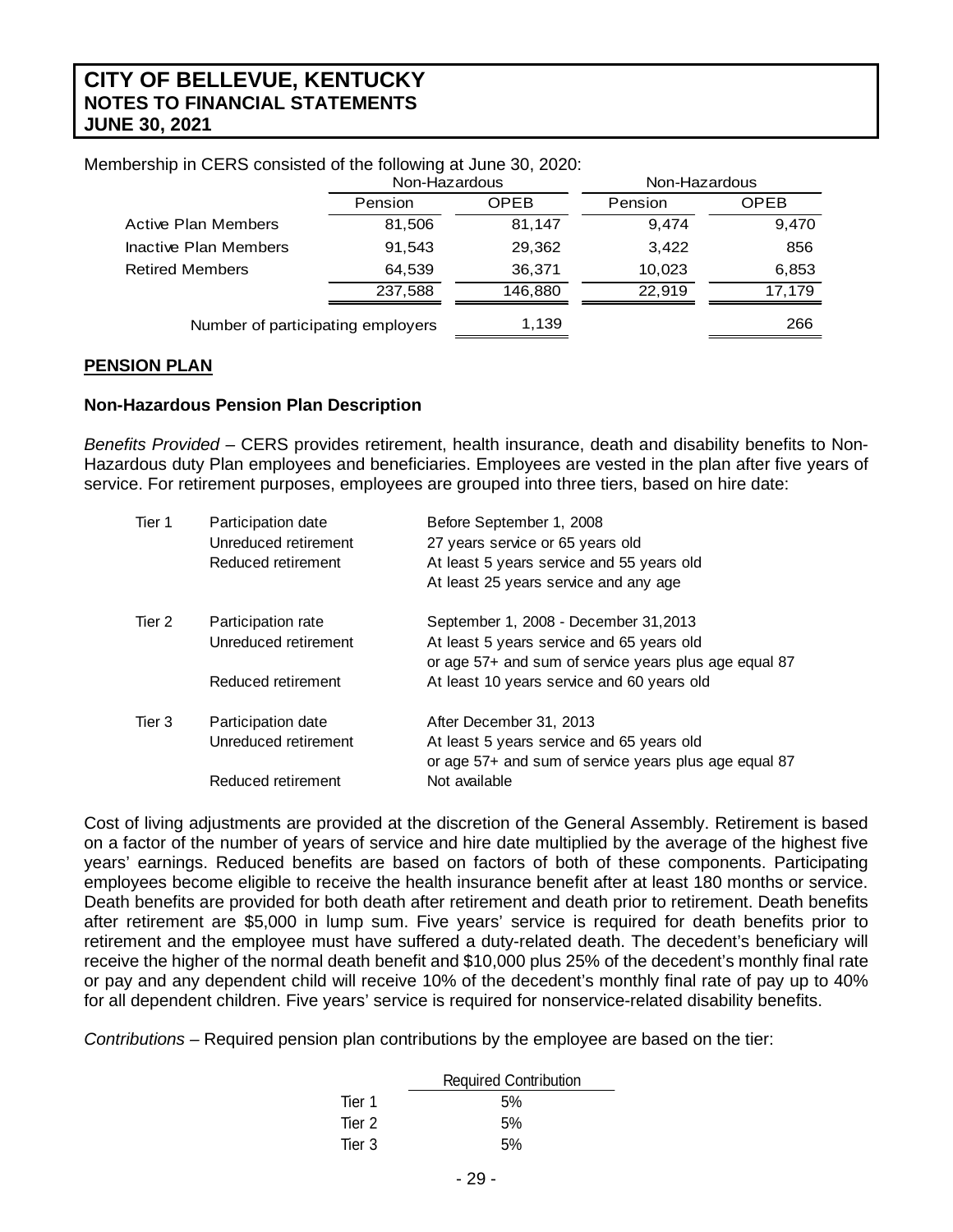Membership in CERS consisted of the following at June 30, 2020:

| | Non-Hazardous | | Non-Hazardous | |
|---|---|---|---|---|
| | Pension | OPEB | Pension | OPEB |
| Active Plan Members | 81,506 | 81,147 | 9,474 | 9,470 |
| Inactive Plan Members | 91,543 | 29,362 | 3,422 | 856 |
| Retired Members | 64,539 | 36,371 | 10,023 | 6,853 |
| | 237,588 | 146,880 | 22,919 | 17,179 |
| Number of participating employers | | 1,139 | | 266 |

**PENSION PLAN**

**Non-Hazardous Pension Plan Description**

*Benefits Provided* – CERS provides retirement, health insurance, death and disability benefits to Non-Hazardous duty Plan employees and beneficiaries. Employees are vested in the plan after five years of service. For retirement purposes, employees are grouped into three tiers, based on hire date:

| | | |
|---|---|---|
| Tier 1 | Participation date | Before September 1, 2008 |
| | Unreduced retirement | 27 years service or 65 years old |
| | Reduced retirement | At least 5 years service and 55 years old |
| | | At least 25 years service and any age |
| Tier 2 | Participation rate | September 1, 2008 - December 31,2013 |
| | Unreduced retirement | At least 5 years service and 65 years old |
| | | or age 57+ and sum of service years plus age equal 87 |
| | Reduced retirement | At least 10 years service and 60 years old |
| Tier 3 | Participation date | After December 31, 2013 |
| | Unreduced retirement | At least 5 years service and 65 years old |
| | | or age 57+ and sum of service years plus age equal 87 |
| | Reduced retirement | Not available |

Cost of living adjustments are provided at the discretion of the General Assembly. Retirement is based on a factor of the number of years of service and hire date multiplied by the average of the highest five years' earnings. Reduced benefits are based on factors of both of these components. Participating employees become eligible to receive the health insurance benefit after at least 180 months or service. Death benefits are provided for both death after retirement and death prior to retirement. Death benefits after retirement are $5,000 in lump sum. Five years' service is required for death benefits prior to retirement and the employee must have suffered a duty-related death. The decedent's beneficiary will receive the higher of the normal death benefit and $10,000 plus 25% of the decedent's monthly final rate or pay and any dependent child will receive 10% of the decedent's monthly final rate of pay up to 40% for all dependent children. Five years' service is required for nonservice-related disability benefits.

*Contributions* – Required pension plan contributions by the employee are based on the tier:

| | Required Contribution |
|---|---|
| Tier 1 | 5% |
| Tier 2 | 5% |
| Tier 3 | 5% |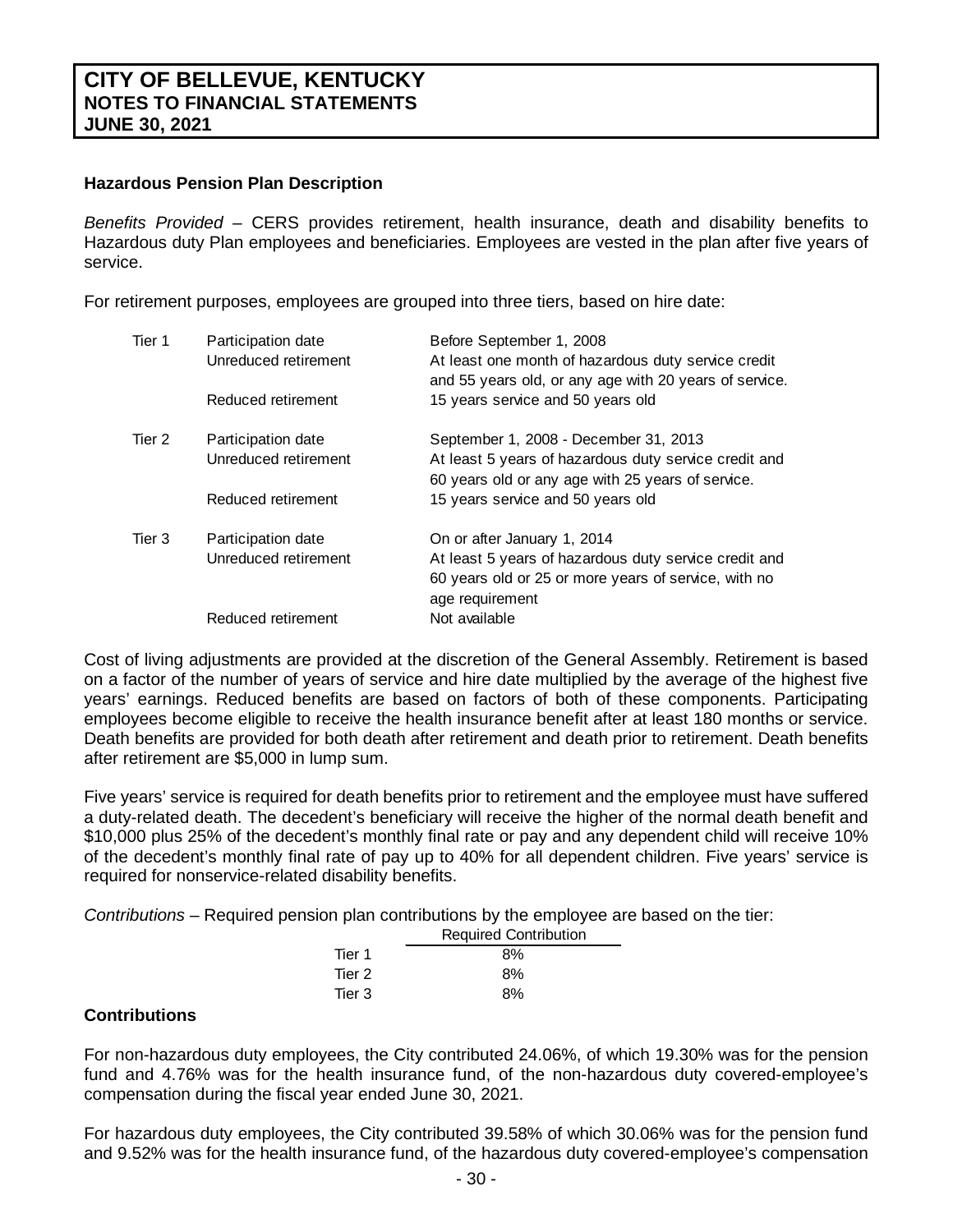# CITY OF BELLEVUE, KENTUCKY
## NOTES TO FINANCIAL STATEMENTS
## JUNE 30, 2021

### Hazardous Pension Plan Description

*Benefits Provided* – CERS provides retirement, health insurance, death and disability benefits to Hazardous duty Plan employees and beneficiaries. Employees are vested in the plan after five years of service.

For retirement purposes, employees are grouped into three tiers, based on hire date:

| | | |
|---|---|---|
| Tier 1 | Participation date | Before September 1, 2008 |
| | Unreduced retirement | At least one month of hazardous duty service credit and 55 years old, or any age with 20 years of service. |
| | Reduced retirement | 15 years service and 50 years old |
| Tier 2 | Participation date | September 1, 2008 - December 31, 2013 |
| | Unreduced retirement | At least 5 years of hazardous duty service credit and 60 years old or any age with 25 years of service. |
| | Reduced retirement | 15 years service and 50 years old |
| Tier 3 | Participation date | On or after January 1, 2014 |
| | Unreduced retirement | At least 5 years of hazardous duty service credit and 60 years old or 25 or more years of service, with no age requirement |
| | Reduced retirement | Not available |

Cost of living adjustments are provided at the discretion of the General Assembly. Retirement is based on a factor of the number of years of service and hire date multiplied by the average of the highest five years' earnings. Reduced benefits are based on factors of both of these components. Participating employees become eligible to receive the health insurance benefit after at least 180 months or service. Death benefits are provided for both death after retirement and death prior to retirement. Death benefits after retirement are $5,000 in lump sum.

Five years' service is required for death benefits prior to retirement and the employee must have suffered a duty-related death. The decedent's beneficiary will receive the higher of the normal death benefit and $10,000 plus 25% of the decedent's monthly final rate or pay and any dependent child will receive 10% of the decedent's monthly final rate of pay up to 40% for all dependent children. Five years' service is required for nonservice-related disability benefits.

*Contributions* – Required pension plan contributions by the employee are based on the tier:

| | Required Contribution |
|---|---|
| Tier 1 | 8% |
| Tier 2 | 8% |
| Tier 3 | 8% |

### Contributions

For non-hazardous duty employees, the City contributed 24.06%, of which 19.30% was for the pension fund and 4.76% was for the health insurance fund, of the non-hazardous duty covered-employee's compensation during the fiscal year ended June 30, 2021.

For hazardous duty employees, the City contributed 39.58% of which 30.06% was for the pension fund and 9.52% was for the health insurance fund, of the hazardous duty covered-employee's compensation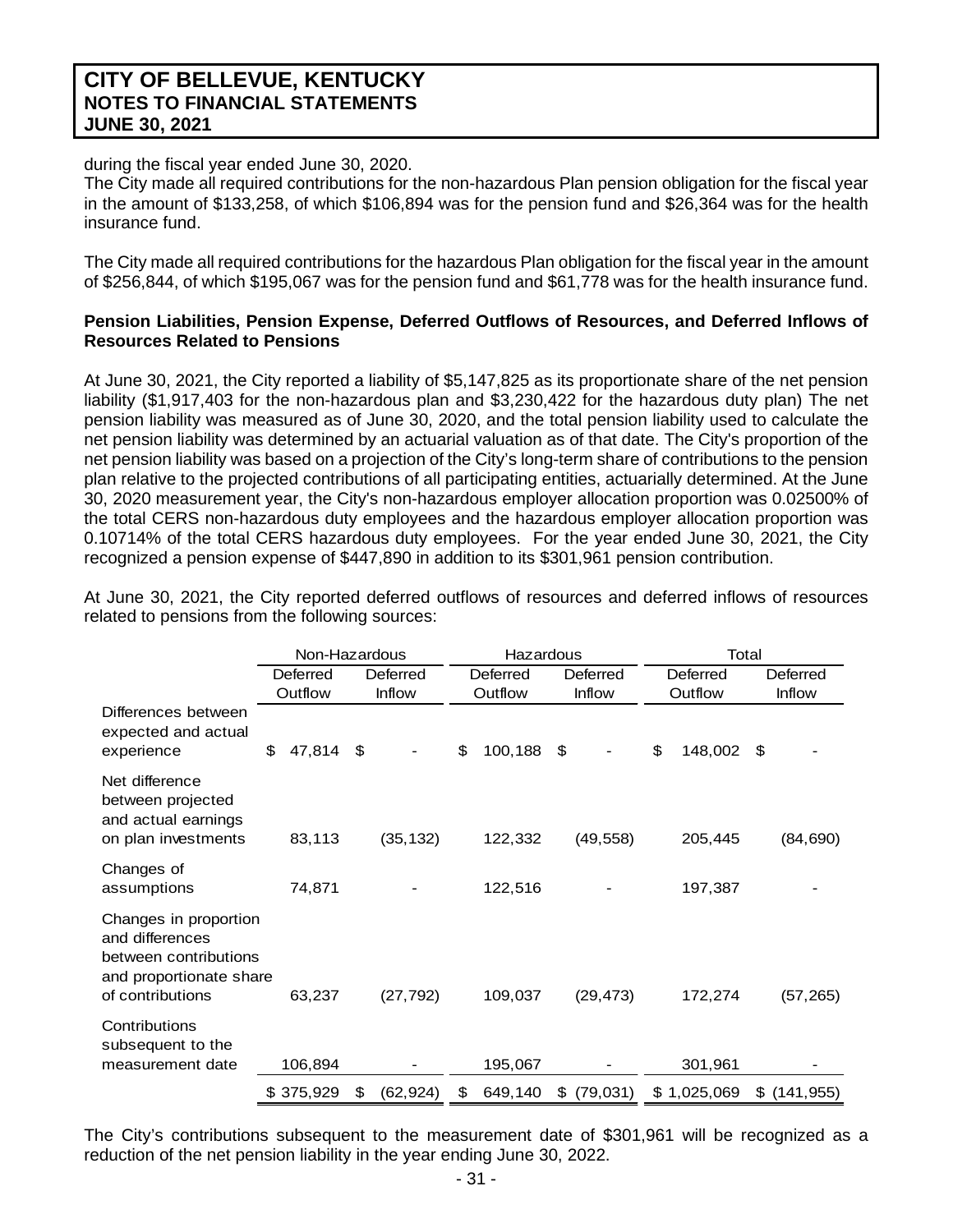during the fiscal year ended June 30, 2020.

The City made all required contributions for the non-hazardous Plan pension obligation for the fiscal year in the amount of $133,258, of which $106,894 was for the pension fund and $26,364 was for the health insurance fund.

The City made all required contributions for the hazardous Plan obligation for the fiscal year in the amount of $256,844, of which $195,067 was for the pension fund and $61,778 was for the health insurance fund.

**Pension Liabilities, Pension Expense, Deferred Outflows of Resources, and Deferred Inflows of Resources Related to Pensions**

At June 30, 2021, the City reported a liability of $5,147,825 as its proportionate share of the net pension liability ($1,917,403 for the non-hazardous plan and $3,230,422 for the hazardous duty plan) The net pension liability was measured as of June 30, 2020, and the total pension liability used to calculate the net pension liability was determined by an actuarial valuation as of that date. The City's proportion of the net pension liability was based on a projection of the City's long-term share of contributions to the pension plan relative to the projected contributions of all participating entities, actuarially determined. At the June 30, 2020 measurement year, the City's non-hazardous employer allocation proportion was 0.02500% of the total CERS non-hazardous duty employees and the hazardous employer allocation proportion was 0.10714% of the total CERS hazardous duty employees. For the year ended June 30, 2021, the City recognized a pension expense of $447,890 in addition to its $301,961 pension contribution.

At June 30, 2021, the City reported deferred outflows of resources and deferred inflows of resources related to pensions from the following sources:

| | Non-Hazardous | | Hazardous | | Total | |
|---|---|---|---|---|---|---|
| | Deferred Outflow | Deferred Inflow | Deferred Outflow | Deferred Inflow | Deferred Outflow | Deferred Inflow |
| Differences between expected and actual experience | $ 47,814 | $ - | $ 100,188 | $ - | $ 148,002 | $ - |
| Net difference between projected and actual earnings on plan investments | 83,113 | (35,132) | 122,332 | (49,558) | 205,445 | (84,690) |
| Changes of assumptions | 74,871 | - | 122,516 | - | 197,387 | - |
| Changes in proportion and differences between contributions and proportionate share of contributions | 63,237 | (27,792) | 109,037 | (29,473) | 172,274 | (57,265) |
| Contributions subsequent to the measurement date | 106,894 | - | 195,067 | - | 301,961 | - |
| | $ 375,929 | $ (62,924) | $ 649,140 | $ (79,031) | $ 1,025,069 | $ (141,955) |

The City's contributions subsequent to the measurement date of $301,961 will be recognized as a reduction of the net pension liability in the year ending June 30, 2022.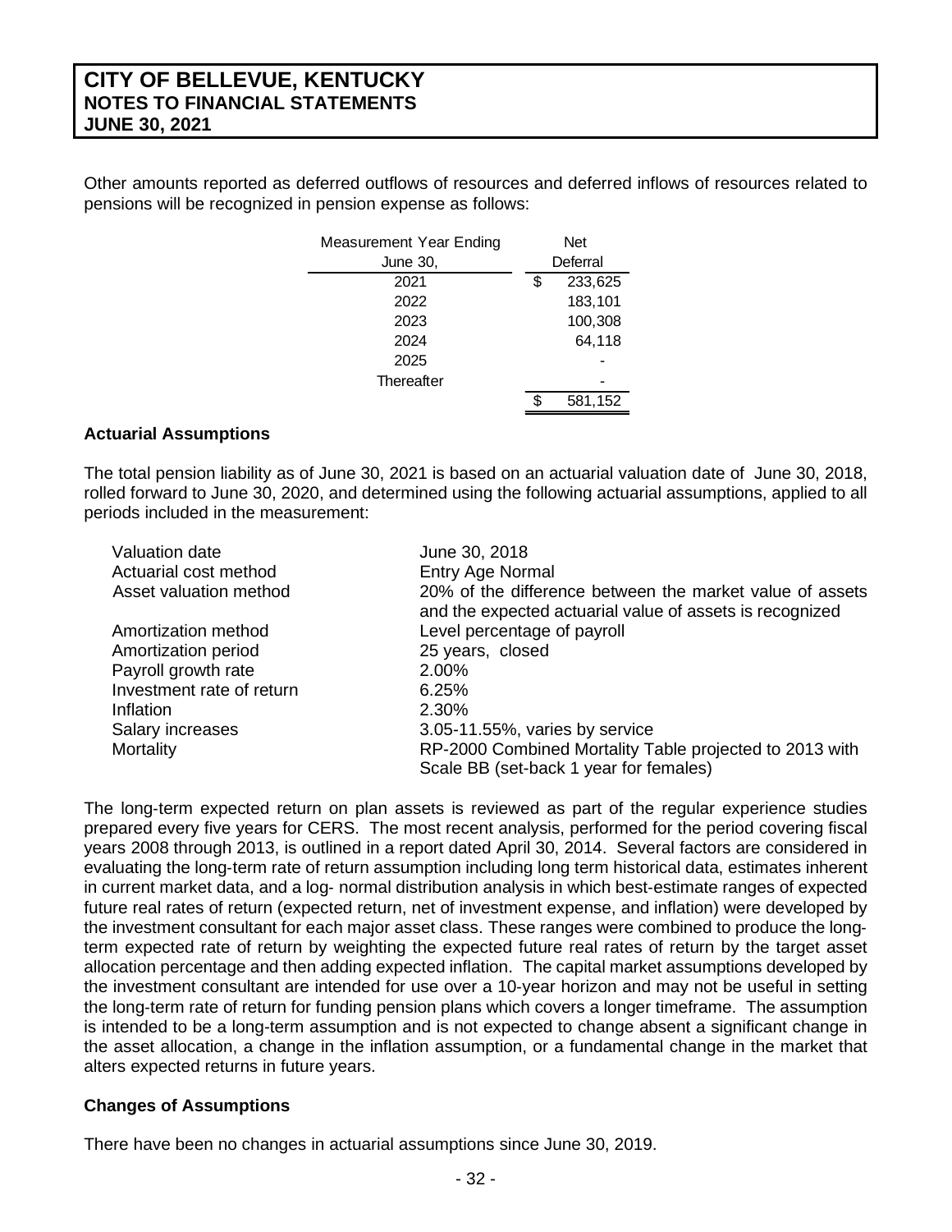Other amounts reported as deferred outflows of resources and deferred inflows of resources related to pensions will be recognized in pension expense as follows:

| Measurement Year Ending June 30, | Net Deferral |
|---|---|
| 2021 | $ 233,625 |
| 2022 | 183,101 |
| 2023 | 100,308 |
| 2024 | 64,118 |
| 2025 | - |
| Thereafter | - |
| | $ 581,152 |

### Actuarial Assumptions

The total pension liability as of June 30, 2021 is based on an actuarial valuation date of June 30, 2018, rolled forward to June 30, 2020, and determined using the following actuarial assumptions, applied to all periods included in the measurement:

| | |
|---|---|
| Valuation date | June 30, 2018 |
| Actuarial cost method | Entry Age Normal |
| Asset valuation method | 20% of the difference between the market value of assets and the expected actuarial value of assets is recognized |
| Amortization method | Level percentage of payroll |
| Amortization period | 25 years, closed |
| Payroll growth rate | 2.00% |
| Investment rate of return | 6.25% |
| Inflation | 2.30% |
| Salary increases | 3.05-11.55%, varies by service |
| Mortality | RP-2000 Combined Mortality Table projected to 2013 with Scale BB (set-back 1 year for females) |

The long-term expected return on plan assets is reviewed as part of the regular experience studies prepared every five years for CERS. The most recent analysis, performed for the period covering fiscal years 2008 through 2013, is outlined in a report dated April 30, 2014. Several factors are considered in evaluating the long-term rate of return assumption including long term historical data, estimates inherent in current market data, and a log- normal distribution analysis in which best-estimate ranges of expected future real rates of return (expected return, net of investment expense, and inflation) were developed by the investment consultant for each major asset class. These ranges were combined to produce the long-term expected rate of return by weighting the expected future real rates of return by the target asset allocation percentage and then adding expected inflation. The capital market assumptions developed by the investment consultant are intended for use over a 10-year horizon and may not be useful in setting the long-term rate of return for funding pension plans which covers a longer timeframe. The assumption is intended to be a long-term assumption and is not expected to change absent a significant change in the asset allocation, a change in the inflation assumption, or a fundamental change in the market that alters expected returns in future years.

### Changes of Assumptions

There have been no changes in actuarial assumptions since June 30, 2019.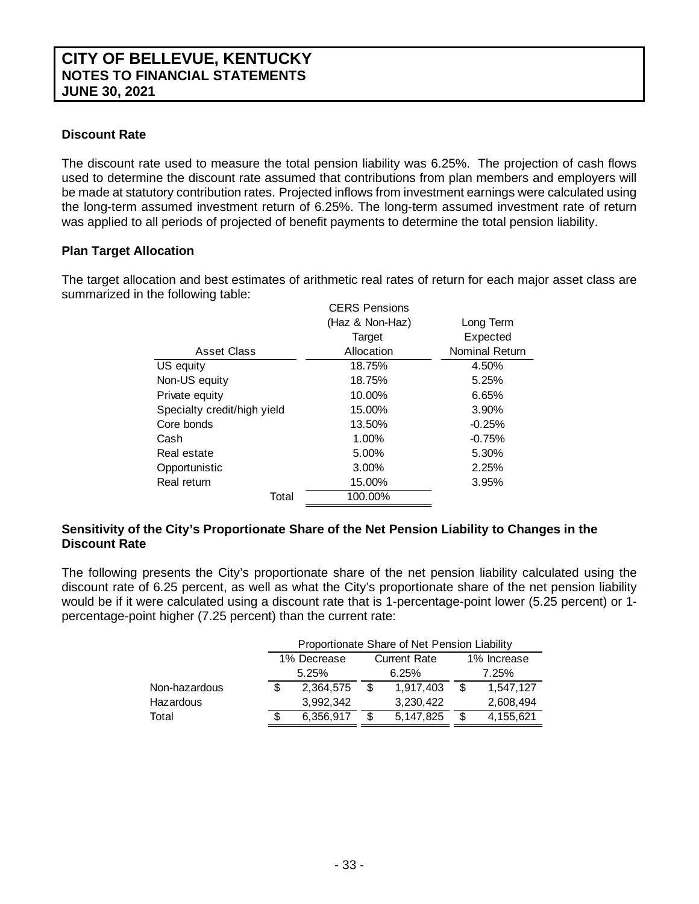## Discount Rate

The discount rate used to measure the total pension liability was 6.25%. The projection of cash flows used to determine the discount rate assumed that contributions from plan members and employers will be made at statutory contribution rates. Projected inflows from investment earnings were calculated using the long-term assumed investment return of 6.25%. The long-term assumed investment rate of return was applied to all periods of projected of benefit payments to determine the total pension liability.

## Plan Target Allocation

The target allocation and best estimates of arithmetic real rates of return for each major asset class are summarized in the following table:

| Asset Class | CERS Pensions (Haz & Non-Haz) Target Allocation | Long Term Expected Nominal Return |
|---|---|---|
| US equity | 18.75% | 4.50% |
| Non-US equity | 18.75% | 5.25% |
| Private equity | 10.00% | 6.65% |
| Specialty credit/high yield | 15.00% | 3.90% |
| Core bonds | 13.50% | -0.25% |
| Cash | 1.00% | -0.75% |
| Real estate | 5.00% | 5.30% |
| Opportunistic | 3.00% | 2.25% |
| Real return | 15.00% | 3.95% |
| Total | 100.00% | |

## Sensitivity of the City's Proportionate Share of the Net Pension Liability to Changes in the Discount Rate

The following presents the City's proportionate share of the net pension liability calculated using the discount rate of 6.25 percent, as well as what the City's proportionate share of the net pension liability would be if it were calculated using a discount rate that is 1-percentage-point lower (5.25 percent) or 1-percentage-point higher (7.25 percent) than the current rate:

| | Proportionate Share of Net Pension Liability | | |
|---|---|---|---|
| | 1% Decrease 5.25% | Current Rate 6.25% | 1% Increase 7.25% |
| Non-hazardous | $ 2,364,575 | $ 1,917,403 | $ 1,547,127 |
| Hazardous | 3,992,342 | 3,230,422 | 2,608,494 |
| Total | $ 6,356,917 | $ 5,147,825 | $ 4,155,621 |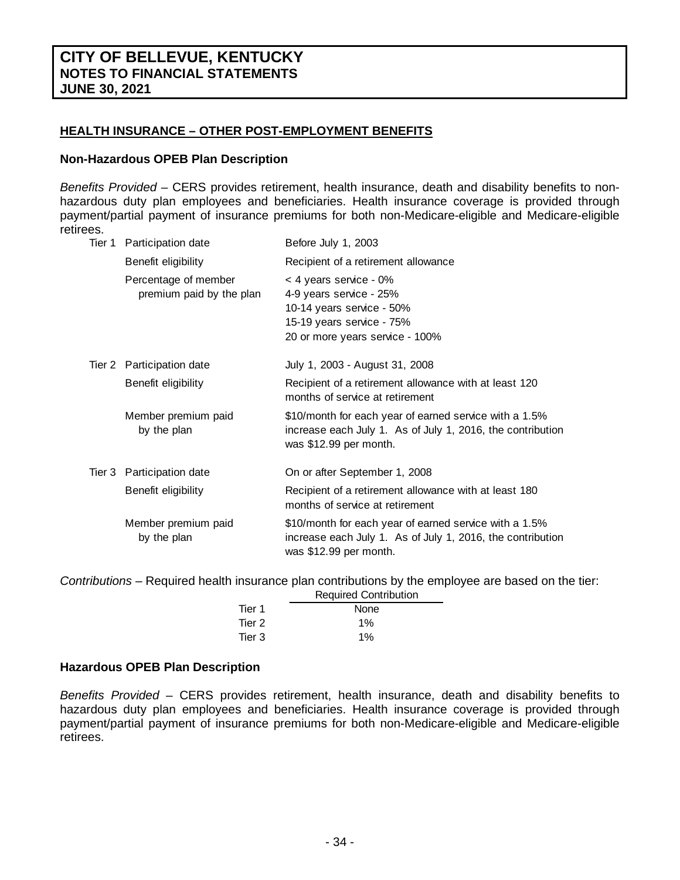## HEALTH INSURANCE – OTHER POST-EMPLOYMENT BENEFITS

### Non-Hazardous OPEB Plan Description

*Benefits Provided* – CERS provides retirement, health insurance, death and disability benefits to non-hazardous duty plan employees and beneficiaries. Health insurance coverage is provided through payment/partial payment of insurance premiums for both non-Medicare-eligible and Medicare-eligible retirees.

| | | |
|---|---|---|
| Tier 1 | Participation date | Before July 1, 2003 |
| | Benefit eligibility | Recipient of a retirement allowance |
| | Percentage of member premium paid by the plan | < 4 years service - 0%<br>4-9 years service - 25%<br>10-14 years service - 50%<br>15-19 years service - 75%<br>20 or more years service - 100% |
| Tier 2 | Participation date | July 1, 2003 - August 31, 2008 |
| | Benefit eligibility | Recipient of a retirement allowance with at least 120 months of service at retirement |
| | Member premium paid by the plan | $10/month for each year of earned service with a 1.5% increase each July 1. As of July 1, 2016, the contribution was $12.99 per month. |
| Tier 3 | Participation date | On or after September 1, 2008 |
| | Benefit eligibility | Recipient of a retirement allowance with at least 180 months of service at retirement |
| | Member premium paid by the plan | $10/month for each year of earned service with a 1.5% increase each July 1. As of July 1, 2016, the contribution was $12.99 per month. |

*Contributions* – Required health insurance plan contributions by the employee are based on the tier:

| | Required Contribution |
|---|---|
| Tier 1 | None |
| Tier 2 | 1% |
| Tier 3 | 1% |

### Hazardous OPEB Plan Description

*Benefits Provided* – CERS provides retirement, health insurance, death and disability benefits to hazardous duty plan employees and beneficiaries. Health insurance coverage is provided through payment/partial payment of insurance premiums for both non-Medicare-eligible and Medicare-eligible retirees.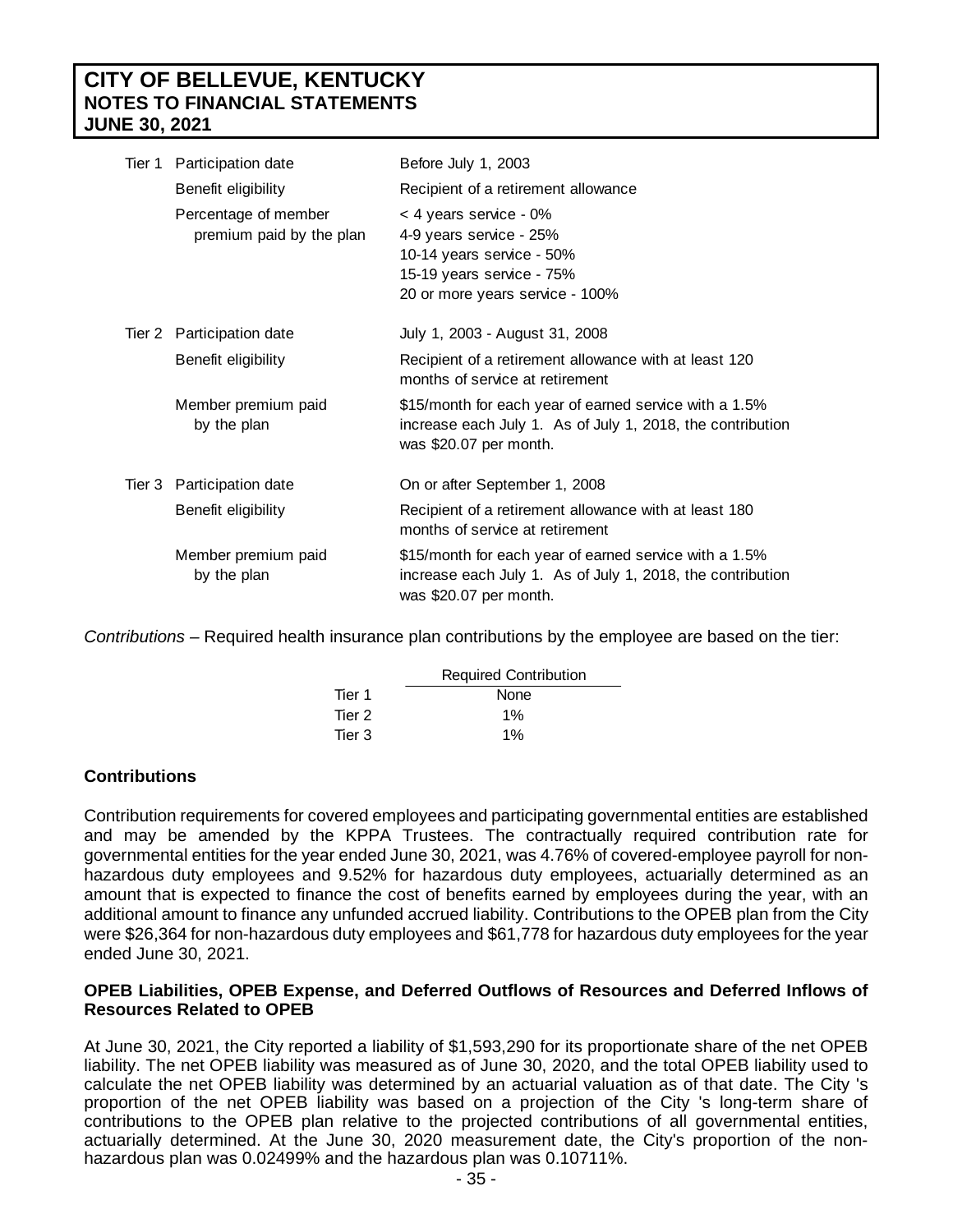| Tier | Item | Description |
|---|---|---|
| Tier 1 | Participation date | Before July 1, 2003 |
| | Benefit eligibility | Recipient of a retirement allowance |
| | Percentage of member premium paid by the plan | < 4 years service - 0%<br>4-9 years service - 25%<br>10-14 years service - 50%<br>15-19 years service - 75%<br>20 or more years service - 100% |
| Tier 2 | Participation date | July 1, 2003 - August 31, 2008 |
| | Benefit eligibility | Recipient of a retirement allowance with at least 120 months of service at retirement |
| | Member premium paid by the plan | $15/month for each year of earned service with a 1.5% increase each July 1. As of July 1, 2018, the contribution was $20.07 per month. |
| Tier 3 | Participation date | On or after September 1, 2008 |
| | Benefit eligibility | Recipient of a retirement allowance with at least 180 months of service at retirement |
| | Member premium paid by the plan | $15/month for each year of earned service with a 1.5% increase each July 1. As of July 1, 2018, the contribution was $20.07 per month. |

*Contributions* – Required health insurance plan contributions by the employee are based on the tier:

| | Required Contribution |
|---|---|
| Tier 1 | None |
| Tier 2 | 1% |
| Tier 3 | 1% |

## Contributions

Contribution requirements for covered employees and participating governmental entities are established and may be amended by the KPPA Trustees. The contractually required contribution rate for governmental entities for the year ended June 30, 2021, was 4.76% of covered-employee payroll for non-hazardous duty employees and 9.52% for hazardous duty employees, actuarially determined as an amount that is expected to finance the cost of benefits earned by employees during the year, with an additional amount to finance any unfunded accrued liability. Contributions to the OPEB plan from the City were $26,364 for non-hazardous duty employees and $61,778 for hazardous duty employees for the year ended June 30, 2021.

## OPEB Liabilities, OPEB Expense, and Deferred Outflows of Resources and Deferred Inflows of Resources Related to OPEB

At June 30, 2021, the City reported a liability of $1,593,290 for its proportionate share of the net OPEB liability. The net OPEB liability was measured as of June 30, 2020, and the total OPEB liability used to calculate the net OPEB liability was determined by an actuarial valuation as of that date. The City 's proportion of the net OPEB liability was based on a projection of the City 's long-term share of contributions to the OPEB plan relative to the projected contributions of all governmental entities, actuarially determined. At the June 30, 2020 measurement date, the City's proportion of the non-hazardous plan was 0.02499% and the hazardous plan was 0.10711%.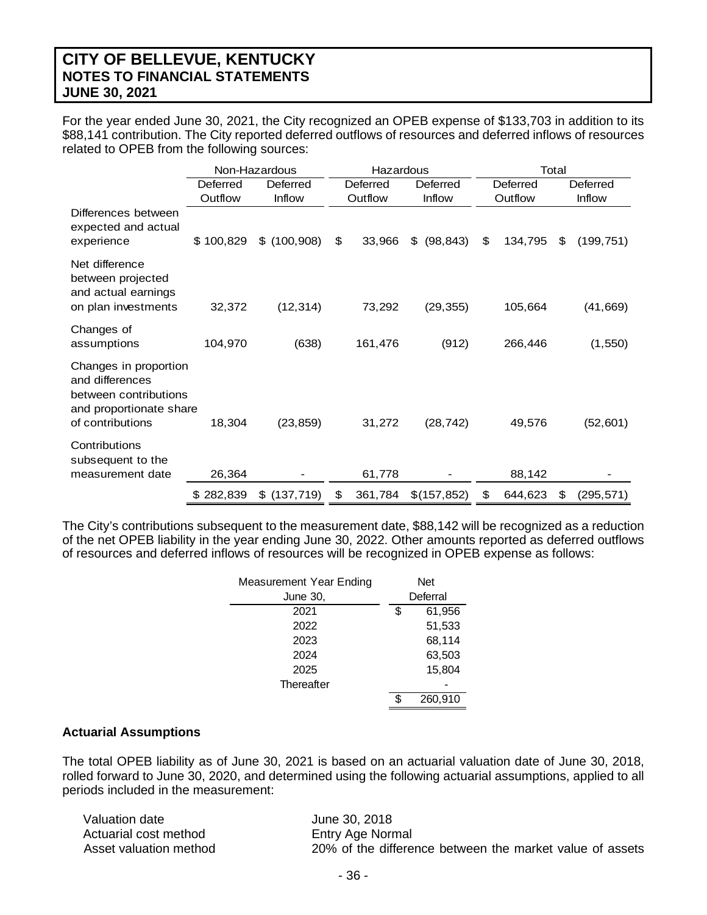For the year ended June 30, 2021, the City recognized an OPEB expense of $133,703 in addition to its $88,141 contribution. The City reported deferred outflows of resources and deferred inflows of resources related to OPEB from the following sources:

| | Non-Hazardous | | Hazardous | | Total | |
|---|---|---|---|---|---|---|
| | Deferred Outflow | Deferred Inflow | Deferred Outflow | Deferred Inflow | Deferred Outflow | Deferred Inflow |
| Differences between expected and actual experience | $ 100,829 | $ (100,908) | $ 33,966 | $ (98,843) | $ 134,795 | $ (199,751) |
| Net difference between projected and actual earnings on plan investments | 32,372 | (12,314) | 73,292 | (29,355) | 105,664 | (41,669) |
| Changes of assumptions | 104,970 | (638) | 161,476 | (912) | 266,446 | (1,550) |
| Changes in proportion and differences between contributions and proportionate share of contributions | 18,304 | (23,859) | 31,272 | (28,742) | 49,576 | (52,601) |
| Contributions subsequent to the measurement date | 26,364 | - | 61,778 | - | 88,142 | - |
| | $ 282,839 | $ (137,719) | $ 361,784 | $(157,852) | $ 644,623 | $ (295,571) |

The City's contributions subsequent to the measurement date, $88,142 will be recognized as a reduction of the net OPEB liability in the year ending June 30, 2022. Other amounts reported as deferred outflows of resources and deferred inflows of resources will be recognized in OPEB expense as follows:

| Measurement Year Ending June 30, | Net Deferral |
|---|---|
| 2021 | $ 61,956 |
| 2022 | 51,533 |
| 2023 | 68,114 |
| 2024 | 63,503 |
| 2025 | 15,804 |
| Thereafter | - |
| | $ 260,910 |

### Actuarial Assumptions

The total OPEB liability as of June 30, 2021 is based on an actuarial valuation date of June 30, 2018, rolled forward to June 30, 2020, and determined using the following actuarial assumptions, applied to all periods included in the measurement:

| | |
|---|---|
| Valuation date | June 30, 2018 |
| Actuarial cost method | Entry Age Normal |
| Asset valuation method | 20% of the difference between the market value of assets |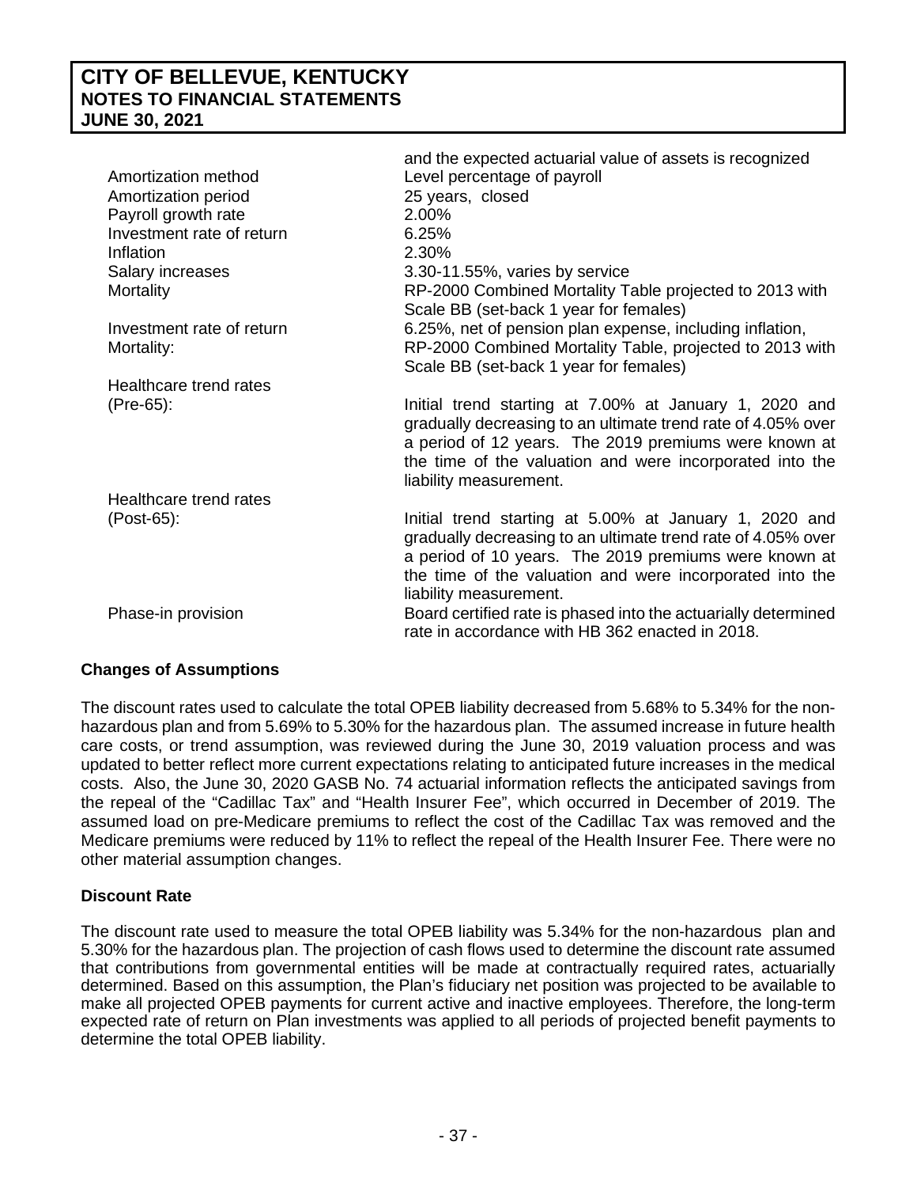| | |
|---|---|
| | and the expected actuarial value of assets is recognized |
| Amortization method | Level percentage of payroll |
| Amortization period | 25 years, closed |
| Payroll growth rate | 2.00% |
| Investment rate of return | 6.25% |
| Inflation | 2.30% |
| Salary increases | 3.30-11.55%, varies by service |
| Mortality | RP-2000 Combined Mortality Table projected to 2013 with Scale BB (set-back 1 year for females) |
| Investment rate of return | 6.25%, net of pension plan expense, including inflation, |
| Mortality: | RP-2000 Combined Mortality Table, projected to 2013 with Scale BB (set-back 1 year for females) |
| Healthcare trend rates (Pre-65): | Initial trend starting at 7.00% at January 1, 2020 and gradually decreasing to an ultimate trend rate of 4.05% over a period of 12 years. The 2019 premiums were known at the time of the valuation and were incorporated into the liability measurement. |
| Healthcare trend rates (Post-65): | Initial trend starting at 5.00% at January 1, 2020 and gradually decreasing to an ultimate trend rate of 4.05% over a period of 10 years. The 2019 premiums were known at the time of the valuation and were incorporated into the liability measurement. |
| Phase-in provision | Board certified rate is phased into the actuarially determined rate in accordance with HB 362 enacted in 2018. |

### Changes of Assumptions

The discount rates used to calculate the total OPEB liability decreased from 5.68% to 5.34% for the non-hazardous plan and from 5.69% to 5.30% for the hazardous plan. The assumed increase in future health care costs, or trend assumption, was reviewed during the June 30, 2019 valuation process and was updated to better reflect more current expectations relating to anticipated future increases in the medical costs. Also, the June 30, 2020 GASB No. 74 actuarial information reflects the anticipated savings from the repeal of the "Cadillac Tax" and "Health Insurer Fee", which occurred in December of 2019. The assumed load on pre-Medicare premiums to reflect the cost of the Cadillac Tax was removed and the Medicare premiums were reduced by 11% to reflect the repeal of the Health Insurer Fee. There were no other material assumption changes.

### Discount Rate

The discount rate used to measure the total OPEB liability was 5.34% for the non-hazardous plan and 5.30% for the hazardous plan. The projection of cash flows used to determine the discount rate assumed that contributions from governmental entities will be made at contractually required rates, actuarially determined. Based on this assumption, the Plan's fiduciary net position was projected to be available to make all projected OPEB payments for current active and inactive employees. Therefore, the long-term expected rate of return on Plan investments was applied to all periods of projected benefit payments to determine the total OPEB liability.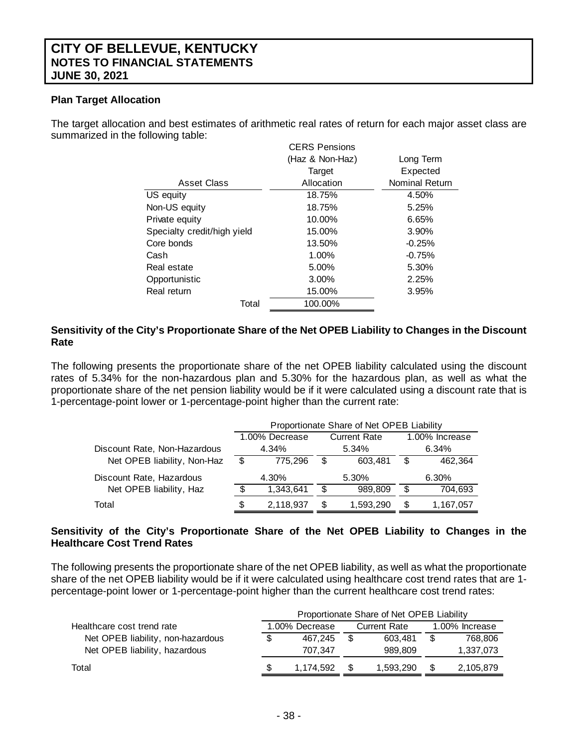# CITY OF BELLEVUE, KENTUCKY
## NOTES TO FINANCIAL STATEMENTS
## JUNE 30, 2021

**Plan Target Allocation**

The target allocation and best estimates of arithmetic real rates of return for each major asset class are summarized in the following table:

| Asset Class | CERS Pensions (Haz & Non-Haz) Target Allocation | Long Term Expected Nominal Return |
|---|---|---|
| US equity | 18.75% | 4.50% |
| Non-US equity | 18.75% | 5.25% |
| Private equity | 10.00% | 6.65% |
| Specialty credit/high yield | 15.00% | 3.90% |
| Core bonds | 13.50% | -0.25% |
| Cash | 1.00% | -0.75% |
| Real estate | 5.00% | 5.30% |
| Opportunistic | 3.00% | 2.25% |
| Real return | 15.00% | 3.95% |
| Total | 100.00% | |

**Sensitivity of the City's Proportionate Share of the Net OPEB Liability to Changes in the Discount Rate**

The following presents the proportionate share of the net OPEB liability calculated using the discount rates of 5.34% for the non-hazardous plan and 5.30% for the hazardous plan, as well as what the proportionate share of the net pension liability would be if it were calculated using a discount rate that is 1-percentage-point lower or 1-percentage-point higher than the current rate:

| | Proportionate Share of Net OPEB Liability | | |
|---|---|---|---|
| | 1.00% Decrease | Current Rate | 1.00% Increase |
| Discount Rate, Non-Hazardous | 4.34% | 5.34% | 6.34% |
| Net OPEB liability, Non-Haz | $ 775,296 | $ 603,481 | $ 462,364 |
| Discount Rate, Hazardous | 4.30% | 5.30% | 6.30% |
| Net OPEB liability, Haz | $ 1,343,641 | $ 989,809 | $ 704,693 |
| Total | $ 2,118,937 | $ 1,593,290 | $ 1,167,057 |

**Sensitivity of the City's Proportionate Share of the Net OPEB Liability to Changes in the Healthcare Cost Trend Rates**

The following presents the proportionate share of the net OPEB liability, as well as what the proportionate share of the net OPEB liability would be if it were calculated using healthcare cost trend rates that are 1-percentage-point lower or 1-percentage-point higher than the current healthcare cost trend rates:

| | Proportionate Share of Net OPEB Liability | | |
|---|---|---|---|
| Healthcare cost trend rate | 1.00% Decrease | Current Rate | 1.00% Increase |
| Net OPEB liability, non-hazardous | $ 467,245 | $ 603,481 | $ 768,806 |
| Net OPEB liability, hazardous | 707,347 | 989,809 | 1,337,073 |
| Total | $ 1,174,592 | $ 1,593,290 | $ 2,105,879 |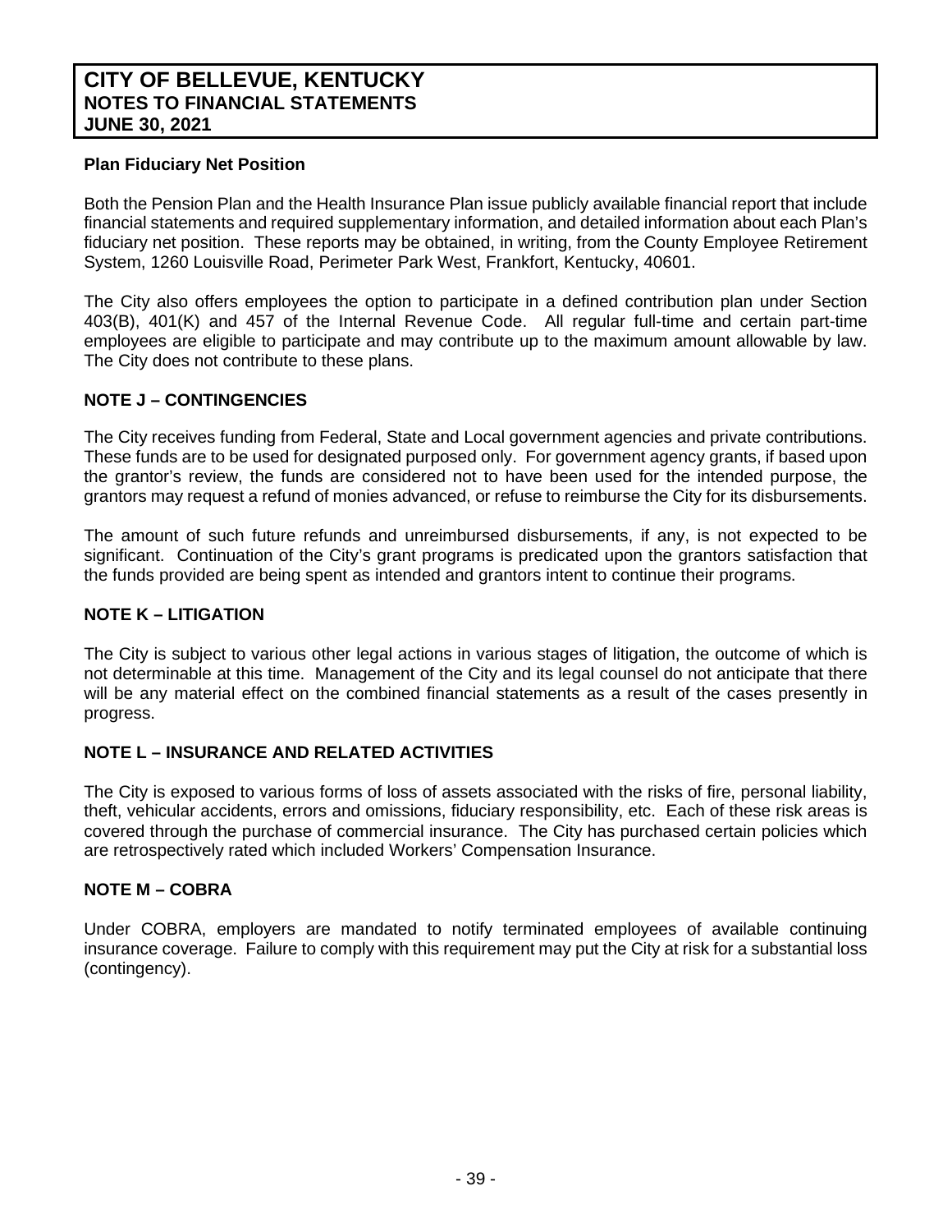**Plan Fiduciary Net Position**

Both the Pension Plan and the Health Insurance Plan issue publicly available financial report that include financial statements and required supplementary information, and detailed information about each Plan's fiduciary net position. These reports may be obtained, in writing, from the County Employee Retirement System, 1260 Louisville Road, Perimeter Park West, Frankfort, Kentucky, 40601.

The City also offers employees the option to participate in a defined contribution plan under Section 403(B), 401(K) and 457 of the Internal Revenue Code. All regular full-time and certain part-time employees are eligible to participate and may contribute up to the maximum amount allowable by law. The City does not contribute to these plans.

## NOTE J – CONTINGENCIES

The City receives funding from Federal, State and Local government agencies and private contributions. These funds are to be used for designated purposed only. For government agency grants, if based upon the grantor's review, the funds are considered not to have been used for the intended purpose, the grantors may request a refund of monies advanced, or refuse to reimburse the City for its disbursements.

The amount of such future refunds and unreimbursed disbursements, if any, is not expected to be significant. Continuation of the City's grant programs is predicated upon the grantors satisfaction that the funds provided are being spent as intended and grantors intent to continue their programs.

## NOTE K – LITIGATION

The City is subject to various other legal actions in various stages of litigation, the outcome of which is not determinable at this time. Management of the City and its legal counsel do not anticipate that there will be any material effect on the combined financial statements as a result of the cases presently in progress.

## NOTE L – INSURANCE AND RELATED ACTIVITIES

The City is exposed to various forms of loss of assets associated with the risks of fire, personal liability, theft, vehicular accidents, errors and omissions, fiduciary responsibility, etc. Each of these risk areas is covered through the purchase of commercial insurance. The City has purchased certain policies which are retrospectively rated which included Workers' Compensation Insurance.

## NOTE M – COBRA

Under COBRA, employers are mandated to notify terminated employees of available continuing insurance coverage. Failure to comply with this requirement may put the City at risk for a substantial loss (contingency).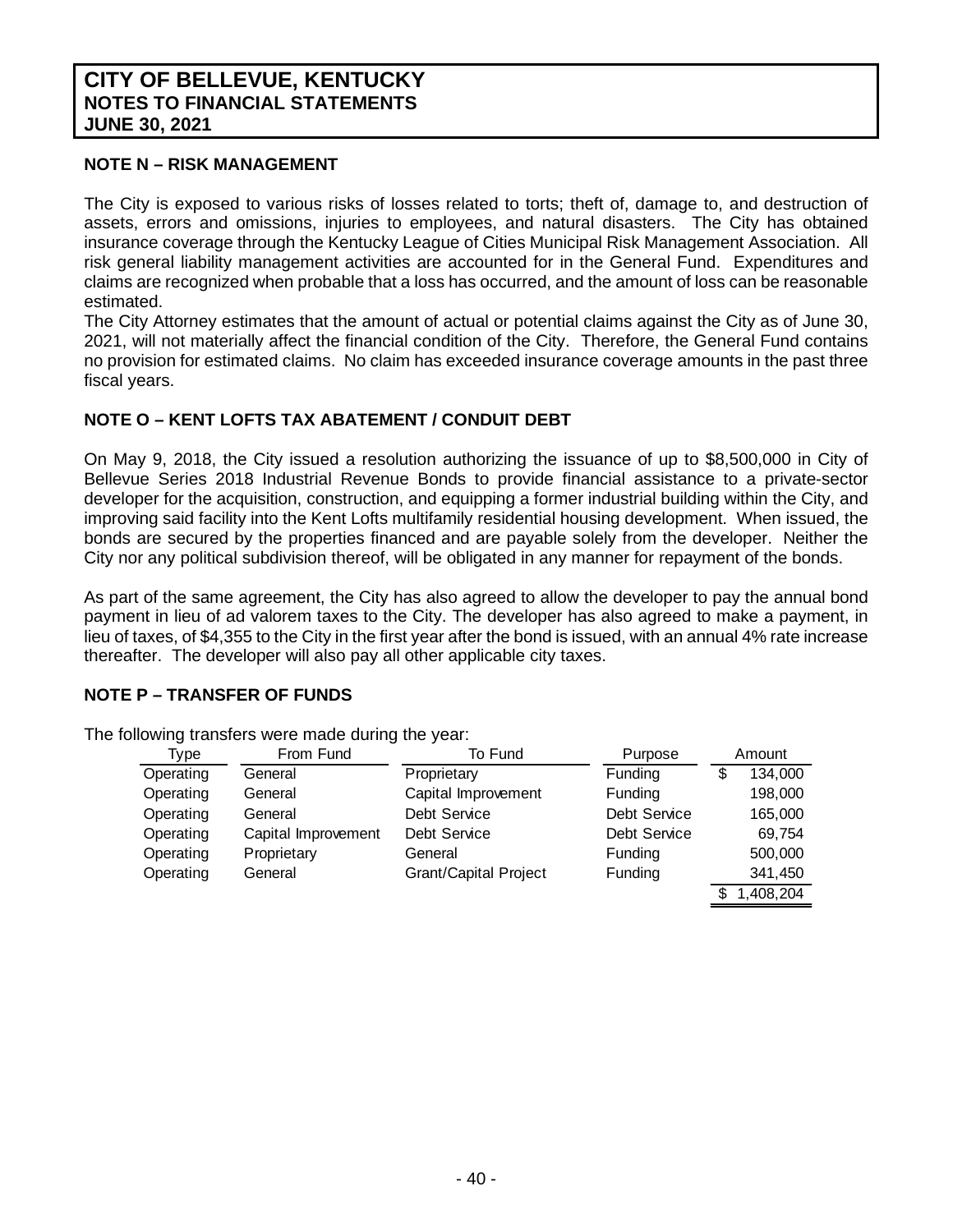# CITY OF BELLEVUE, KENTUCKY
## NOTES TO FINANCIAL STATEMENTS
## JUNE 30, 2021

### NOTE N – RISK MANAGEMENT

The City is exposed to various risks of losses related to torts; theft of, damage to, and destruction of assets, errors and omissions, injuries to employees, and natural disasters. The City has obtained insurance coverage through the Kentucky League of Cities Municipal Risk Management Association. All risk general liability management activities are accounted for in the General Fund. Expenditures and claims are recognized when probable that a loss has occurred, and the amount of loss can be reasonable estimated.
The City Attorney estimates that the amount of actual or potential claims against the City as of June 30, 2021, will not materially affect the financial condition of the City. Therefore, the General Fund contains no provision for estimated claims. No claim has exceeded insurance coverage amounts in the past three fiscal years.

### NOTE O – KENT LOFTS TAX ABATEMENT / CONDUIT DEBT

On May 9, 2018, the City issued a resolution authorizing the issuance of up to $8,500,000 in City of Bellevue Series 2018 Industrial Revenue Bonds to provide financial assistance to a private-sector developer for the acquisition, construction, and equipping a former industrial building within the City, and improving said facility into the Kent Lofts multifamily residential housing development. When issued, the bonds are secured by the properties financed and are payable solely from the developer. Neither the City nor any political subdivision thereof, will be obligated in any manner for repayment of the bonds.

As part of the same agreement, the City has also agreed to allow the developer to pay the annual bond payment in lieu of ad valorem taxes to the City. The developer has also agreed to make a payment, in lieu of taxes, of $4,355 to the City in the first year after the bond is issued, with an annual 4% rate increase thereafter. The developer will also pay all other applicable city taxes.

### NOTE P – TRANSFER OF FUNDS

The following transfers were made during the year:

| Type | From Fund | To Fund | Purpose | Amount |
|---|---|---|---|---|
| Operating | General | Proprietary | Funding | $ 134,000 |
| Operating | General | Capital Improvement | Funding | 198,000 |
| Operating | General | Debt Service | Debt Service | 165,000 |
| Operating | Capital Improvement | Debt Service | Debt Service | 69,754 |
| Operating | Proprietary | General | Funding | 500,000 |
| Operating | General | Grant/Capital Project | Funding | 341,450 |
| | | | | $ 1,408,204 |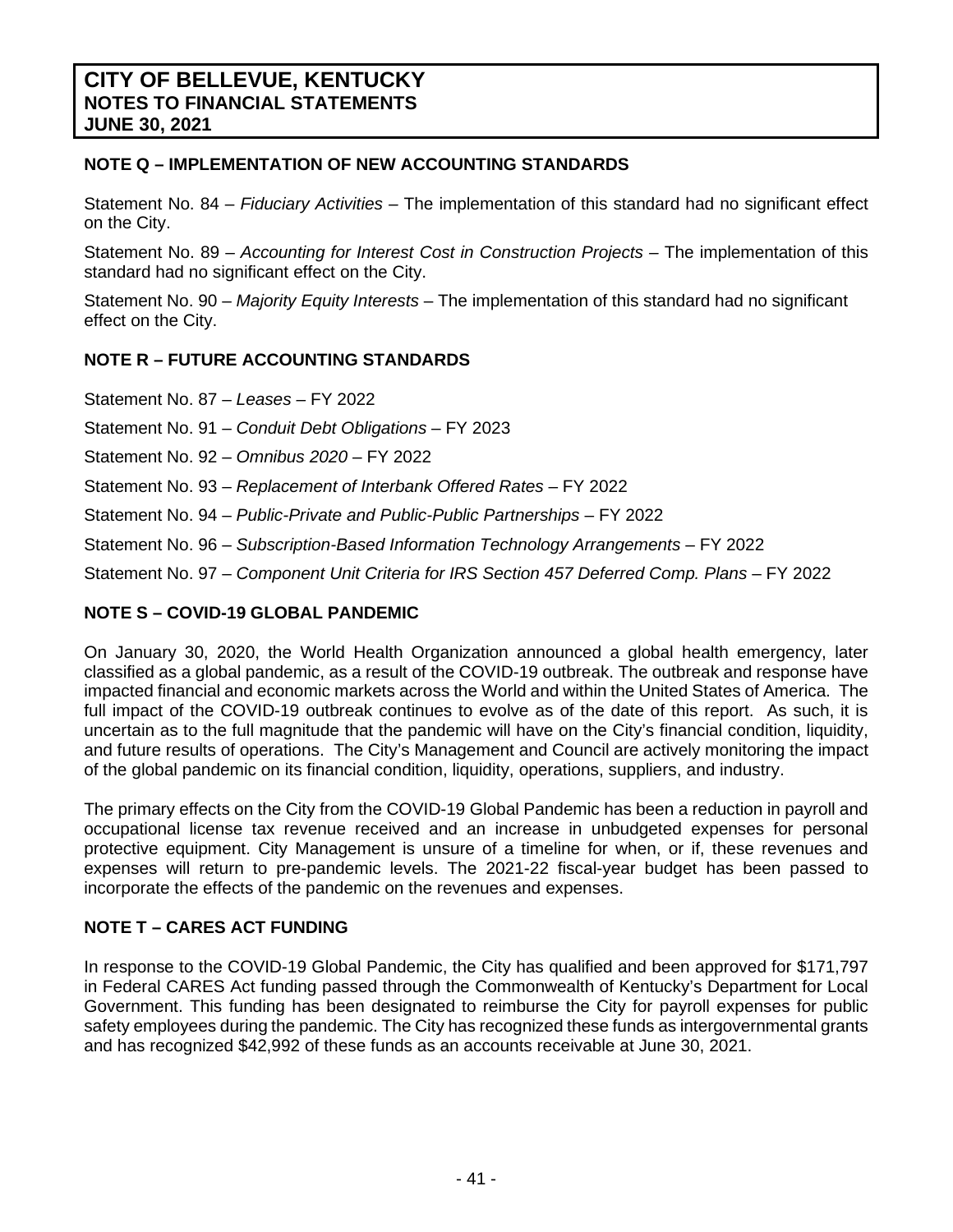# CITY OF BELLEVUE, KENTUCKY
## NOTES TO FINANCIAL STATEMENTS
## JUNE 30, 2021

### NOTE Q – IMPLEMENTATION OF NEW ACCOUNTING STANDARDS

Statement No. 84 – *Fiduciary Activities* – The implementation of this standard had no significant effect on the City.

Statement No. 89 – *Accounting for Interest Cost in Construction Projects* – The implementation of this standard had no significant effect on the City.

Statement No. 90 – *Majority Equity Interests* – The implementation of this standard had no significant effect on the City.

### NOTE R – FUTURE ACCOUNTING STANDARDS

Statement No. 87 – *Leases* – FY 2022

Statement No. 91 – *Conduit Debt Obligations* – FY 2023

Statement No. 92 – *Omnibus 2020* – FY 2022

Statement No. 93 – *Replacement of Interbank Offered Rates* – FY 2022

Statement No. 94 – *Public-Private and Public-Public Partnerships* – FY 2022

Statement No. 96 – *Subscription-Based Information Technology Arrangements* – FY 2022

Statement No. 97 – *Component Unit Criteria for IRS Section 457 Deferred Comp. Plans* – FY 2022

### NOTE S – COVID-19 GLOBAL PANDEMIC

On January 30, 2020, the World Health Organization announced a global health emergency, later classified as a global pandemic, as a result of the COVID-19 outbreak. The outbreak and response have impacted financial and economic markets across the World and within the United States of America. The full impact of the COVID-19 outbreak continues to evolve as of the date of this report. As such, it is uncertain as to the full magnitude that the pandemic will have on the City's financial condition, liquidity, and future results of operations. The City's Management and Council are actively monitoring the impact of the global pandemic on its financial condition, liquidity, operations, suppliers, and industry.

The primary effects on the City from the COVID-19 Global Pandemic has been a reduction in payroll and occupational license tax revenue received and an increase in unbudgeted expenses for personal protective equipment. City Management is unsure of a timeline for when, or if, these revenues and expenses will return to pre-pandemic levels. The 2021-22 fiscal-year budget has been passed to incorporate the effects of the pandemic on the revenues and expenses.

### NOTE T – CARES ACT FUNDING

In response to the COVID-19 Global Pandemic, the City has qualified and been approved for $171,797 in Federal CARES Act funding passed through the Commonwealth of Kentucky's Department for Local Government. This funding has been designated to reimburse the City for payroll expenses for public safety employees during the pandemic. The City has recognized these funds as intergovernmental grants and has recognized $42,992 of these funds as an accounts receivable at June 30, 2021.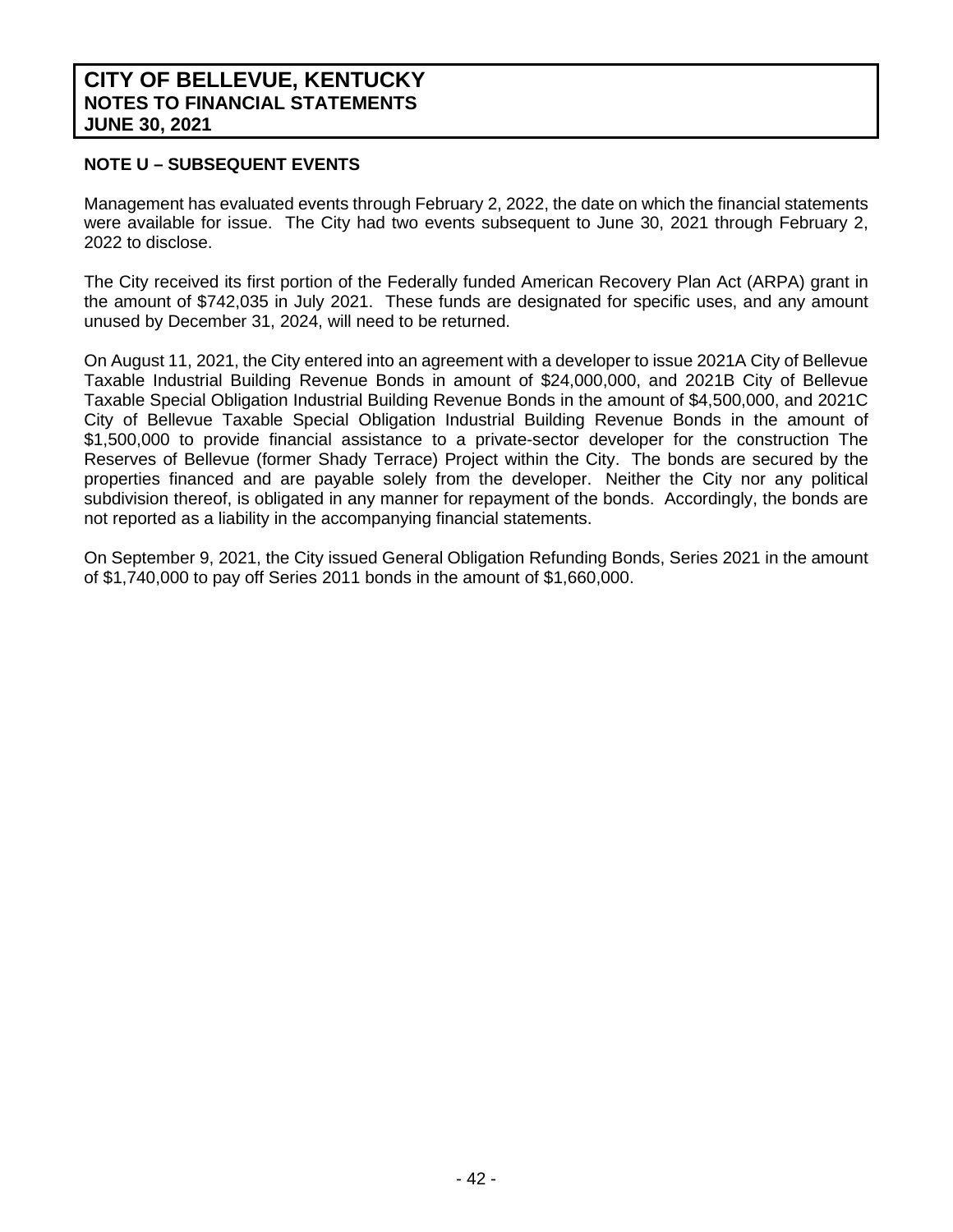**NOTE U – SUBSEQUENT EVENTS**

Management has evaluated events through February 2, 2022, the date on which the financial statements were available for issue. The City had two events subsequent to June 30, 2021 through February 2, 2022 to disclose.

The City received its first portion of the Federally funded American Recovery Plan Act (ARPA) grant in the amount of $742,035 in July 2021. These funds are designated for specific uses, and any amount unused by December 31, 2024, will need to be returned.

On August 11, 2021, the City entered into an agreement with a developer to issue 2021A City of Bellevue Taxable Industrial Building Revenue Bonds in amount of $24,000,000, and 2021B City of Bellevue Taxable Special Obligation Industrial Building Revenue Bonds in the amount of $4,500,000, and 2021C City of Bellevue Taxable Special Obligation Industrial Building Revenue Bonds in the amount of $1,500,000 to provide financial assistance to a private-sector developer for the construction The Reserves of Bellevue (former Shady Terrace) Project within the City. The bonds are secured by the properties financed and are payable solely from the developer. Neither the City nor any political subdivision thereof, is obligated in any manner for repayment of the bonds. Accordingly, the bonds are not reported as a liability in the accompanying financial statements.

On September 9, 2021, the City issued General Obligation Refunding Bonds, Series 2021 in the amount of $1,740,000 to pay off Series 2011 bonds in the amount of $1,660,000.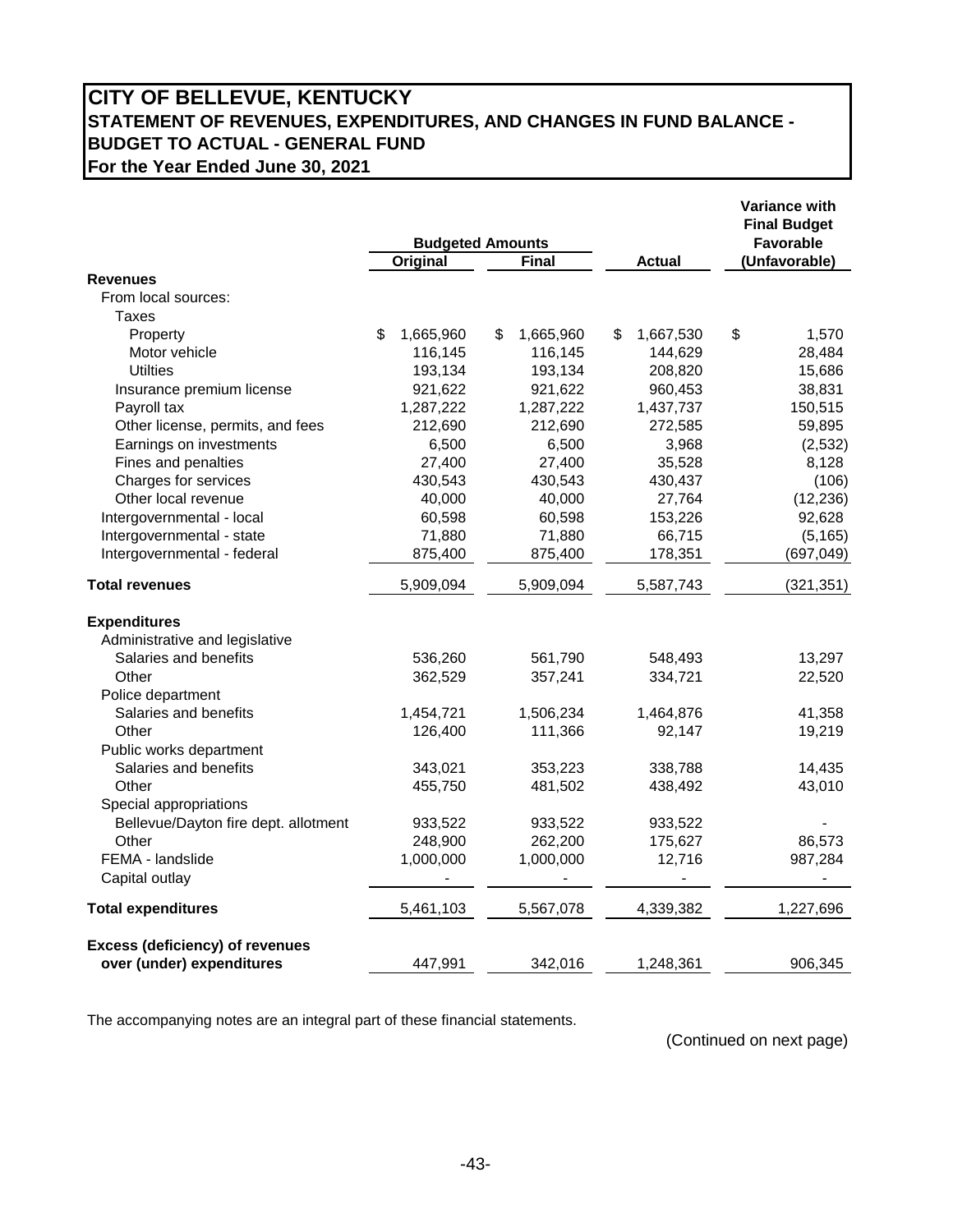# CITY OF BELLEVUE, KENTUCKY
## STATEMENT OF REVENUES, EXPENDITURES, AND CHANGES IN FUND BALANCE - BUDGET TO ACTUAL - GENERAL FUND
### For the Year Ended June 30, 2021

| | Budgeted Amounts | | | Variance with Final Budget Favorable |
|---|---|---|---|---|
| | Original | Final | Actual | (Unfavorable) |
| **Revenues** | | | | |
| From local sources: | | | | |
| Taxes | | | | |
| Property | $ 1,665,960 | $ 1,665,960 | $ 1,667,530 | $ 1,570 |
| Motor vehicle | 116,145 | 116,145 | 144,629 | 28,484 |
| Utilties | 193,134 | 193,134 | 208,820 | 15,686 |
| Insurance premium license | 921,622 | 921,622 | 960,453 | 38,831 |
| Payroll tax | 1,287,222 | 1,287,222 | 1,437,737 | 150,515 |
| Other license, permits, and fees | 212,690 | 212,690 | 272,585 | 59,895 |
| Earnings on investments | 6,500 | 6,500 | 3,968 | (2,532) |
| Fines and penalties | 27,400 | 27,400 | 35,528 | 8,128 |
| Charges for services | 430,543 | 430,543 | 430,437 | (106) |
| Other local revenue | 40,000 | 40,000 | 27,764 | (12,236) |
| Intergovernmental - local | 60,598 | 60,598 | 153,226 | 92,628 |
| Intergovernmental - state | 71,880 | 71,880 | 66,715 | (5,165) |
| Intergovernmental - federal | 875,400 | 875,400 | 178,351 | (697,049) |
| **Total revenues** | 5,909,094 | 5,909,094 | 5,587,743 | (321,351) |
| **Expenditures** | | | | |
| Administrative and legislative | | | | |
| Salaries and benefits | 536,260 | 561,790 | 548,493 | 13,297 |
| Other | 362,529 | 357,241 | 334,721 | 22,520 |
| Police department | | | | |
| Salaries and benefits | 1,454,721 | 1,506,234 | 1,464,876 | 41,358 |
| Other | 126,400 | 111,366 | 92,147 | 19,219 |
| Public works department | | | | |
| Salaries and benefits | 343,021 | 353,223 | 338,788 | 14,435 |
| Other | 455,750 | 481,502 | 438,492 | 43,010 |
| Special appropriations | | | | |
| Bellevue/Dayton fire dept. allotment | 933,522 | 933,522 | 933,522 | - |
| Other | 248,900 | 262,200 | 175,627 | 86,573 |
| FEMA - landslide | 1,000,000 | 1,000,000 | 12,716 | 987,284 |
| Capital outlay | - | - | - | - |
| **Total expenditures** | 5,461,103 | 5,567,078 | 4,339,382 | 1,227,696 |
| **Excess (deficiency) of revenues over (under) expenditures** | 447,991 | 342,016 | 1,248,361 | 906,345 |

The accompanying notes are an integral part of these financial statements.

(Continued on next page)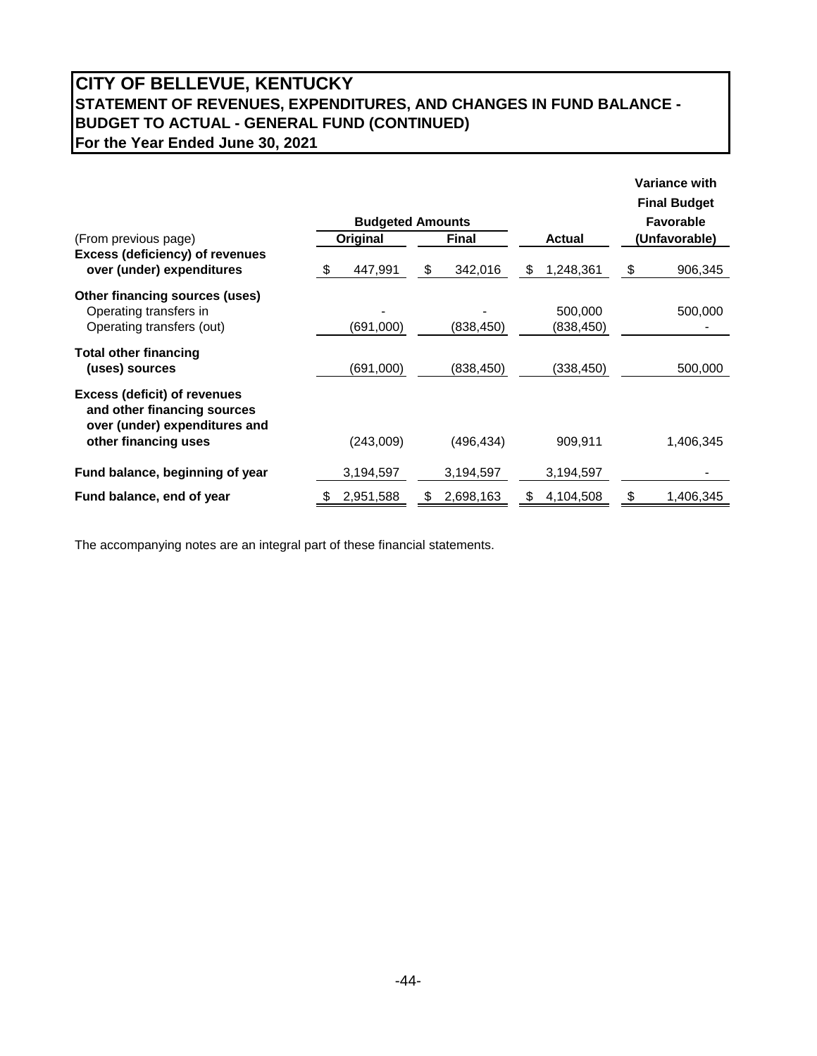# CITY OF BELLEVUE, KENTUCKY
## STATEMENT OF REVENUES, EXPENDITURES, AND CHANGES IN FUND BALANCE - BUDGET TO ACTUAL - GENERAL FUND (CONTINUED)
### For the Year Ended June 30, 2021

| (From previous page) | Budgeted Amounts Original | Budgeted Amounts Final | Actual | Variance with Final Budget Favorable (Unfavorable) |
|---|---|---|---|---|
| **Excess (deficiency) of revenues over (under) expenditures** | $ 447,991 | $ 342,016 | $ 1,248,361 | $ 906,345 |
| **Other financing sources (uses)** | | | | |
| Operating transfers in | - | - | 500,000 | 500,000 |
| Operating transfers (out) | (691,000) | (838,450) | (838,450) | - |
| **Total other financing (uses) sources** | (691,000) | (838,450) | (338,450) | 500,000 |
| **Excess (deficit) of revenues and other financing sources over (under) expenditures and other financing uses** | (243,009) | (496,434) | 909,911 | 1,406,345 |
| **Fund balance, beginning of year** | 3,194,597 | 3,194,597 | 3,194,597 | - |
| **Fund balance, end of year** | $ 2,951,588 | $ 2,698,163 | $ 4,104,508 | $ 1,406,345 |

The accompanying notes are an integral part of these financial statements.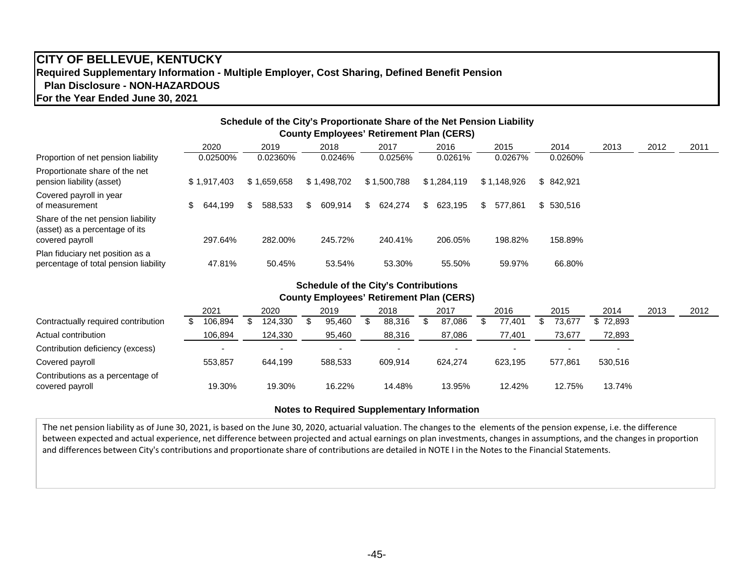# CITY OF BELLEVUE, KENTUCKY

**Required Supplementary Information - Multiple Employer, Cost Sharing, Defined Benefit Pension Plan Disclosure - NON-HAZARDOUS**

**For the Year Ended June 30, 2021**

### Schedule of the City's Proportionate Share of the Net Pension Liability
### County Employees' Retirement Plan (CERS)

| | 2020 | 2019 | 2018 | 2017 | 2016 | 2015 | 2014 | 2013 | 2012 | 2011 |
|---|---|---|---|---|---|---|---|---|---|---|
| Proportion of net pension liability | 0.02500% | 0.02360% | 0.0246% | 0.0256% | 0.0261% | 0.0267% | 0.0260% | | | |
| Proportionate share of the net pension liability (asset) | $ 1,917,403 | $ 1,659,658 | $ 1,498,702 | $ 1,500,788 | $ 1,284,119 | $ 1,148,926 | $ 842,921 | | | |
| Covered payroll in year of measurement | $ 644,199 | $ 588,533 | $ 609,914 | $ 624,274 | $ 623,195 | $ 577,861 | $ 530,516 | | | |
| Share of the net pension liability (asset) as a percentage of its covered payroll | 297.64% | 282.00% | 245.72% | 240.41% | 206.05% | 198.82% | 158.89% | | | |
| Plan fiduciary net position as a percentage of total pension liability | 47.81% | 50.45% | 53.54% | 53.30% | 55.50% | 59.97% | 66.80% | | | |

### Schedule of the City's Contributions
### County Employees' Retirement Plan (CERS)

| | 2021 | 2020 | 2019 | 2018 | 2017 | 2016 | 2015 | 2014 | 2013 | 2012 |
|---|---|---|---|---|---|---|---|---|---|---|
| Contractually required contribution | $ 106,894 | $ 124,330 | $ 95,460 | $ 88,316 | $ 87,086 | $ 77,401 | $ 73,677 | $ 72,893 | | |
| Actual contribution | 106,894 | 124,330 | 95,460 | 88,316 | 87,086 | 77,401 | 73,677 | 72,893 | | |
| Contribution deficiency (excess) | - | - | - | - | - | - | - | - | | |
| Covered payroll | 553,857 | 644,199 | 588,533 | 609,914 | 624,274 | 623,195 | 577,861 | 530,516 | | |
| Contributions as a percentage of covered payroll | 19.30% | 19.30% | 16.22% | 14.48% | 13.95% | 12.42% | 12.75% | 13.74% | | |

### Notes to Required Supplementary Information

The net pension liability as of June 30, 2021, is based on the June 30, 2020, actuarial valuation. The changes to the elements of the pension expense, i.e. the difference between expected and actual experience, net difference between projected and actual earnings on plan investments, changes in assumptions, and the changes in proportion and differences between City's contributions and proportionate share of contributions are detailed in NOTE I in the Notes to the Financial Statements.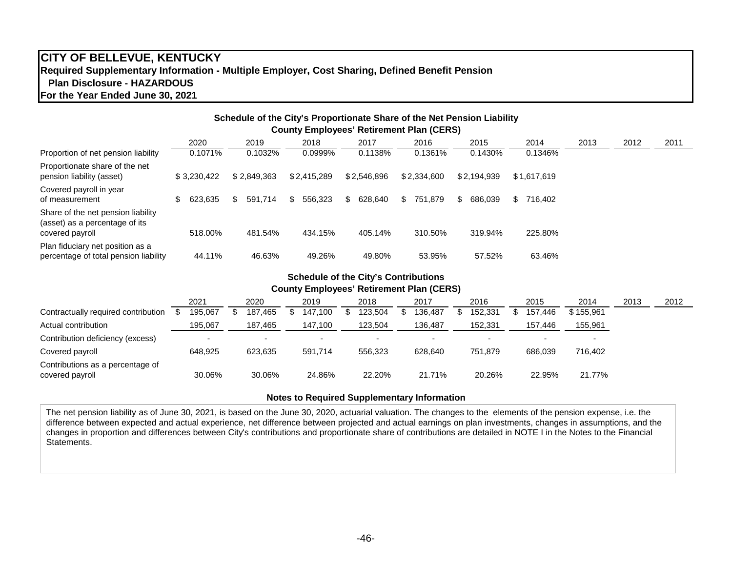# CITY OF BELLEVUE, KENTUCKY

**Required Supplementary Information - Multiple Employer, Cost Sharing, Defined Benefit Pension Plan Disclosure - HAZARDOUS**

**For the Year Ended June 30, 2021**

### Schedule of the City's Proportionate Share of the Net Pension Liability
### County Employees' Retirement Plan (CERS)

| | 2020 | 2019 | 2018 | 2017 | 2016 | 2015 | 2014 | 2013 | 2012 | 2011 |
|---|---|---|---|---|---|---|---|---|---|---|
| Proportion of net pension liability | 0.1071% | 0.1032% | 0.0999% | 0.1138% | 0.1361% | 0.1430% | 0.1346% | | | |
| Proportionate share of the net pension liability (asset) | $ 3,230,422 | $ 2,849,363 | $ 2,415,289 | $ 2,546,896 | $ 2,334,600 | $ 2,194,939 | $ 1,617,619 | | | |
| Covered payroll in year of measurement | $ 623,635 | $ 591,714 | $ 556,323 | $ 628,640 | $ 751,879 | $ 686,039 | $ 716,402 | | | |
| Share of the net pension liability (asset) as a percentage of its covered payroll | 518.00% | 481.54% | 434.15% | 405.14% | 310.50% | 319.94% | 225.80% | | | |
| Plan fiduciary net position as a percentage of total pension liability | 44.11% | 46.63% | 49.26% | 49.80% | 53.95% | 57.52% | 63.46% | | | |

### Schedule of the City's Contributions
### County Employees' Retirement Plan (CERS)

| | 2021 | 2020 | 2019 | 2018 | 2017 | 2016 | 2015 | 2014 | 2013 | 2012 |
|---|---|---|---|---|---|---|---|---|---|---|
| Contractually required contribution | $ 195,067 | $ 187,465 | $ 147,100 | $ 123,504 | $ 136,487 | $ 152,331 | $ 157,446 | $ 155,961 | | |
| Actual contribution | 195,067 | 187,465 | 147,100 | 123,504 | 136,487 | 152,331 | 157,446 | 155,961 | | |
| Contribution deficiency (excess) | - | - | - | - | - | - | - | - | | |
| Covered payroll | 648,925 | 623,635 | 591,714 | 556,323 | 628,640 | 751,879 | 686,039 | 716,402 | | |
| Contributions as a percentage of covered payroll | 30.06% | 30.06% | 24.86% | 22.20% | 21.71% | 20.26% | 22.95% | 21.77% | | |

### Notes to Required Supplementary Information

The net pension liability as of June 30, 2021, is based on the June 30, 2020, actuarial valuation. The changes to the elements of the pension expense, i.e. the difference between expected and actual experience, net difference between projected and actual earnings on plan investments, changes in assumptions, and the changes in proportion and differences between City's contributions and proportionate share of contributions are detailed in NOTE I in the Notes to the Financial Statements.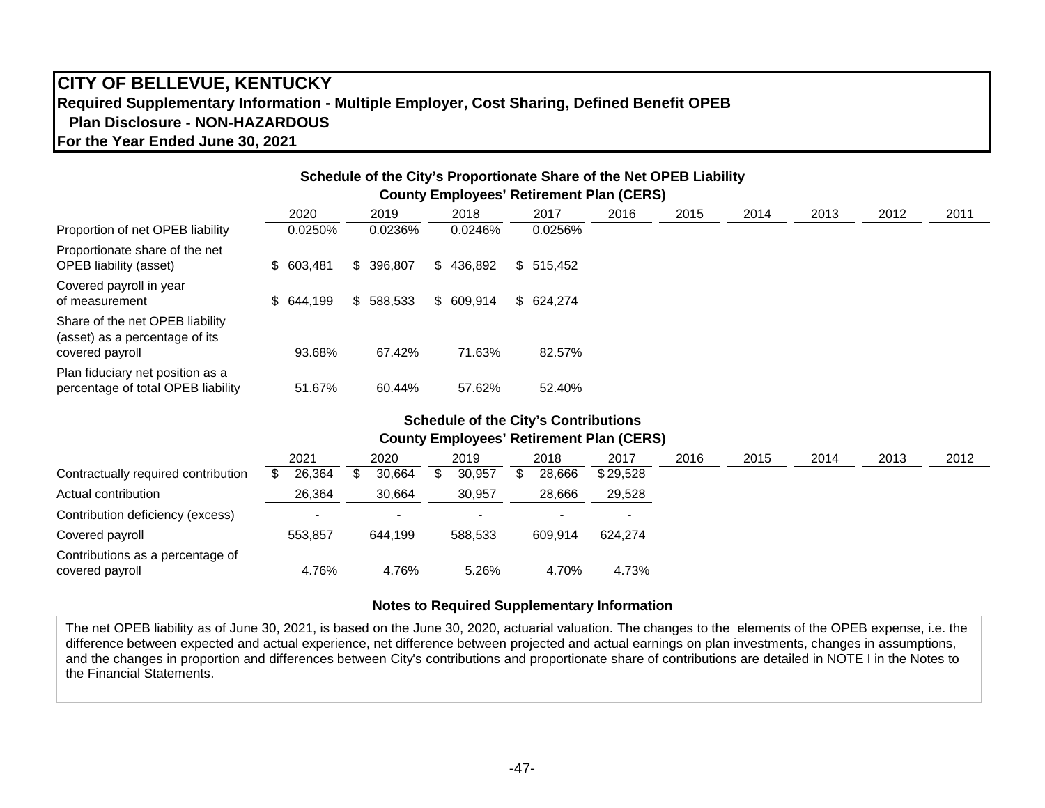# CITY OF BELLEVUE, KENTUCKY

**Required Supplementary Information - Multiple Employer, Cost Sharing, Defined Benefit OPEB Plan Disclosure - NON-HAZARDOUS**

**For the Year Ended June 30, 2021**

### Schedule of the City's Proportionate Share of the Net OPEB Liability
### County Employees' Retirement Plan (CERS)

| | 2020 | 2019 | 2018 | 2017 | 2016 | 2015 | 2014 | 2013 | 2012 | 2011 |
|---|---|---|---|---|---|---|---|---|---|---|
| Proportion of net OPEB liability | 0.0250% | 0.0236% | 0.0246% | 0.0256% | | | | | | |
| Proportionate share of the net OPEB liability (asset) | $ 603,481 | $ 396,807 | $ 436,892 | $ 515,452 | | | | | | |
| Covered payroll in year of measurement | $ 644,199 | $ 588,533 | $ 609,914 | $ 624,274 | | | | | | |
| Share of the net OPEB liability (asset) as a percentage of its covered payroll | 93.68% | 67.42% | 71.63% | 82.57% | | | | | | |
| Plan fiduciary net position as a percentage of total OPEB liability | 51.67% | 60.44% | 57.62% | 52.40% | | | | | | |

### Schedule of the City's Contributions
### County Employees' Retirement Plan (CERS)

| | 2021 | 2020 | 2019 | 2018 | 2017 | 2016 | 2015 | 2014 | 2013 | 2012 |
|---|---|---|---|---|---|---|---|---|---|---|
| Contractually required contribution | $ 26,364 | $ 30,664 | $ 30,957 | $ 28,666 | $ 29,528 | | | | | |
| Actual contribution | 26,364 | 30,664 | 30,957 | 28,666 | 29,528 | | | | | |
| Contribution deficiency (excess) | - | - | - | - | - | | | | | |
| Covered payroll | 553,857 | 644,199 | 588,533 | 609,914 | 624,274 | | | | | |
| Contributions as a percentage of covered payroll | 4.76% | 4.76% | 5.26% | 4.70% | 4.73% | | | | | |

### Notes to Required Supplementary Information

The net OPEB liability as of June 30, 2021, is based on the June 30, 2020, actuarial valuation. The changes to the elements of the OPEB expense, i.e. the difference between expected and actual experience, net difference between projected and actual earnings on plan investments, changes in assumptions, and the changes in proportion and differences between City's contributions and proportionate share of contributions are detailed in NOTE I in the Notes to the Financial Statements.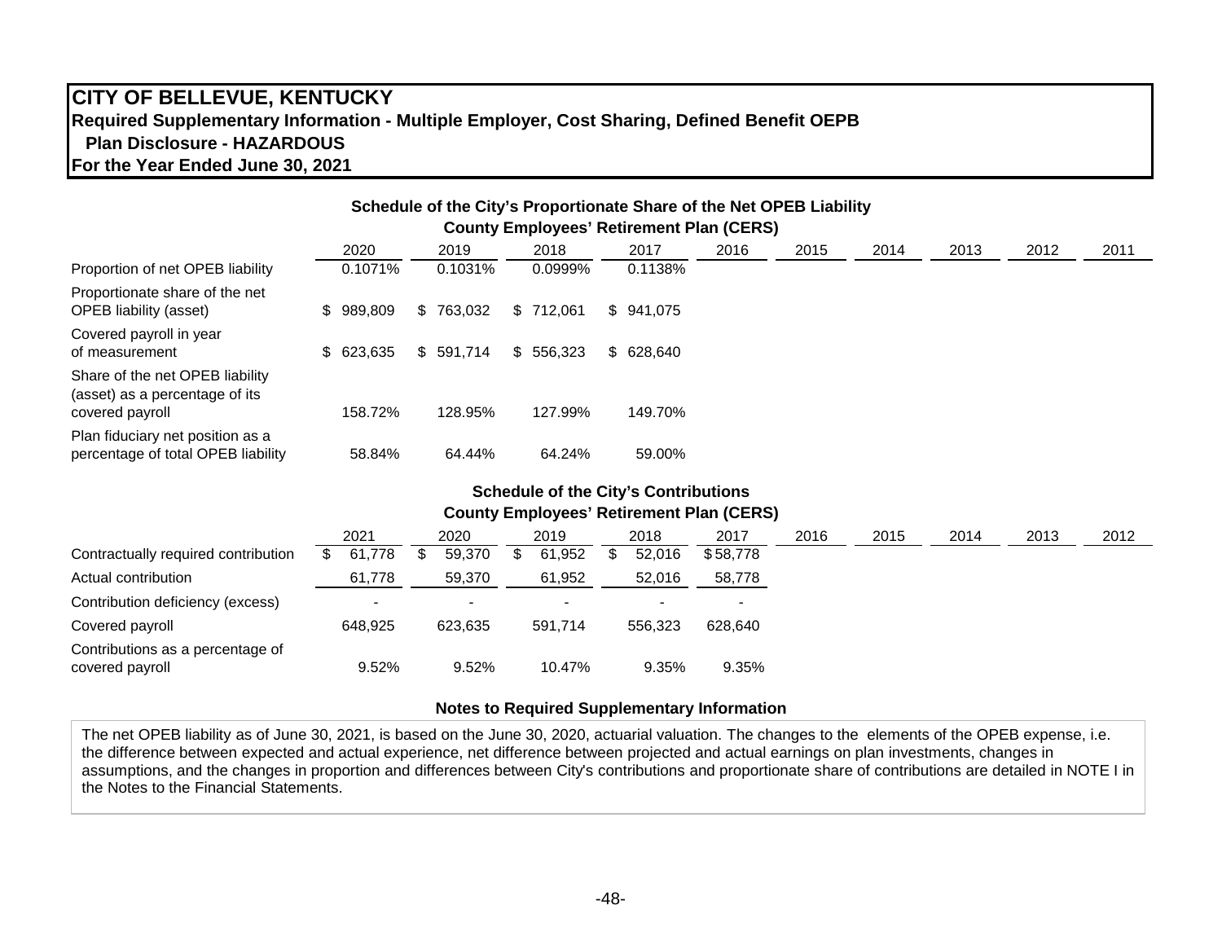# CITY OF BELLEVUE, KENTUCKY

**Required Supplementary Information - Multiple Employer, Cost Sharing, Defined Benefit OEPB Plan Disclosure - HAZARDOUS**

**For the Year Ended June 30, 2021**

### Schedule of the City's Proportionate Share of the Net OPEB Liability
### County Employees' Retirement Plan (CERS)

| | 2020 | 2019 | 2018 | 2017 | 2016 | 2015 | 2014 | 2013 | 2012 | 2011 |
|---|---|---|---|---|---|---|---|---|---|---|
| Proportion of net OPEB liability | 0.1071% | 0.1031% | 0.0999% | 0.1138% | | | | | | |
| Proportionate share of the net OPEB liability (asset) | $ 989,809 | $ 763,032 | $ 712,061 | $ 941,075 | | | | | | |
| Covered payroll in year of measurement | $ 623,635 | $ 591,714 | $ 556,323 | $ 628,640 | | | | | | |
| Share of the net OPEB liability (asset) as a percentage of its covered payroll | 158.72% | 128.95% | 127.99% | 149.70% | | | | | | |
| Plan fiduciary net position as a percentage of total OPEB liability | 58.84% | 64.44% | 64.24% | 59.00% | | | | | | |

### Schedule of the City's Contributions
### County Employees' Retirement Plan (CERS)

| | 2021 | 2020 | 2019 | 2018 | 2017 | 2016 | 2015 | 2014 | 2013 | 2012 |
|---|---|---|---|---|---|---|---|---|---|---|
| Contractually required contribution | $ 61,778 | $ 59,370 | $ 61,952 | $ 52,016 | $ 58,778 | | | | | |
| Actual contribution | 61,778 | 59,370 | 61,952 | 52,016 | 58,778 | | | | | |
| Contribution deficiency (excess) | - | - | - | - | - | | | | | |
| Covered payroll | 648,925 | 623,635 | 591,714 | 556,323 | 628,640 | | | | | |
| Contributions as a percentage of covered payroll | 9.52% | 9.52% | 10.47% | 9.35% | 9.35% | | | | | |

### Notes to Required Supplementary Information

The net OPEB liability as of June 30, 2021, is based on the June 30, 2020, actuarial valuation. The changes to the elements of the OPEB expense, i.e. the difference between expected and actual experience, net difference between projected and actual earnings on plan investments, changes in assumptions, and the changes in proportion and differences between City's contributions and proportionate share of contributions are detailed in NOTE I in the Notes to the Financial Statements.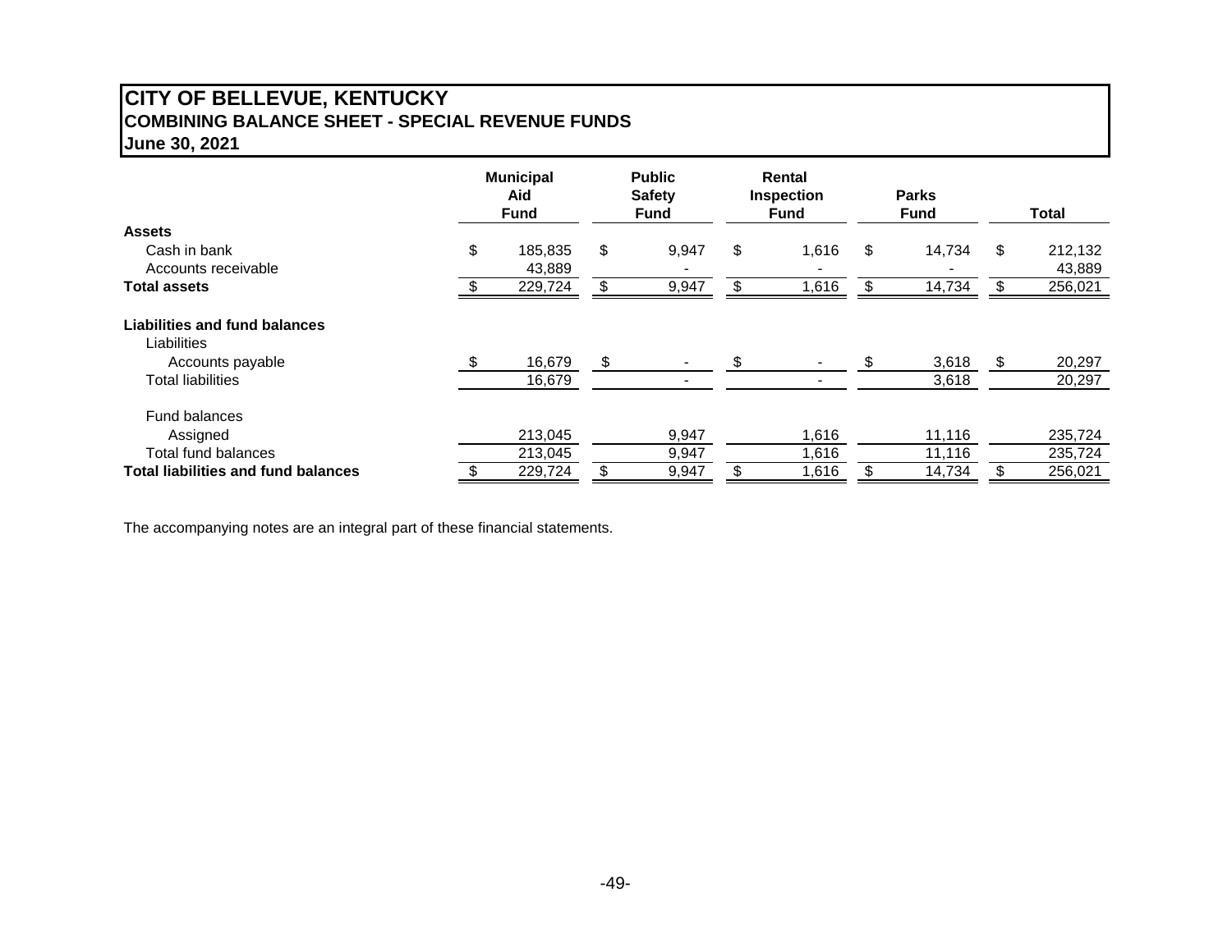# CITY OF BELLEVUE, KENTUCKY
## COMBINING BALANCE SHEET - SPECIAL REVENUE FUNDS
### June 30, 2021

| | Municipal Aid Fund | Public Safety Fund | Rental Inspection Fund | Parks Fund | Total |
|---|---|---|---|---|---|
| **Assets** | | | | | |
| Cash in bank | $ 185,835 | $ 9,947 | $ 1,616 | $ 14,734 | $ 212,132 |
| Accounts receivable | 43,889 | - | - | - | 43,889 |
| **Total assets** | $ 229,724 | $ 9,947 | $ 1,616 | $ 14,734 | $ 256,021 |
| | | | | | |
| **Liabilities and fund balances** | | | | | |
| Liabilities | | | | | |
| Accounts payable | $ 16,679 | $ - | $ - | $ 3,618 | $ 20,297 |
| Total liabilities | 16,679 | - | - | 3,618 | 20,297 |
| | | | | | |
| Fund balances | | | | | |
| Assigned | 213,045 | 9,947 | 1,616 | 11,116 | 235,724 |
| Total fund balances | 213,045 | 9,947 | 1,616 | 11,116 | 235,724 |
| **Total liabilities and fund balances** | $ 229,724 | $ 9,947 | $ 1,616 | $ 14,734 | $ 256,021 |

The accompanying notes are an integral part of these financial statements.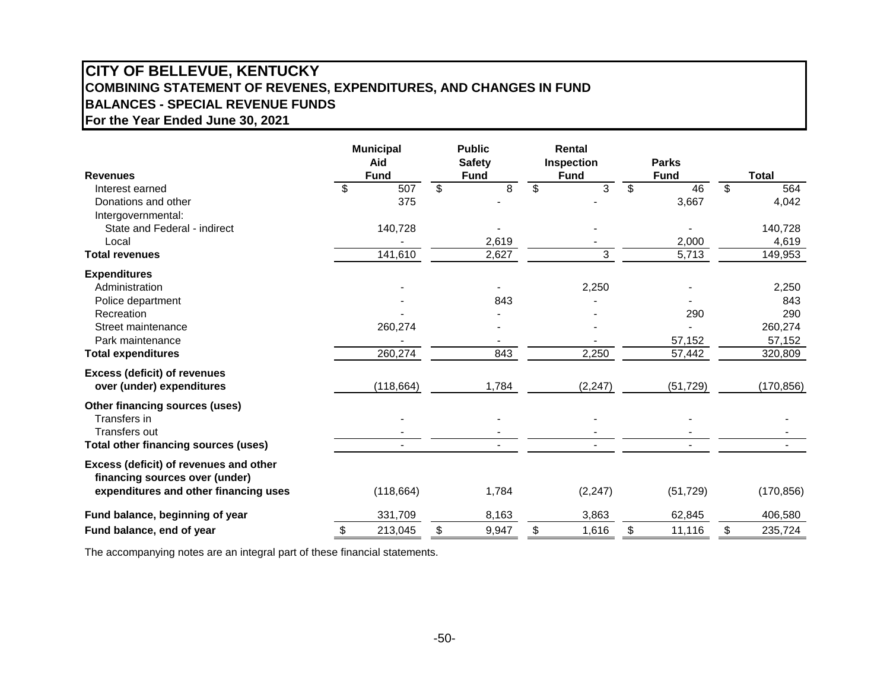# CITY OF BELLEVUE, KENTUCKY
## COMBINING STATEMENT OF REVENES, EXPENDITURES, AND CHANGES IN FUND BALANCES - SPECIAL REVENUE FUNDS
### For the Year Ended June 30, 2021

| Revenues | Municipal Aid Fund | Public Safety Fund | Rental Inspection Fund | Parks Fund | Total |
|---|---|---|---|---|---|
| Interest earned | $ 507 | $ 8 | $ 3 | $ 46 | $ 564 |
| Donations and other | 375 | - | - | 3,667 | 4,042 |
| Intergovernmental: | | | | | |
| State and Federal - indirect | 140,728 | - | - | - | 140,728 |
| Local | - | 2,619 | - | 2,000 | 4,619 |
| **Total revenues** | 141,610 | 2,627 | 3 | 5,713 | 149,953 |
| **Expenditures** | | | | | |
| Administration | - | - | 2,250 | - | 2,250 |
| Police department | - | 843 | - | - | 843 |
| Recreation | - | - | - | 290 | 290 |
| Street maintenance | 260,274 | - | - | - | 260,274 |
| Park maintenance | - | - | - | 57,152 | 57,152 |
| **Total expenditures** | 260,274 | 843 | 2,250 | 57,442 | 320,809 |
| **Excess (deficit) of revenues over (under) expenditures** | (118,664) | 1,784 | (2,247) | (51,729) | (170,856) |
| **Other financing sources (uses)** | | | | | |
| Transfers in | - | - | - | - | - |
| Transfers out | - | - | - | - | - |
| **Total other financing sources (uses)** | - | - | - | - | - |
| **Excess (deficit) of revenues and other financing sources over (under) expenditures and other financing uses** | (118,664) | 1,784 | (2,247) | (51,729) | (170,856) |
| **Fund balance, beginning of year** | 331,709 | 8,163 | 3,863 | 62,845 | 406,580 |
| **Fund balance, end of year** | $ 213,045 | $ 9,947 | $ 1,616 | $ 11,116 | $ 235,724 |

The accompanying notes are an integral part of these financial statements.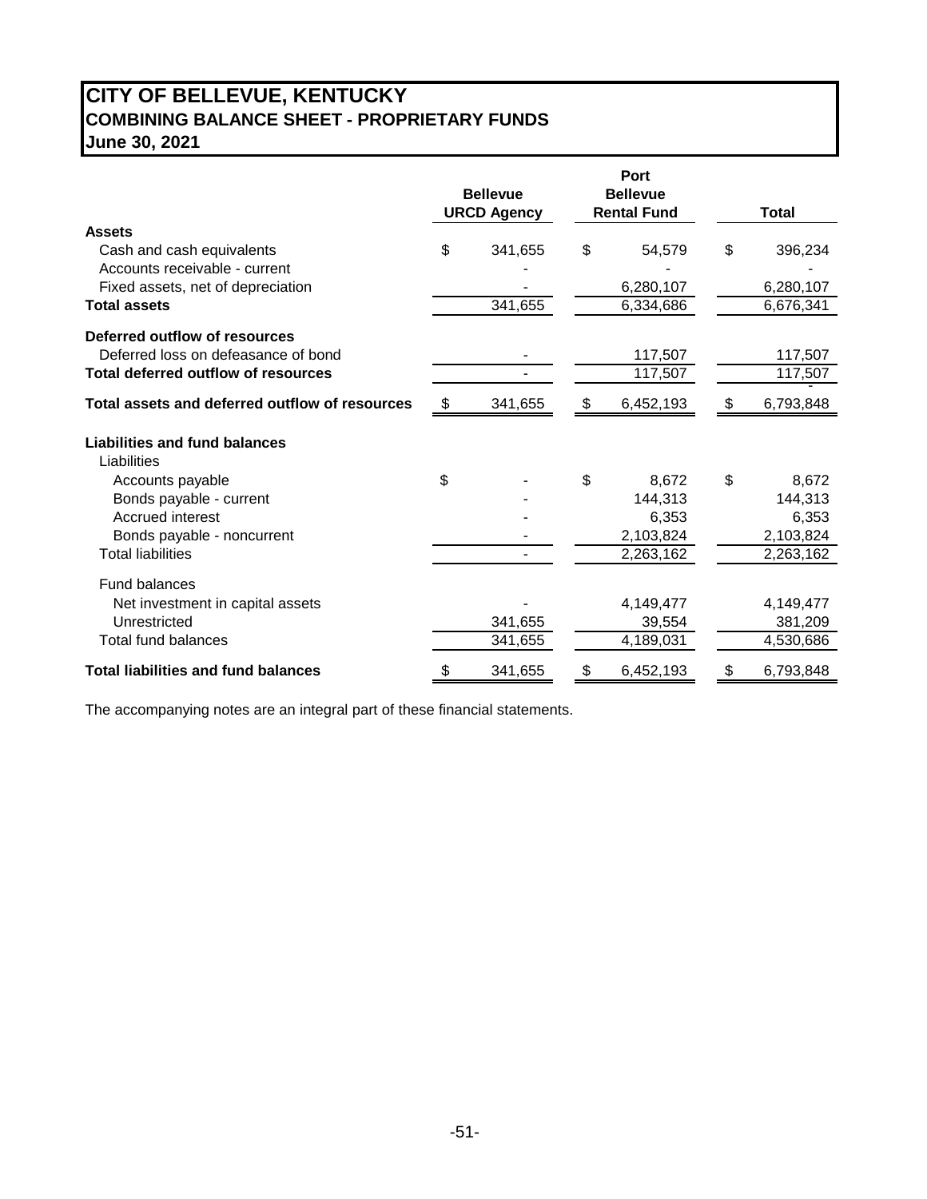# CITY OF BELLEVUE, KENTUCKY
## COMBINING BALANCE SHEET - PROPRIETARY FUNDS
### June 30, 2021

| | Bellevue URCD Agency | Port Bellevue Rental Fund | Total |
|---|---|---|---|
| **Assets** | | | |
| Cash and cash equivalents | $ 341,655 | $ 54,579 | $ 396,234 |
| Accounts receivable - current | - | - | - |
| Fixed assets, net of depreciation | - | 6,280,107 | 6,280,107 |
| **Total assets** | 341,655 | 6,334,686 | 6,676,341 |
| **Deferred outflow of resources** | | | |
| Deferred loss on defeasance of bond | - | 117,507 | 117,507 |
| **Total deferred outflow of resources** | - | 117,507 | 117,507 |
| **Total assets and deferred outflow of resources** | $ 341,655 | $ 6,452,193 | $ 6,793,848 |
| **Liabilities and fund balances** | | | |
| Liabilities | | | |
| Accounts payable | $ - | $ 8,672 | $ 8,672 |
| Bonds payable - current | - | 144,313 | 144,313 |
| Accrued interest | - | 6,353 | 6,353 |
| Bonds payable - noncurrent | - | 2,103,824 | 2,103,824 |
| Total liabilities | - | 2,263,162 | 2,263,162 |
| Fund balances | | | |
| Net investment in capital assets | - | 4,149,477 | 4,149,477 |
| Unrestricted | 341,655 | 39,554 | 381,209 |
| Total fund balances | 341,655 | 4,189,031 | 4,530,686 |
| **Total liabilities and fund balances** | $ 341,655 | $ 6,452,193 | $ 6,793,848 |

The accompanying notes are an integral part of these financial statements.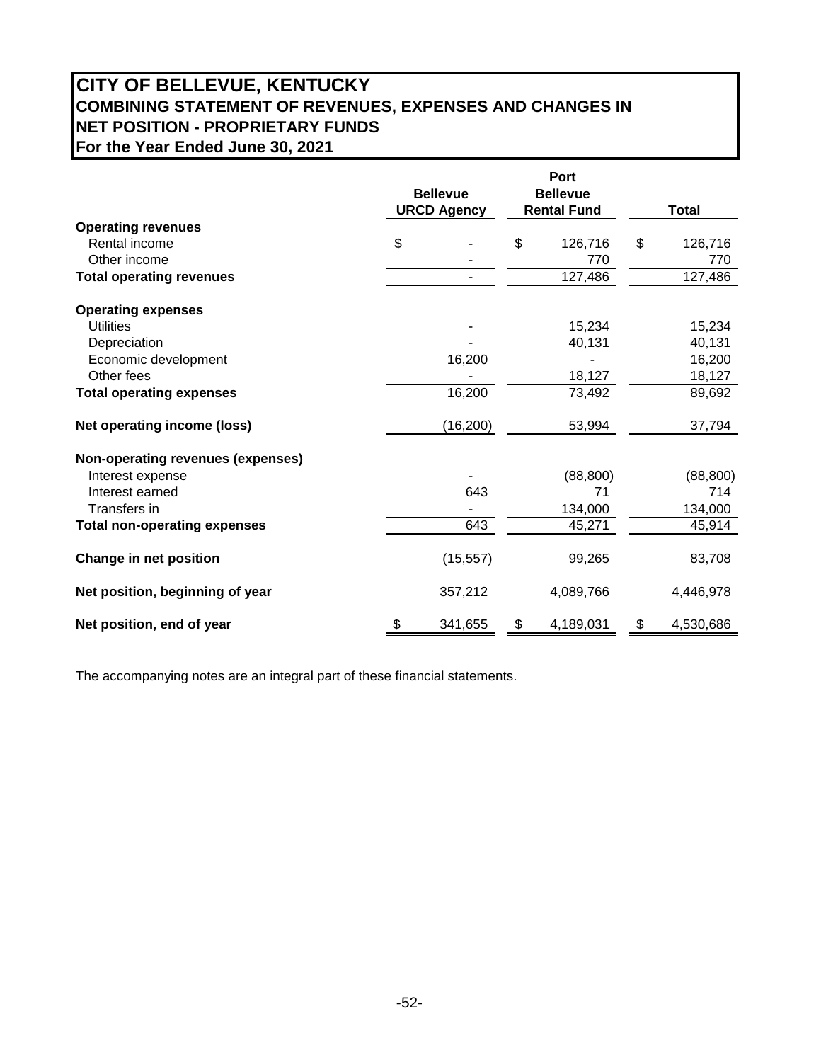# CITY OF BELLEVUE, KENTUCKY
## COMBINING STATEMENT OF REVENUES, EXPENSES AND CHANGES IN NET POSITION - PROPRIETARY FUNDS
## For the Year Ended June 30, 2021

| | Bellevue URCD Agency | Port Bellevue Rental Fund | Total |
|---|---|---|---|
| **Operating revenues** | | | |
| Rental income | $ - | $ 126,716 | $ 126,716 |
| Other income | - | 770 | 770 |
| **Total operating revenues** | - | 127,486 | 127,486 |
| **Operating expenses** | | | |
| Utilities | - | 15,234 | 15,234 |
| Depreciation | - | 40,131 | 40,131 |
| Economic development | 16,200 | - | 16,200 |
| Other fees | - | 18,127 | 18,127 |
| **Total operating expenses** | 16,200 | 73,492 | 89,692 |
| **Net operating income (loss)** | (16,200) | 53,994 | 37,794 |
| **Non-operating revenues (expenses)** | | | |
| Interest expense | - | (88,800) | (88,800) |
| Interest earned | 643 | 71 | 714 |
| Transfers in | - | 134,000 | 134,000 |
| **Total non-operating expenses** | 643 | 45,271 | 45,914 |
| **Change in net position** | (15,557) | 99,265 | 83,708 |
| **Net position, beginning of year** | 357,212 | 4,089,766 | 4,446,978 |
| **Net position, end of year** | $ 341,655 | $ 4,189,031 | $ 4,530,686 |

The accompanying notes are an integral part of these financial statements.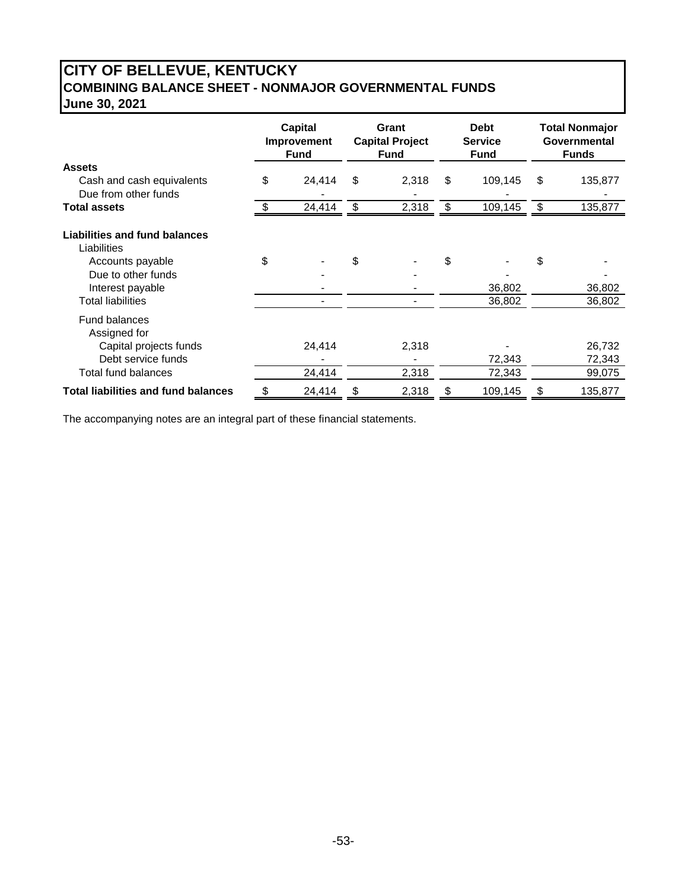# CITY OF BELLEVUE, KENTUCKY
## COMBINING BALANCE SHEET - NONMAJOR GOVERNMENTAL FUNDS
## June 30, 2021

| | Capital Improvement Fund | Grant Capital Project Fund | Debt Service Fund | Total Nonmajor Governmental Funds |
|---|---|---|---|---|
| **Assets** | | | | |
| Cash and cash equivalents | $ 24,414 | $ 2,318 | $ 109,145 | $ 135,877 |
| Due from other funds | - | - | - | - |
| **Total assets** | $ 24,414 | $ 2,318 | $ 109,145 | $ 135,877 |
| **Liabilities and fund balances** | | | | |
| Liabilities | | | | |
| Accounts payable | $ - | $ - | $ - | $ - |
| Due to other funds | - | - | - | - |
| Interest payable | - | - | 36,802 | 36,802 |
| Total liabilities | - | - | 36,802 | 36,802 |
| Fund balances | | | | |
| Assigned for | | | | |
| Capital projects funds | 24,414 | 2,318 | - | 26,732 |
| Debt service funds | - | - | 72,343 | 72,343 |
| Total fund balances | 24,414 | 2,318 | 72,343 | 99,075 |
| **Total liabilities and fund balances** | $ 24,414 | $ 2,318 | $ 109,145 | $ 135,877 |

The accompanying notes are an integral part of these financial statements.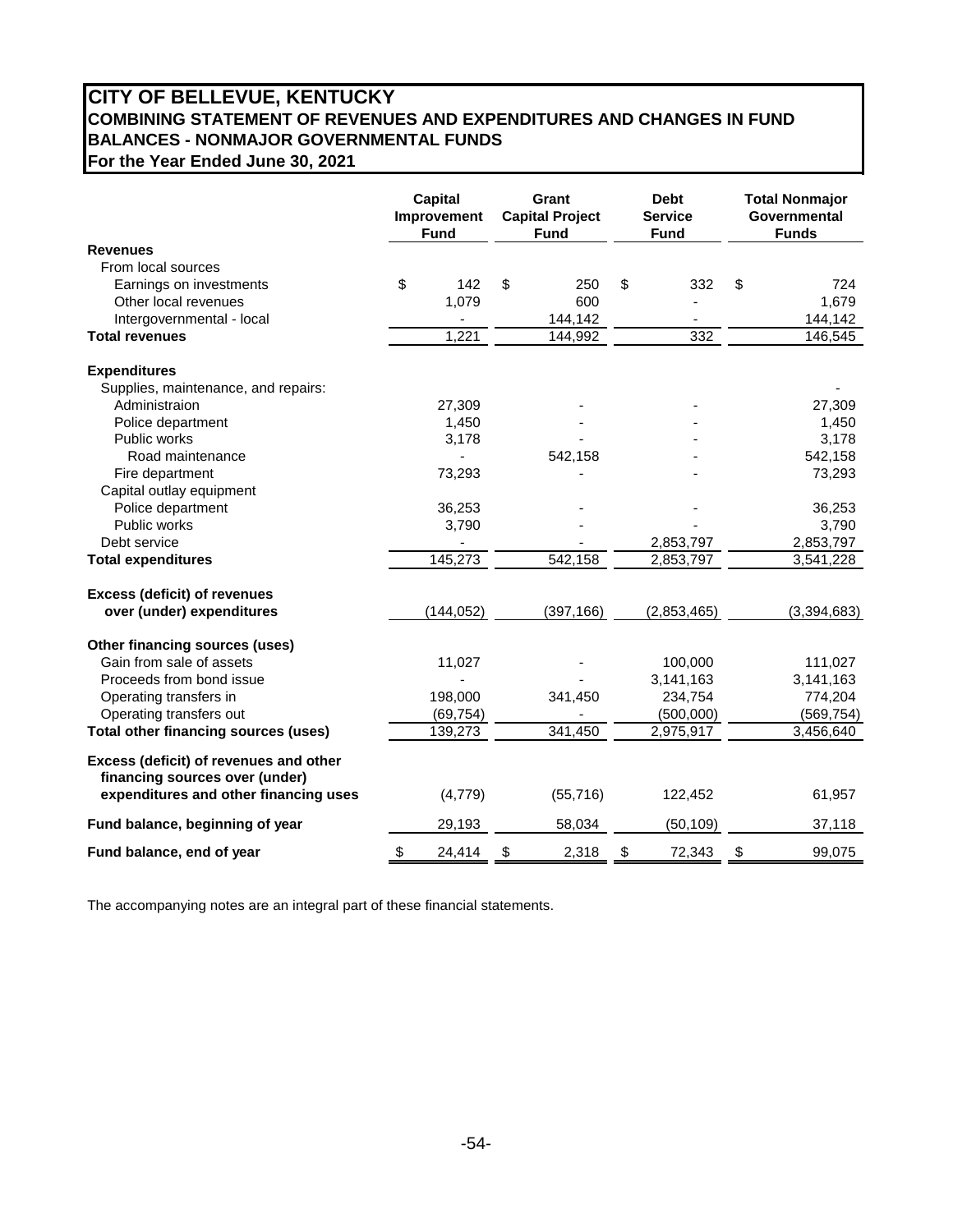# CITY OF BELLEVUE, KENTUCKY
## COMBINING STATEMENT OF REVENUES AND EXPENDITURES AND CHANGES IN FUND BALANCES - NONMAJOR GOVERNMENTAL FUNDS
### For the Year Ended June 30, 2021

| | Capital Improvement Fund | Grant Capital Project Fund | Debt Service Fund | Total Nonmajor Governmental Funds |
|---|---|---|---|---|
| **Revenues** | | | | |
| From local sources | | | | |
| Earnings on investments | $ 142 | $ 250 | $ 332 | $ 724 |
| Other local revenues | 1,079 | 600 | - | 1,679 |
| Intergovernmental - local | - | 144,142 | - | 144,142 |
| **Total revenues** | 1,221 | 144,992 | 332 | 146,545 |
| **Expenditures** | | | | |
| Supplies, maintenance, and repairs: | | | | - |
| Administraion | 27,309 | - | - | 27,309 |
| Police department | 1,450 | - | - | 1,450 |
| Public works | 3,178 | - | - | 3,178 |
| Road maintenance | - | 542,158 | - | 542,158 |
| Fire department | 73,293 | - | - | 73,293 |
| Capital outlay equipment | | | | |
| Police department | 36,253 | - | - | 36,253 |
| Public works | 3,790 | - | - | 3,790 |
| Debt service | - | - | 2,853,797 | 2,853,797 |
| **Total expenditures** | 145,273 | 542,158 | 2,853,797 | 3,541,228 |
| **Excess (deficit) of revenues over (under) expenditures** | (144,052) | (397,166) | (2,853,465) | (3,394,683) |
| **Other financing sources (uses)** | | | | |
| Gain from sale of assets | 11,027 | - | 100,000 | 111,027 |
| Proceeds from bond issue | - | - | 3,141,163 | 3,141,163 |
| Operating transfers in | 198,000 | 341,450 | 234,754 | 774,204 |
| Operating transfers out | (69,754) | - | (500,000) | (569,754) |
| **Total other financing sources (uses)** | 139,273 | 341,450 | 2,975,917 | 3,456,640 |
| **Excess (deficit) of revenues and other financing sources over (under) expenditures and other financing uses** | (4,779) | (55,716) | 122,452 | 61,957 |
| **Fund balance, beginning of year** | 29,193 | 58,034 | (50,109) | 37,118 |
| **Fund balance, end of year** | $ 24,414 | $ 2,318 | $ 72,343 | $ 99,075 |

The accompanying notes are an integral part of these financial statements.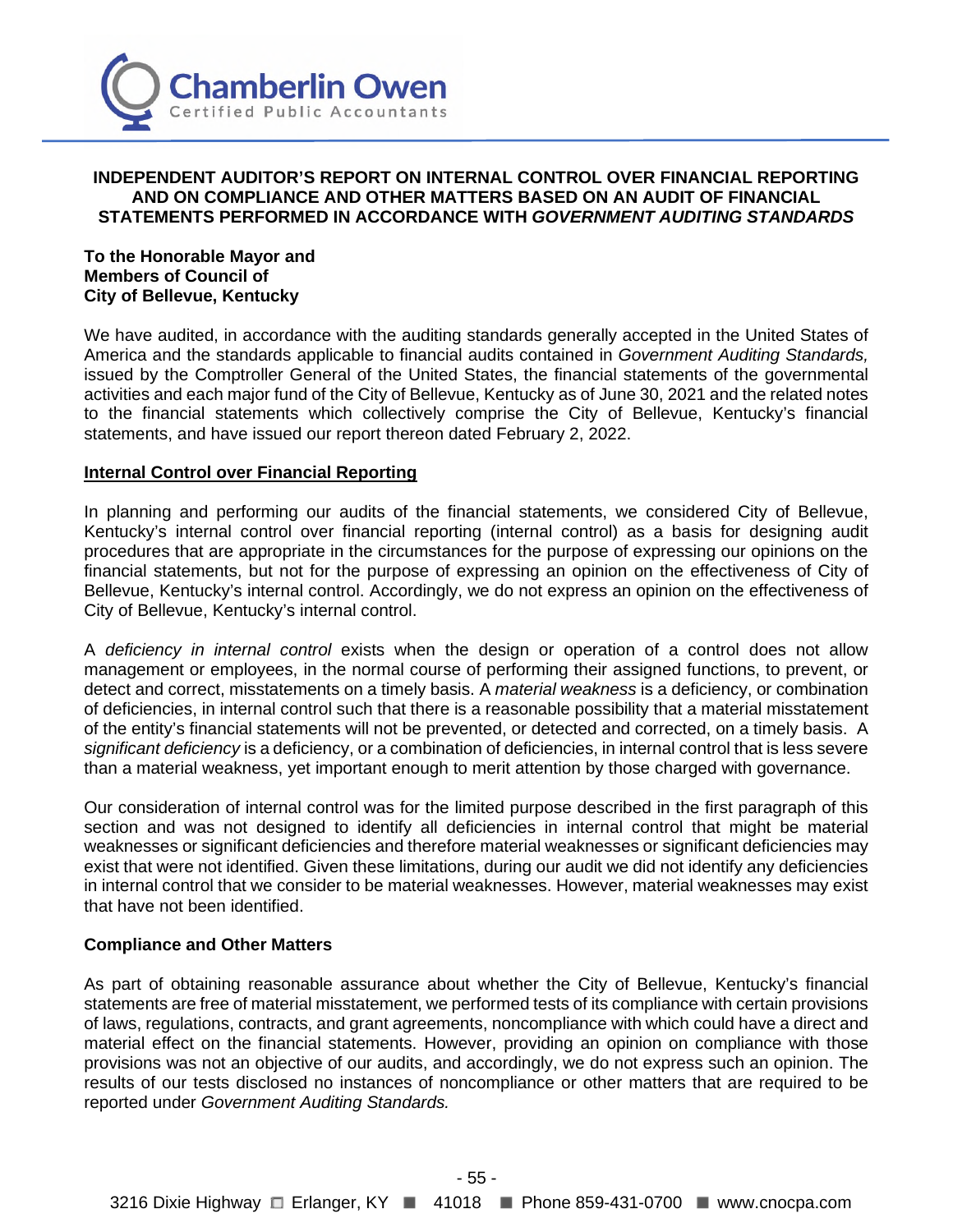Chamberlin Owen
Certified Public Accountants

# INDEPENDENT AUDITOR'S REPORT ON INTERNAL CONTROL OVER FINANCIAL REPORTING AND ON COMPLIANCE AND OTHER MATTERS BASED ON AN AUDIT OF FINANCIAL STATEMENTS PERFORMED IN ACCORDANCE WITH *GOVERNMENT AUDITING STANDARDS*

**To the Honorable Mayor and**
**Members of Council of**
**City of Bellevue, Kentucky**

We have audited, in accordance with the auditing standards generally accepted in the United States of America and the standards applicable to financial audits contained in *Government Auditing Standards,* issued by the Comptroller General of the United States, the financial statements of the governmental activities and each major fund of the City of Bellevue, Kentucky as of June 30, 2021 and the related notes to the financial statements which collectively comprise the City of Bellevue, Kentucky's financial statements, and have issued our report thereon dated February 2, 2022.

## Internal Control over Financial Reporting

In planning and performing our audits of the financial statements, we considered City of Bellevue, Kentucky's internal control over financial reporting (internal control) as a basis for designing audit procedures that are appropriate in the circumstances for the purpose of expressing our opinions on the financial statements, but not for the purpose of expressing an opinion on the effectiveness of City of Bellevue, Kentucky's internal control. Accordingly, we do not express an opinion on the effectiveness of City of Bellevue, Kentucky's internal control.

A *deficiency in internal control* exists when the design or operation of a control does not allow management or employees, in the normal course of performing their assigned functions, to prevent, or detect and correct, misstatements on a timely basis. A *material weakness* is a deficiency, or combination of deficiencies, in internal control such that there is a reasonable possibility that a material misstatement of the entity's financial statements will not be prevented, or detected and corrected, on a timely basis. A *significant deficiency* is a deficiency, or a combination of deficiencies, in internal control that is less severe than a material weakness, yet important enough to merit attention by those charged with governance.

Our consideration of internal control was for the limited purpose described in the first paragraph of this section and was not designed to identify all deficiencies in internal control that might be material weaknesses or significant deficiencies and therefore material weaknesses or significant deficiencies may exist that were not identified. Given these limitations, during our audit we did not identify any deficiencies in internal control that we consider to be material weaknesses. However, material weaknesses may exist that have not been identified.

## Compliance and Other Matters

As part of obtaining reasonable assurance about whether the City of Bellevue, Kentucky's financial statements are free of material misstatement, we performed tests of its compliance with certain provisions of laws, regulations, contracts, and grant agreements, noncompliance with which could have a direct and material effect on the financial statements. However, providing an opinion on compliance with those provisions was not an objective of our audits, and accordingly, we do not express such an opinion. The results of our tests disclosed no instances of noncompliance or other matters that are required to be reported under *Government Auditing Standards.*

3216 Dixie Highway ■ Erlanger, KY ■ 41018 ■ Phone 859-431-0700 ■ www.cnocpa.com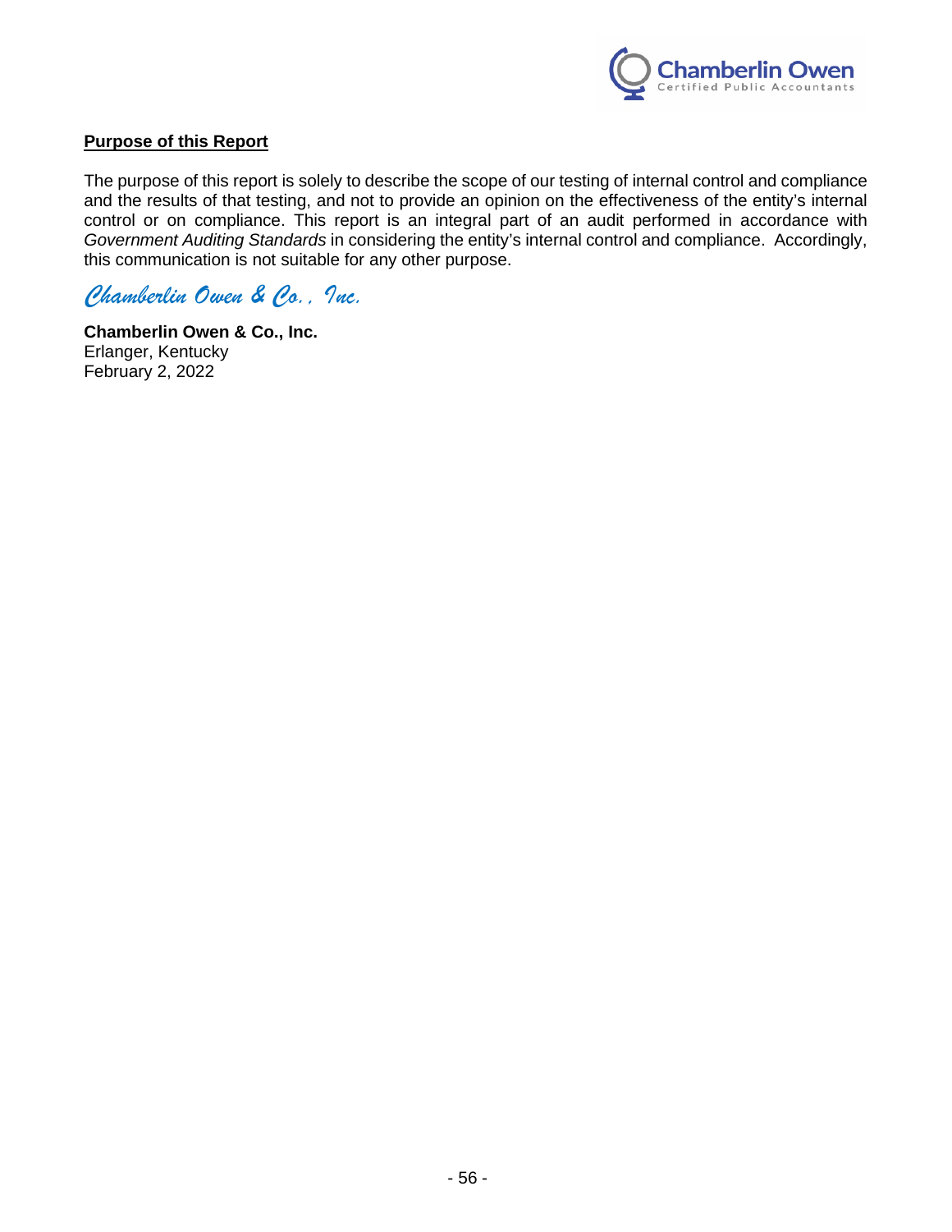**Purpose of this Report**

The purpose of this report is solely to describe the scope of our testing of internal control and compliance and the results of that testing, and not to provide an opinion on the effectiveness of the entity's internal control or on compliance. This report is an integral part of an audit performed in accordance with *Government Auditing Standards* in considering the entity's internal control and compliance. Accordingly, this communication is not suitable for any other purpose.

*Chamberlin Owen & Co., Inc.*

**Chamberlin Owen & Co., Inc.**
Erlanger, Kentucky
February 2, 2022